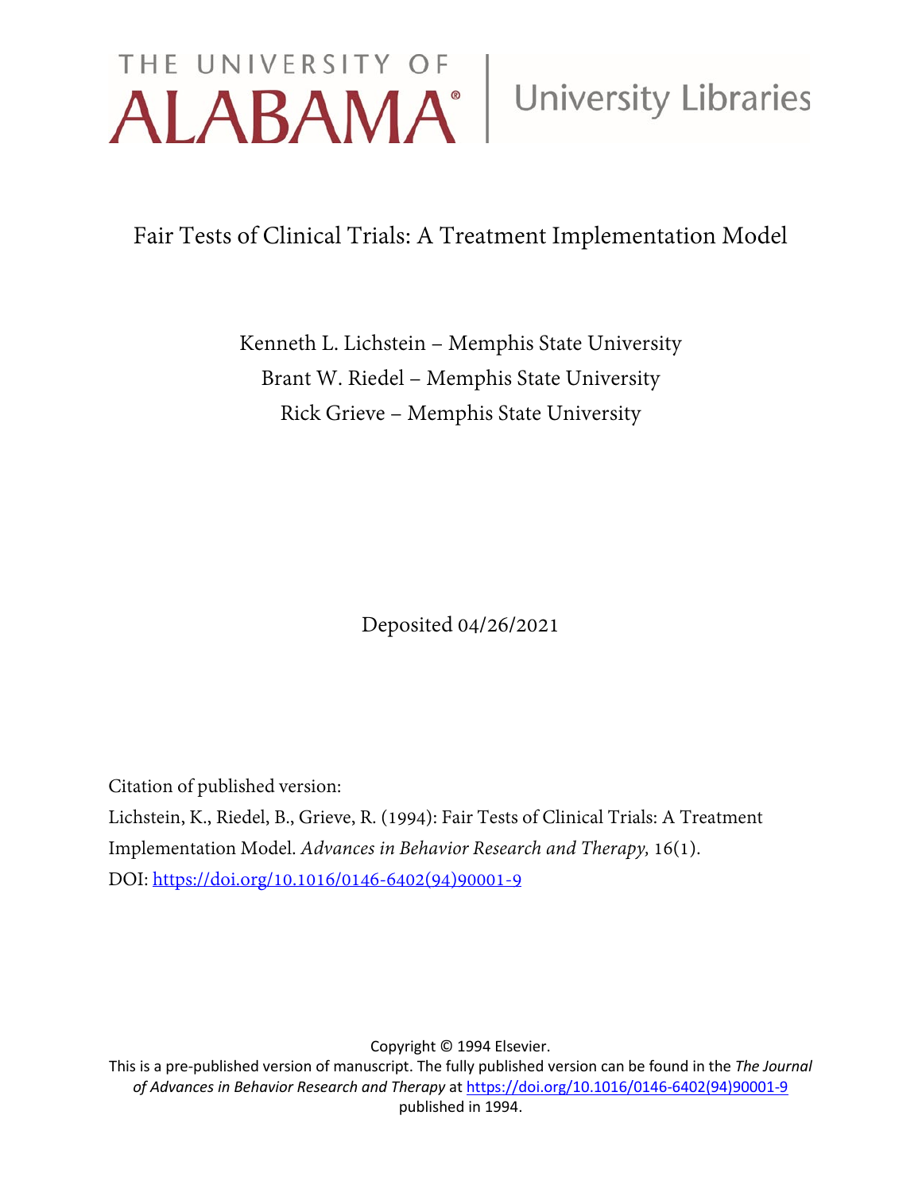THE UNIVERSITY OF ALABAMA® | University Libraries

# Fair Tests of Clinical Trials: A Treatment Implementation Model

Kenneth L. Lichstein – Memphis State University

Brant W. Riedel – Memphis State University

Rick Grieve – Memphis State University

Deposited 04/26/2021

Citation of published version:

Lichstein, K., Riedel, B., Grieve, R. (1994): Fair Tests of Clinical Trials: A Treatment Implementation Model. *Advances in Behavior Research and Therapy,* 16(1).

DOI: [https://doi.org/10.1016/0146-6402(94)90001-9](https://doi.org/10.1016/0146-6402(94)90001-9)

Copyright © 1994 Elsevier.

This is a pre-published version of manuscript. The fully published version can be found in the *The Journal of Advances in Behavior Research and Therapy* at [https://doi.org/10.1016/0146-6402(94)90001-9](https://doi.org/10.1016/0146-6402(94)90001-9) published in 1994.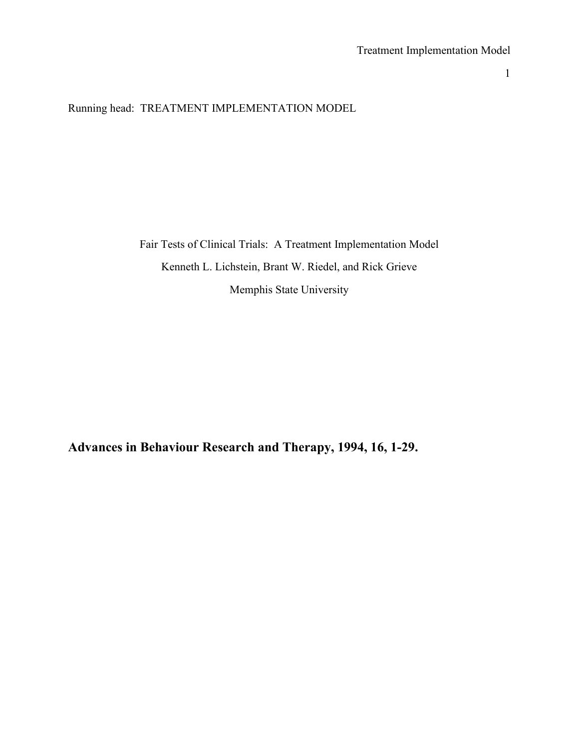Running head: TREATMENT IMPLEMENTATION MODEL

Fair Tests of Clinical Trials: A Treatment Implementation Model

Kenneth L. Lichstein, Brant W. Riedel, and Rick Grieve

Memphis State University

**Advances in Behaviour Research and Therapy, 1994, 16, 1-29.**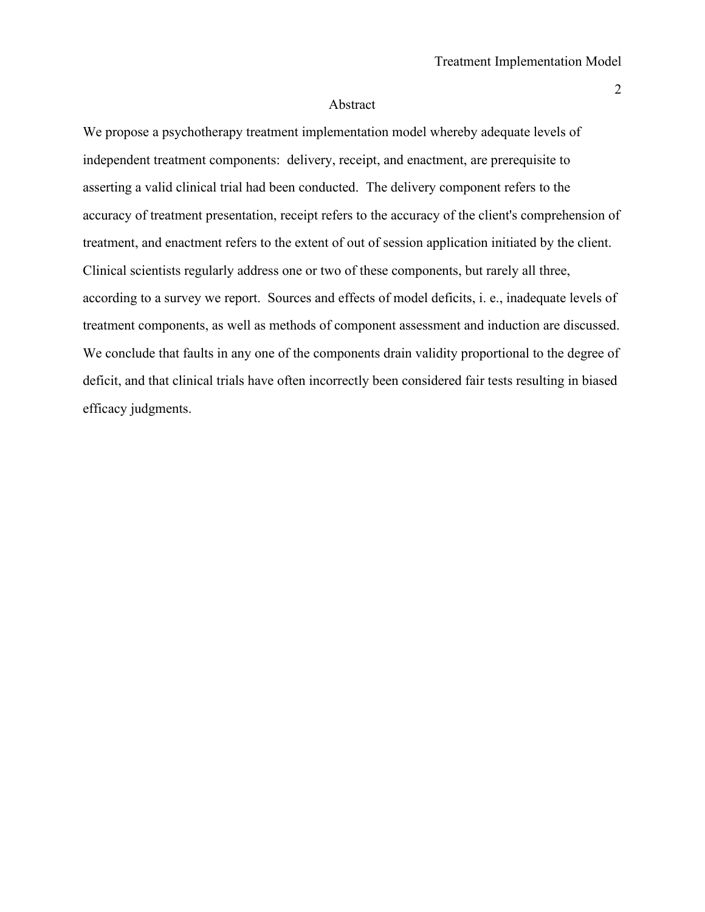# Abstract

We propose a psychotherapy treatment implementation model whereby adequate levels of independent treatment components:  delivery, receipt, and enactment, are prerequisite to asserting a valid clinical trial had been conducted.  The delivery component refers to the accuracy of treatment presentation, receipt refers to the accuracy of the client's comprehension of treatment, and enactment refers to the extent of out of session application initiated by the client.  Clinical scientists regularly address one or two of these components, but rarely all three, according to a survey we report.  Sources and effects of model deficits, i. e., inadequate levels of treatment components, as well as methods of component assessment and induction are discussed.  We conclude that faults in any one of the components drain validity proportional to the degree of deficit, and that clinical trials have often incorrectly been considered fair tests resulting in biased efficacy judgments.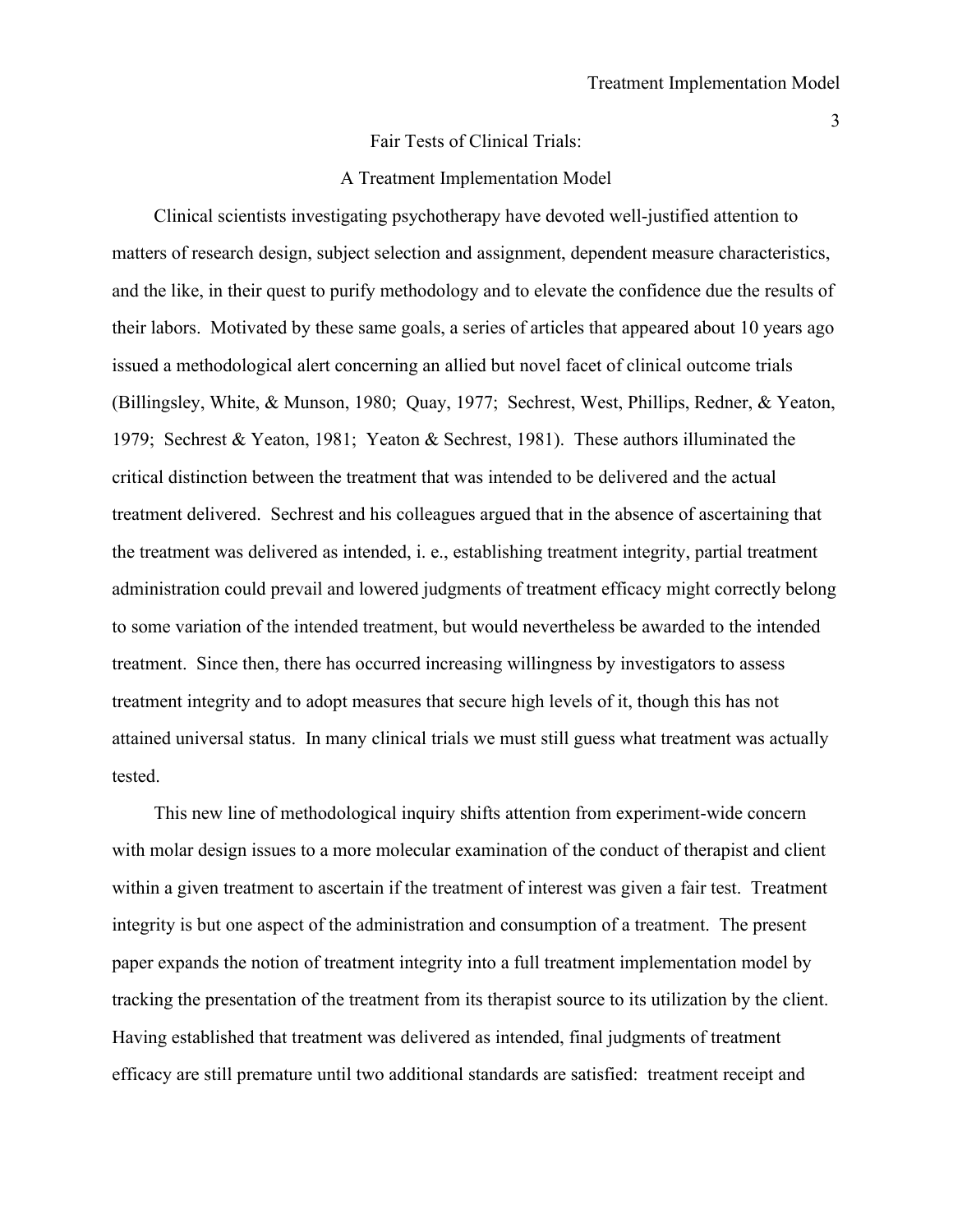## Fair Tests of Clinical Trials:

## A Treatment Implementation Model

Clinical scientists investigating psychotherapy have devoted well-justified attention to matters of research design, subject selection and assignment, dependent measure characteristics, and the like, in their quest to purify methodology and to elevate the confidence due the results of their labors. Motivated by these same goals, a series of articles that appeared about 10 years ago issued a methodological alert concerning an allied but novel facet of clinical outcome trials (Billingsley, White, & Munson, 1980; Quay, 1977; Sechrest, West, Phillips, Redner, & Yeaton, 1979; Sechrest & Yeaton, 1981; Yeaton & Sechrest, 1981). These authors illuminated the critical distinction between the treatment that was intended to be delivered and the actual treatment delivered. Sechrest and his colleagues argued that in the absence of ascertaining that the treatment was delivered as intended, i. e., establishing treatment integrity, partial treatment administration could prevail and lowered judgments of treatment efficacy might correctly belong to some variation of the intended treatment, but would nevertheless be awarded to the intended treatment. Since then, there has occurred increasing willingness by investigators to assess treatment integrity and to adopt measures that secure high levels of it, though this has not attained universal status. In many clinical trials we must still guess what treatment was actually tested.

This new line of methodological inquiry shifts attention from experiment-wide concern with molar design issues to a more molecular examination of the conduct of therapist and client within a given treatment to ascertain if the treatment of interest was given a fair test. Treatment integrity is but one aspect of the administration and consumption of a treatment. The present paper expands the notion of treatment integrity into a full treatment implementation model by tracking the presentation of the treatment from its therapist source to its utilization by the client. Having established that treatment was delivered as intended, final judgments of treatment efficacy are still premature until two additional standards are satisfied: treatment receipt and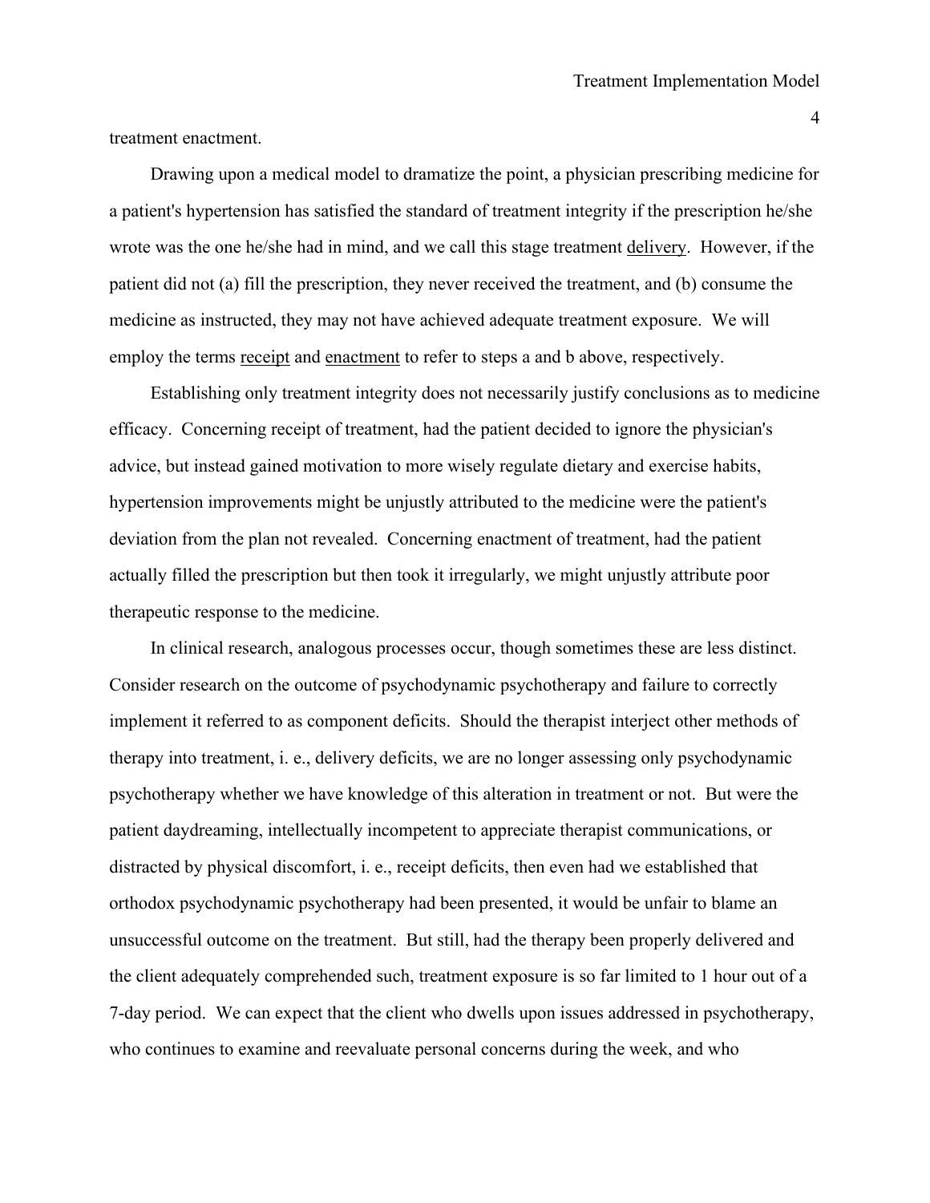treatment enactment.

Drawing upon a medical model to dramatize the point, a physician prescribing medicine for a patient's hypertension has satisfied the standard of treatment integrity if the prescription he/she wrote was the one he/she had in mind, and we call this stage treatment <u>delivery</u>. However, if the patient did not (a) fill the prescription, they never received the treatment, and (b) consume the medicine as instructed, they may not have achieved adequate treatment exposure. We will employ the terms <u>receipt</u> and <u>enactment</u> to refer to steps a and b above, respectively.

Establishing only treatment integrity does not necessarily justify conclusions as to medicine efficacy. Concerning receipt of treatment, had the patient decided to ignore the physician's advice, but instead gained motivation to more wisely regulate dietary and exercise habits, hypertension improvements might be unjustly attributed to the medicine were the patient's deviation from the plan not revealed. Concerning enactment of treatment, had the patient actually filled the prescription but then took it irregularly, we might unjustly attribute poor therapeutic response to the medicine.

In clinical research, analogous processes occur, though sometimes these are less distinct. Consider research on the outcome of psychodynamic psychotherapy and failure to correctly implement it referred to as component deficits. Should the therapist interject other methods of therapy into treatment, i. e., delivery deficits, we are no longer assessing only psychodynamic psychotherapy whether we have knowledge of this alteration in treatment or not. But were the patient daydreaming, intellectually incompetent to appreciate therapist communications, or distracted by physical discomfort, i. e., receipt deficits, then even had we established that orthodox psychodynamic psychotherapy had been presented, it would be unfair to blame an unsuccessful outcome on the treatment. But still, had the therapy been properly delivered and the client adequately comprehended such, treatment exposure is so far limited to 1 hour out of a 7-day period. We can expect that the client who dwells upon issues addressed in psychotherapy, who continues to examine and reevaluate personal concerns during the week, and who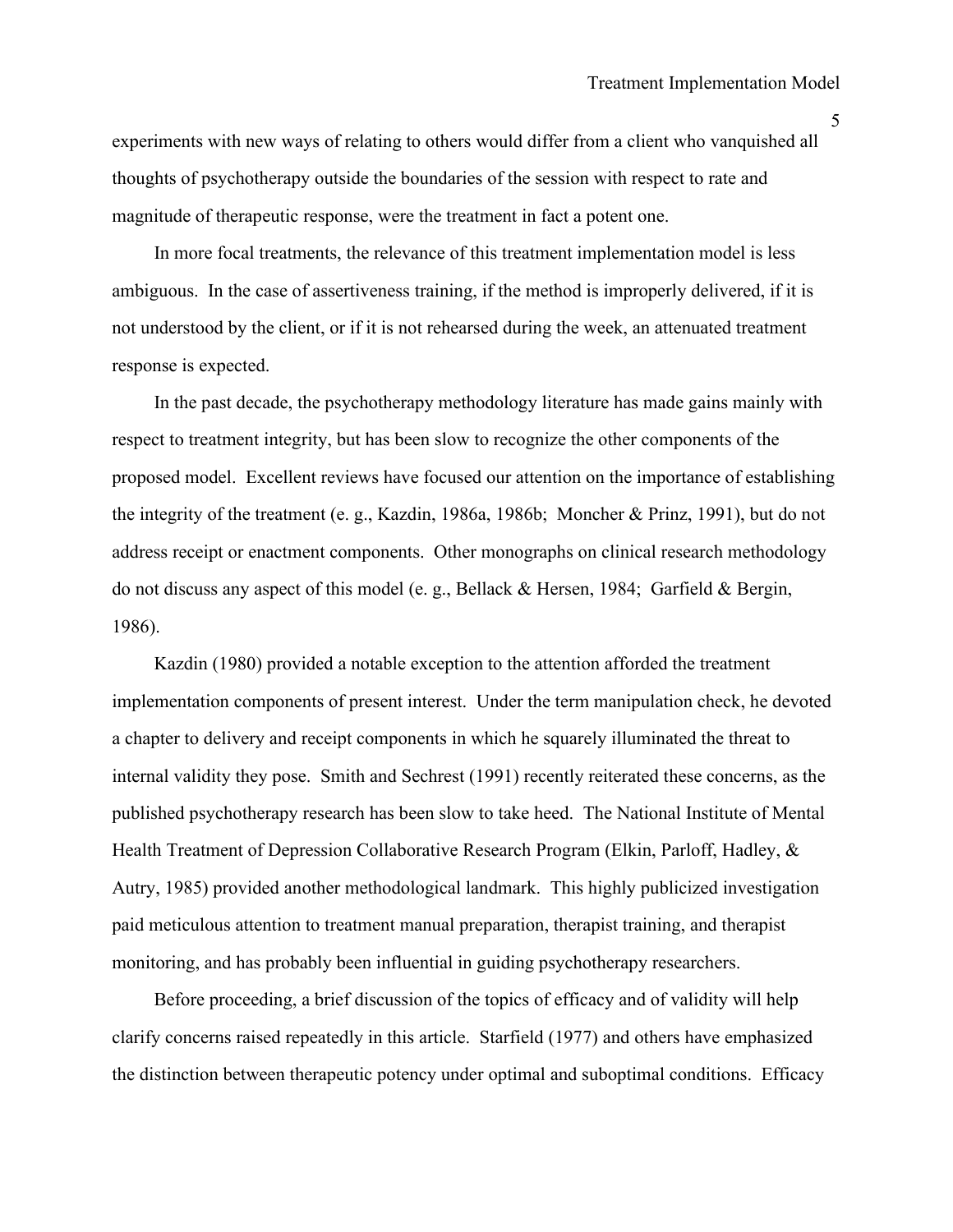experiments with new ways of relating to others would differ from a client who vanquished all thoughts of psychotherapy outside the boundaries of the session with respect to rate and magnitude of therapeutic response, were the treatment in fact a potent one.

In more focal treatments, the relevance of this treatment implementation model is less ambiguous. In the case of assertiveness training, if the method is improperly delivered, if it is not understood by the client, or if it is not rehearsed during the week, an attenuated treatment response is expected.

In the past decade, the psychotherapy methodology literature has made gains mainly with respect to treatment integrity, but has been slow to recognize the other components of the proposed model. Excellent reviews have focused our attention on the importance of establishing the integrity of the treatment (e. g., Kazdin, 1986a, 1986b; Moncher & Prinz, 1991), but do not address receipt or enactment components. Other monographs on clinical research methodology do not discuss any aspect of this model (e. g., Bellack & Hersen, 1984; Garfield & Bergin, 1986).

Kazdin (1980) provided a notable exception to the attention afforded the treatment implementation components of present interest. Under the term manipulation check, he devoted a chapter to delivery and receipt components in which he squarely illuminated the threat to internal validity they pose. Smith and Sechrest (1991) recently reiterated these concerns, as the published psychotherapy research has been slow to take heed. The National Institute of Mental Health Treatment of Depression Collaborative Research Program (Elkin, Parloff, Hadley, & Autry, 1985) provided another methodological landmark. This highly publicized investigation paid meticulous attention to treatment manual preparation, therapist training, and therapist monitoring, and has probably been influential in guiding psychotherapy researchers.

Before proceeding, a brief discussion of the topics of efficacy and of validity will help clarify concerns raised repeatedly in this article. Starfield (1977) and others have emphasized the distinction between therapeutic potency under optimal and suboptimal conditions. Efficacy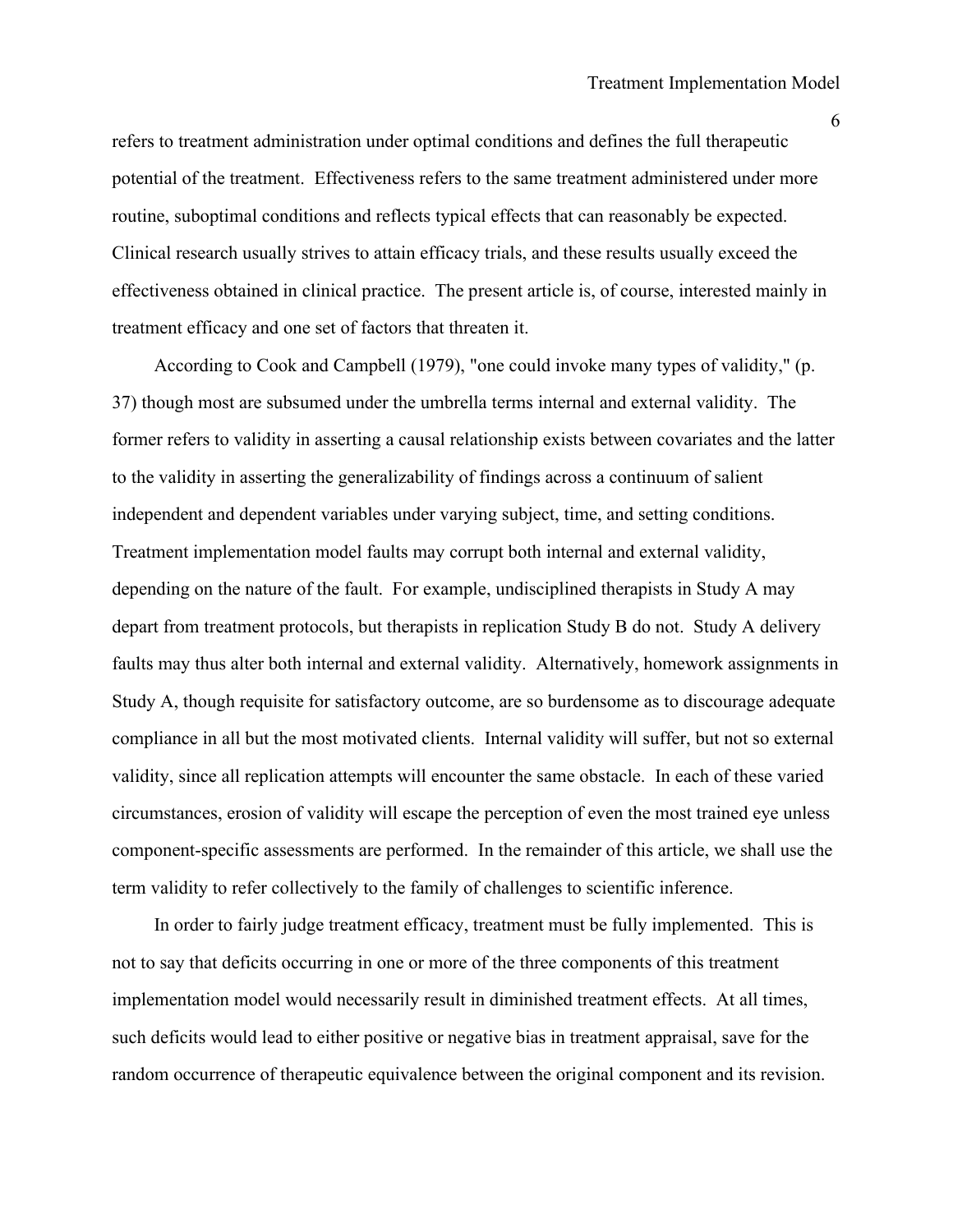refers to treatment administration under optimal conditions and defines the full therapeutic potential of the treatment. Effectiveness refers to the same treatment administered under more routine, suboptimal conditions and reflects typical effects that can reasonably be expected. Clinical research usually strives to attain efficacy trials, and these results usually exceed the effectiveness obtained in clinical practice. The present article is, of course, interested mainly in treatment efficacy and one set of factors that threaten it.

According to Cook and Campbell (1979), "one could invoke many types of validity," (p. 37) though most are subsumed under the umbrella terms internal and external validity. The former refers to validity in asserting a causal relationship exists between covariates and the latter to the validity in asserting the generalizability of findings across a continuum of salient independent and dependent variables under varying subject, time, and setting conditions. Treatment implementation model faults may corrupt both internal and external validity, depending on the nature of the fault. For example, undisciplined therapists in Study A may depart from treatment protocols, but therapists in replication Study B do not. Study A delivery faults may thus alter both internal and external validity. Alternatively, homework assignments in Study A, though requisite for satisfactory outcome, are so burdensome as to discourage adequate compliance in all but the most motivated clients. Internal validity will suffer, but not so external validity, since all replication attempts will encounter the same obstacle. In each of these varied circumstances, erosion of validity will escape the perception of even the most trained eye unless component-specific assessments are performed. In the remainder of this article, we shall use the term validity to refer collectively to the family of challenges to scientific inference.

In order to fairly judge treatment efficacy, treatment must be fully implemented. This is not to say that deficits occurring in one or more of the three components of this treatment implementation model would necessarily result in diminished treatment effects. At all times, such deficits would lead to either positive or negative bias in treatment appraisal, save for the random occurrence of therapeutic equivalence between the original component and its revision.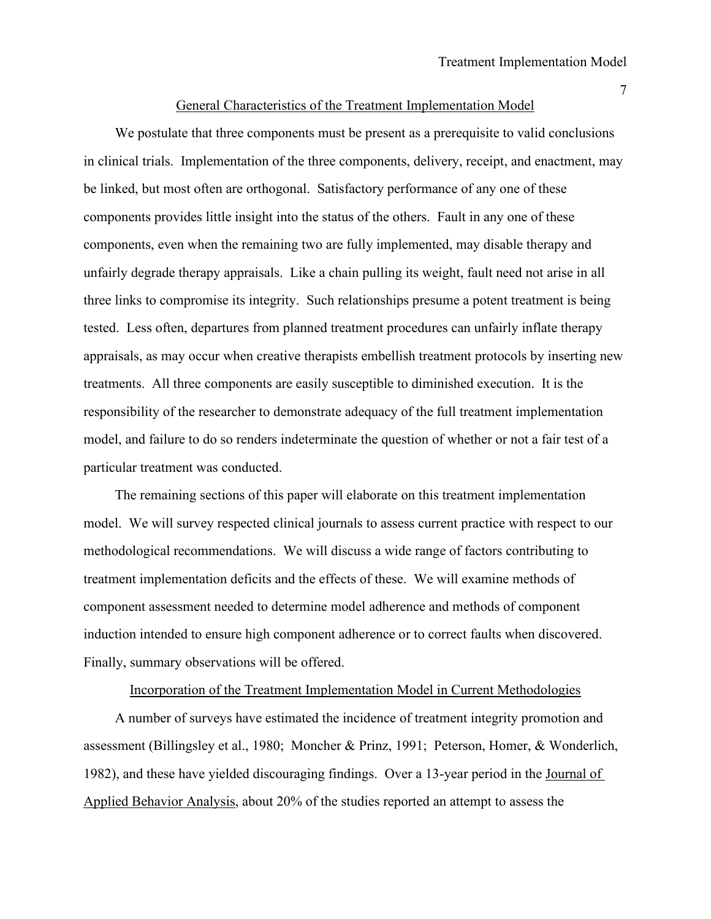## General Characteristics of the Treatment Implementation Model

We postulate that three components must be present as a prerequisite to valid conclusions in clinical trials. Implementation of the three components, delivery, receipt, and enactment, may be linked, but most often are orthogonal. Satisfactory performance of any one of these components provides little insight into the status of the others. Fault in any one of these components, even when the remaining two are fully implemented, may disable therapy and unfairly degrade therapy appraisals. Like a chain pulling its weight, fault need not arise in all three links to compromise its integrity. Such relationships presume a potent treatment is being tested. Less often, departures from planned treatment procedures can unfairly inflate therapy appraisals, as may occur when creative therapists embellish treatment protocols by inserting new treatments. All three components are easily susceptible to diminished execution. It is the responsibility of the researcher to demonstrate adequacy of the full treatment implementation model, and failure to do so renders indeterminate the question of whether or not a fair test of a particular treatment was conducted.

The remaining sections of this paper will elaborate on this treatment implementation model. We will survey respected clinical journals to assess current practice with respect to our methodological recommendations. We will discuss a wide range of factors contributing to treatment implementation deficits and the effects of these. We will examine methods of component assessment needed to determine model adherence and methods of component induction intended to ensure high component adherence or to correct faults when discovered. Finally, summary observations will be offered.

## Incorporation of the Treatment Implementation Model in Current Methodologies

A number of surveys have estimated the incidence of treatment integrity promotion and assessment (Billingsley et al., 1980; Moncher & Prinz, 1991; Peterson, Homer, & Wonderlich, 1982), and these have yielded discouraging findings. Over a 13-year period in the Journal of Applied Behavior Analysis, about 20% of the studies reported an attempt to assess the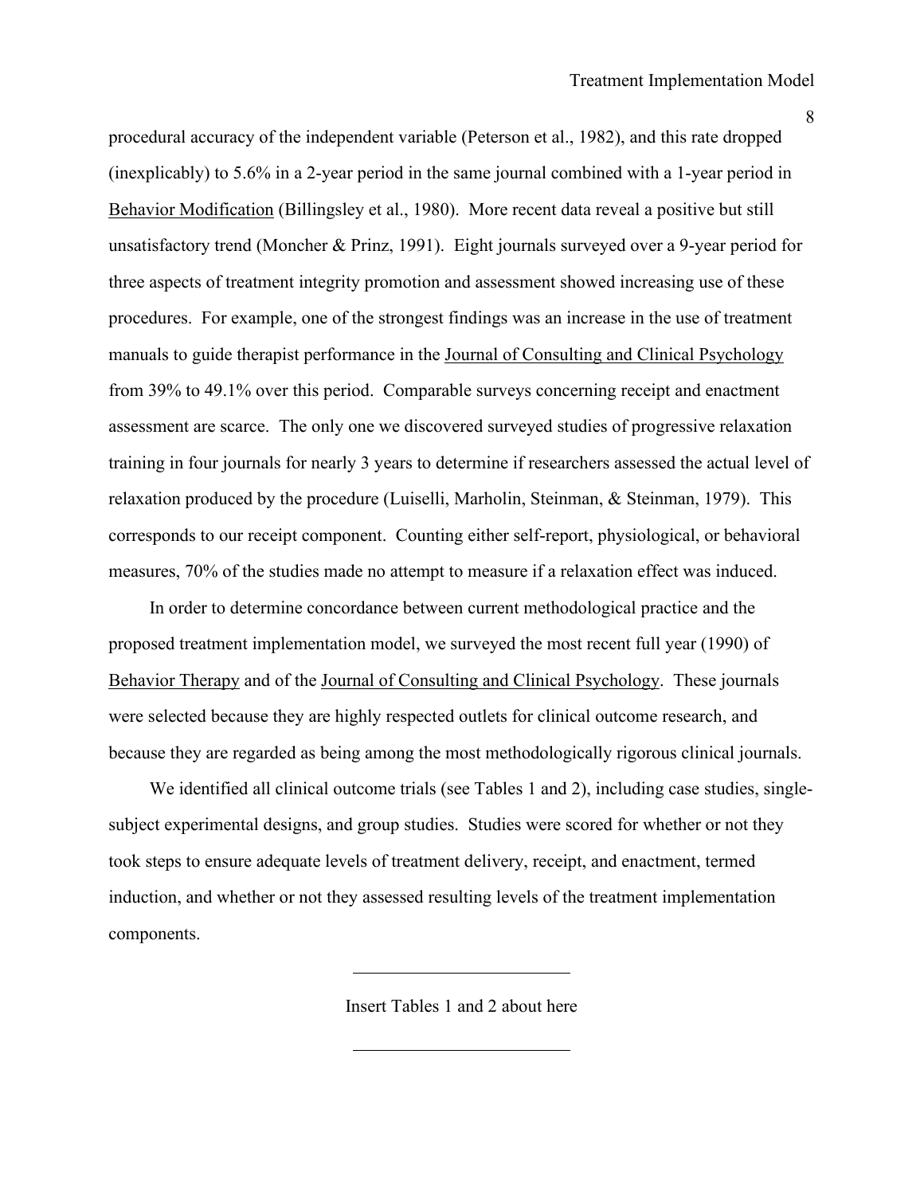procedural accuracy of the independent variable (Peterson et al., 1982), and this rate dropped (inexplicably) to 5.6% in a 2-year period in the same journal combined with a 1-year period in Behavior Modification (Billingsley et al., 1980). More recent data reveal a positive but still unsatisfactory trend (Moncher & Prinz, 1991). Eight journals surveyed over a 9-year period for three aspects of treatment integrity promotion and assessment showed increasing use of these procedures. For example, one of the strongest findings was an increase in the use of treatment manuals to guide therapist performance in the Journal of Consulting and Clinical Psychology from 39% to 49.1% over this period. Comparable surveys concerning receipt and enactment assessment are scarce. The only one we discovered surveyed studies of progressive relaxation training in four journals for nearly 3 years to determine if researchers assessed the actual level of relaxation produced by the procedure (Luiselli, Marholin, Steinman, & Steinman, 1979). This corresponds to our receipt component. Counting either self-report, physiological, or behavioral measures, 70% of the studies made no attempt to measure if a relaxation effect was induced.

In order to determine concordance between current methodological practice and the proposed treatment implementation model, we surveyed the most recent full year (1990) of Behavior Therapy and of the Journal of Consulting and Clinical Psychology. These journals were selected because they are highly respected outlets for clinical outcome research, and because they are regarded as being among the most methodologically rigorous clinical journals.

We identified all clinical outcome trials (see Tables 1 and 2), including case studies, single-subject experimental designs, and group studies. Studies were scored for whether or not they took steps to ensure adequate levels of treatment delivery, receipt, and enactment, termed induction, and whether or not they assessed resulting levels of the treatment implementation components.

---

Insert Tables 1 and 2 about here

---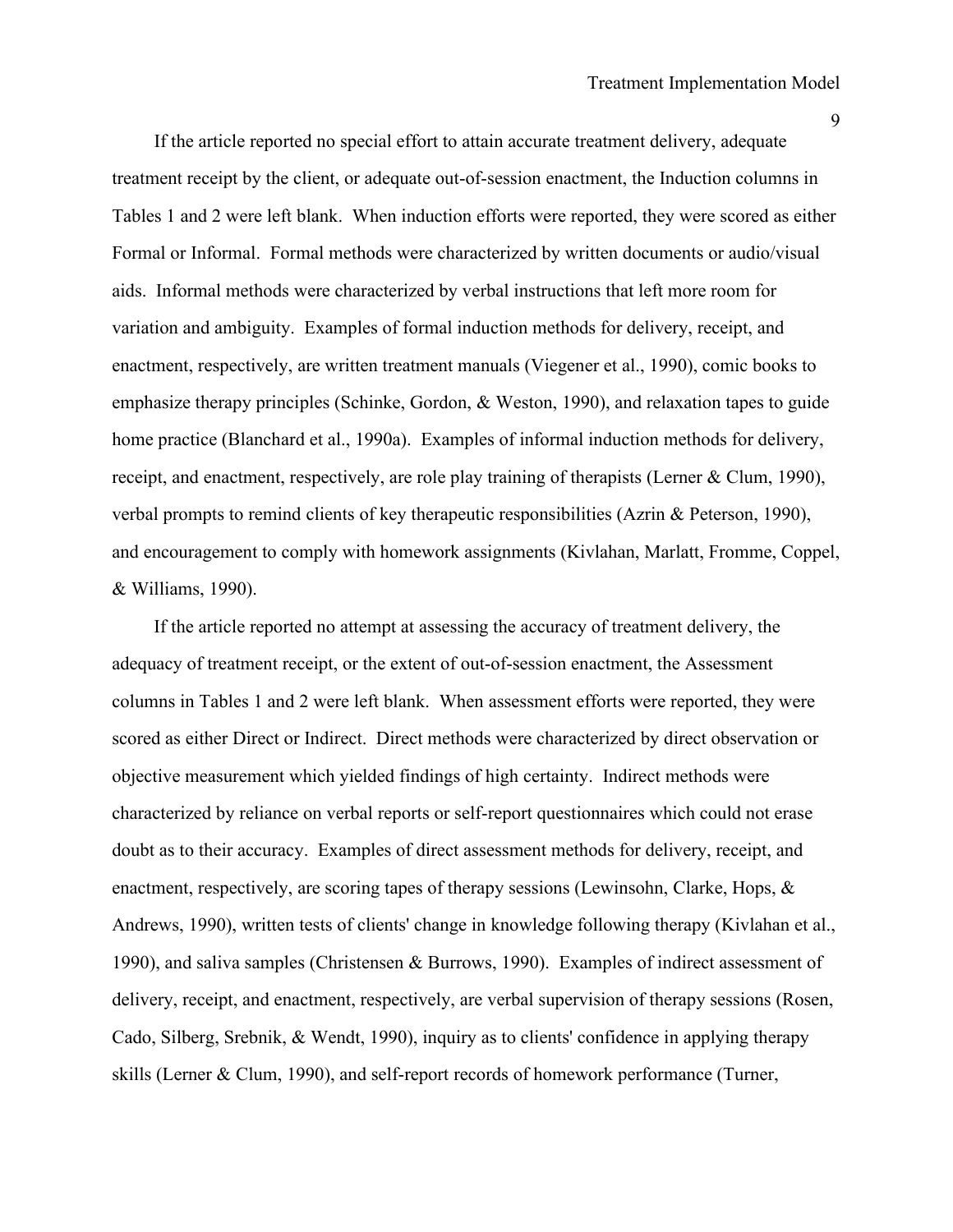If the article reported no special effort to attain accurate treatment delivery, adequate treatment receipt by the client, or adequate out-of-session enactment, the Induction columns in Tables 1 and 2 were left blank. When induction efforts were reported, they were scored as either Formal or Informal. Formal methods were characterized by written documents or audio/visual aids. Informal methods were characterized by verbal instructions that left more room for variation and ambiguity. Examples of formal induction methods for delivery, receipt, and enactment, respectively, are written treatment manuals (Viegener et al., 1990), comic books to emphasize therapy principles (Schinke, Gordon, & Weston, 1990), and relaxation tapes to guide home practice (Blanchard et al., 1990a). Examples of informal induction methods for delivery, receipt, and enactment, respectively, are role play training of therapists (Lerner & Clum, 1990), verbal prompts to remind clients of key therapeutic responsibilities (Azrin & Peterson, 1990), and encouragement to comply with homework assignments (Kivlahan, Marlatt, Fromme, Coppel, & Williams, 1990).

If the article reported no attempt at assessing the accuracy of treatment delivery, the adequacy of treatment receipt, or the extent of out-of-session enactment, the Assessment columns in Tables 1 and 2 were left blank. When assessment efforts were reported, they were scored as either Direct or Indirect. Direct methods were characterized by direct observation or objective measurement which yielded findings of high certainty. Indirect methods were characterized by reliance on verbal reports or self-report questionnaires which could not erase doubt as to their accuracy. Examples of direct assessment methods for delivery, receipt, and enactment, respectively, are scoring tapes of therapy sessions (Lewinsohn, Clarke, Hops, & Andrews, 1990), written tests of clients' change in knowledge following therapy (Kivlahan et al., 1990), and saliva samples (Christensen & Burrows, 1990). Examples of indirect assessment of delivery, receipt, and enactment, respectively, are verbal supervision of therapy sessions (Rosen, Cado, Silberg, Srebnik, & Wendt, 1990), inquiry as to clients' confidence in applying therapy skills (Lerner & Clum, 1990), and self-report records of homework performance (Turner,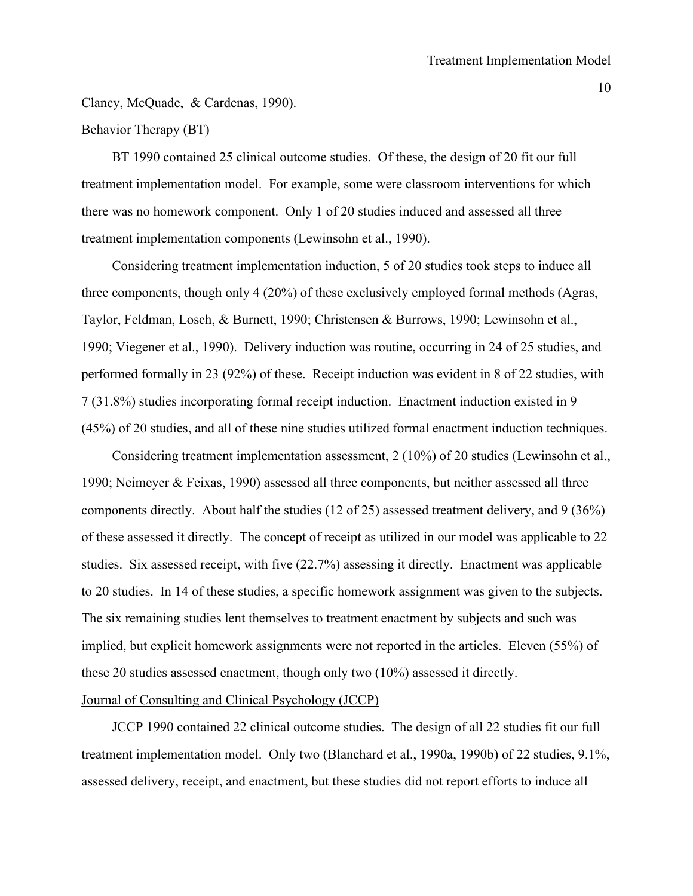Clancy, McQuade, & Cardenas, 1990).

Behavior Therapy (BT)

BT 1990 contained 25 clinical outcome studies. Of these, the design of 20 fit our full treatment implementation model. For example, some were classroom interventions for which there was no homework component. Only 1 of 20 studies induced and assessed all three treatment implementation components (Lewinsohn et al., 1990).

Considering treatment implementation induction, 5 of 20 studies took steps to induce all three components, though only 4 (20%) of these exclusively employed formal methods (Agras, Taylor, Feldman, Losch, & Burnett, 1990; Christensen & Burrows, 1990; Lewinsohn et al., 1990; Viegener et al., 1990). Delivery induction was routine, occurring in 24 of 25 studies, and performed formally in 23 (92%) of these. Receipt induction was evident in 8 of 22 studies, with 7 (31.8%) studies incorporating formal receipt induction. Enactment induction existed in 9 (45%) of 20 studies, and all of these nine studies utilized formal enactment induction techniques.

Considering treatment implementation assessment, 2 (10%) of 20 studies (Lewinsohn et al., 1990; Neimeyer & Feixas, 1990) assessed all three components, but neither assessed all three components directly. About half the studies (12 of 25) assessed treatment delivery, and 9 (36%) of these assessed it directly. The concept of receipt as utilized in our model was applicable to 22 studies. Six assessed receipt, with five (22.7%) assessing it directly. Enactment was applicable to 20 studies. In 14 of these studies, a specific homework assignment was given to the subjects. The six remaining studies lent themselves to treatment enactment by subjects and such was implied, but explicit homework assignments were not reported in the articles. Eleven (55%) of these 20 studies assessed enactment, though only two (10%) assessed it directly.

Journal of Consulting and Clinical Psychology (JCCP)

JCCP 1990 contained 22 clinical outcome studies. The design of all 22 studies fit our full treatment implementation model. Only two (Blanchard et al., 1990a, 1990b) of 22 studies, 9.1%, assessed delivery, receipt, and enactment, but these studies did not report efforts to induce all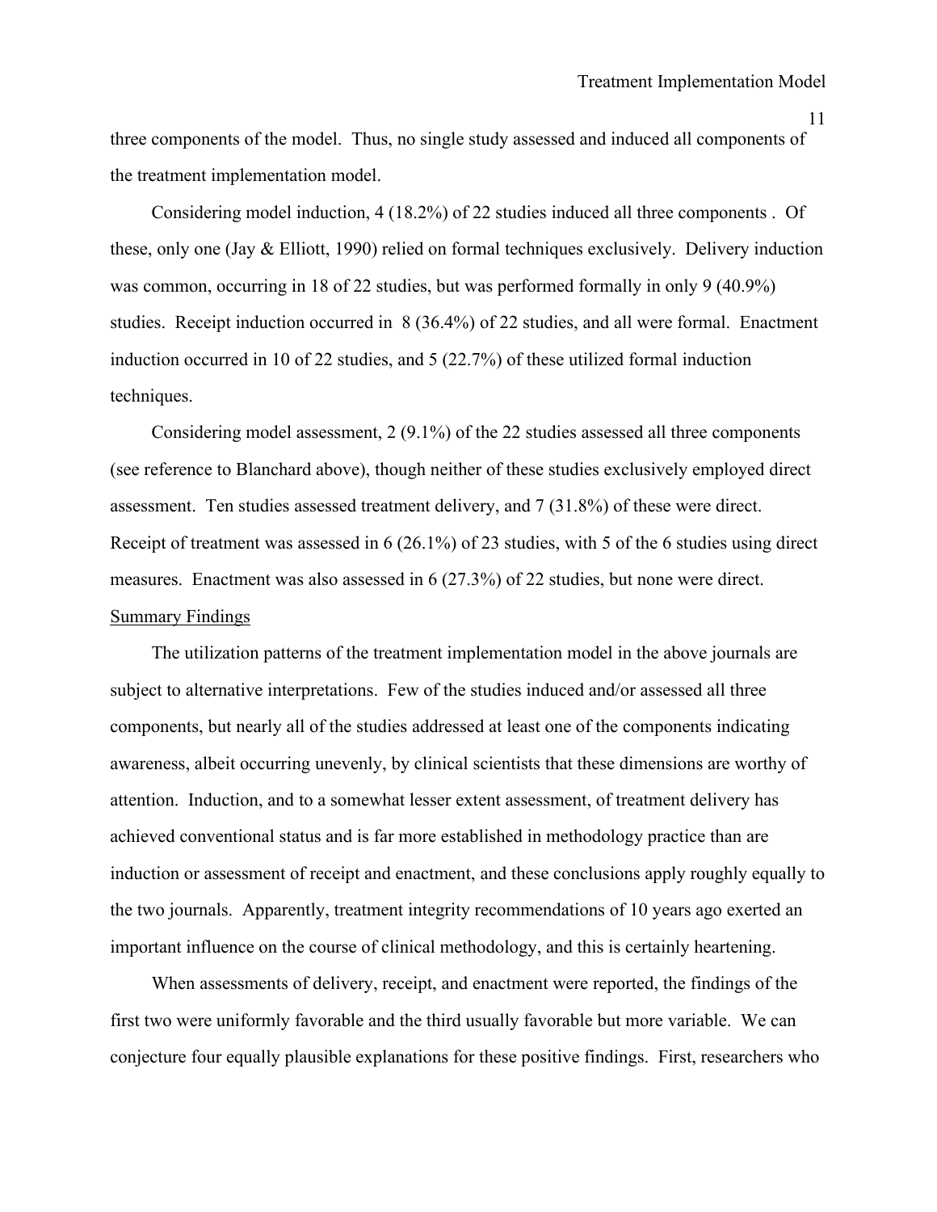three components of the model. Thus, no single study assessed and induced all components of the treatment implementation model.

Considering model induction, 4 (18.2%) of 22 studies induced all three components . Of these, only one (Jay & Elliott, 1990) relied on formal techniques exclusively. Delivery induction was common, occurring in 18 of 22 studies, but was performed formally in only 9 (40.9%) studies. Receipt induction occurred in 8 (36.4%) of 22 studies, and all were formal. Enactment induction occurred in 10 of 22 studies, and 5 (22.7%) of these utilized formal induction techniques.

Considering model assessment, 2 (9.1%) of the 22 studies assessed all three components (see reference to Blanchard above), though neither of these studies exclusively employed direct assessment. Ten studies assessed treatment delivery, and 7 (31.8%) of these were direct. Receipt of treatment was assessed in 6 (26.1%) of 23 studies, with 5 of the 6 studies using direct measures. Enactment was also assessed in 6 (27.3%) of 22 studies, but none were direct.

## Summary Findings

The utilization patterns of the treatment implementation model in the above journals are subject to alternative interpretations. Few of the studies induced and/or assessed all three components, but nearly all of the studies addressed at least one of the components indicating awareness, albeit occurring unevenly, by clinical scientists that these dimensions are worthy of attention. Induction, and to a somewhat lesser extent assessment, of treatment delivery has achieved conventional status and is far more established in methodology practice than are induction or assessment of receipt and enactment, and these conclusions apply roughly equally to the two journals. Apparently, treatment integrity recommendations of 10 years ago exerted an important influence on the course of clinical methodology, and this is certainly heartening.

When assessments of delivery, receipt, and enactment were reported, the findings of the first two were uniformly favorable and the third usually favorable but more variable. We can conjecture four equally plausible explanations for these positive findings. First, researchers who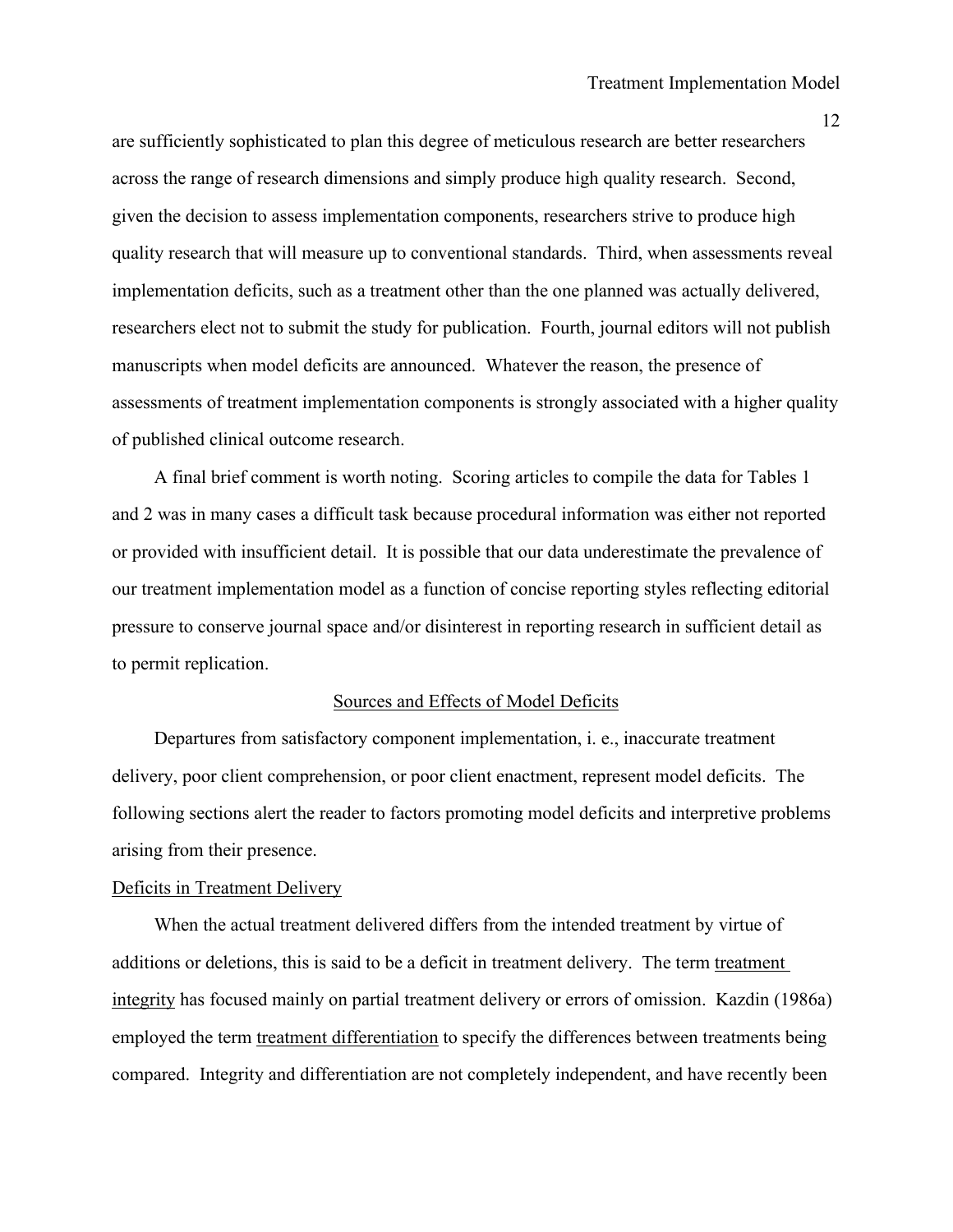are sufficiently sophisticated to plan this degree of meticulous research are better researchers across the range of research dimensions and simply produce high quality research. Second, given the decision to assess implementation components, researchers strive to produce high quality research that will measure up to conventional standards. Third, when assessments reveal implementation deficits, such as a treatment other than the one planned was actually delivered, researchers elect not to submit the study for publication. Fourth, journal editors will not publish manuscripts when model deficits are announced. Whatever the reason, the presence of assessments of treatment implementation components is strongly associated with a higher quality of published clinical outcome research.

A final brief comment is worth noting. Scoring articles to compile the data for Tables 1 and 2 was in many cases a difficult task because procedural information was either not reported or provided with insufficient detail. It is possible that our data underestimate the prevalence of our treatment implementation model as a function of concise reporting styles reflecting editorial pressure to conserve journal space and/or disinterest in reporting research in sufficient detail as to permit replication.

## Sources and Effects of Model Deficits

Departures from satisfactory component implementation, i. e., inaccurate treatment delivery, poor client comprehension, or poor client enactment, represent model deficits. The following sections alert the reader to factors promoting model deficits and interpretive problems arising from their presence.

### Deficits in Treatment Delivery

When the actual treatment delivered differs from the intended treatment by virtue of additions or deletions, this is said to be a deficit in treatment delivery. The term _treatment integrity_ has focused mainly on partial treatment delivery or errors of omission. Kazdin (1986a) employed the term _treatment differentiation_ to specify the differences between treatments being compared. Integrity and differentiation are not completely independent, and have recently been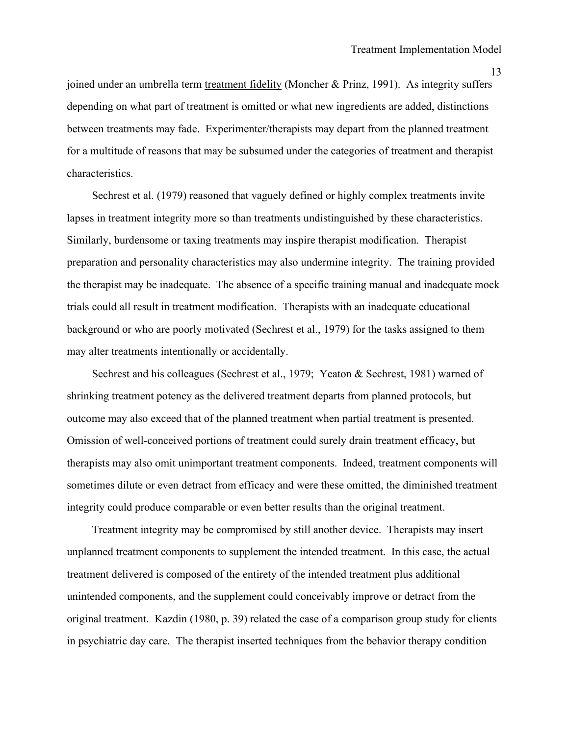joined under an umbrella term treatment fidelity (Moncher & Prinz, 1991). As integrity suffers depending on what part of treatment is omitted or what new ingredients are added, distinctions between treatments may fade. Experimenter/therapists may depart from the planned treatment for a multitude of reasons that may be subsumed under the categories of treatment and therapist characteristics.

Sechrest et al. (1979) reasoned that vaguely defined or highly complex treatments invite lapses in treatment integrity more so than treatments undistinguished by these characteristics. Similarly, burdensome or taxing treatments may inspire therapist modification. Therapist preparation and personality characteristics may also undermine integrity. The training provided the therapist may be inadequate. The absence of a specific training manual and inadequate mock trials could all result in treatment modification. Therapists with an inadequate educational background or who are poorly motivated (Sechrest et al., 1979) for the tasks assigned to them may alter treatments intentionally or accidentally.

Sechrest and his colleagues (Sechrest et al., 1979; Yeaton & Sechrest, 1981) warned of shrinking treatment potency as the delivered treatment departs from planned protocols, but outcome may also exceed that of the planned treatment when partial treatment is presented. Omission of well-conceived portions of treatment could surely drain treatment efficacy, but therapists may also omit unimportant treatment components. Indeed, treatment components will sometimes dilute or even detract from efficacy and were these omitted, the diminished treatment integrity could produce comparable or even better results than the original treatment.

Treatment integrity may be compromised by still another device. Therapists may insert unplanned treatment components to supplement the intended treatment. In this case, the actual treatment delivered is composed of the entirety of the intended treatment plus additional unintended components, and the supplement could conceivably improve or detract from the original treatment. Kazdin (1980, p. 39) related the case of a comparison group study for clients in psychiatric day care. The therapist inserted techniques from the behavior therapy condition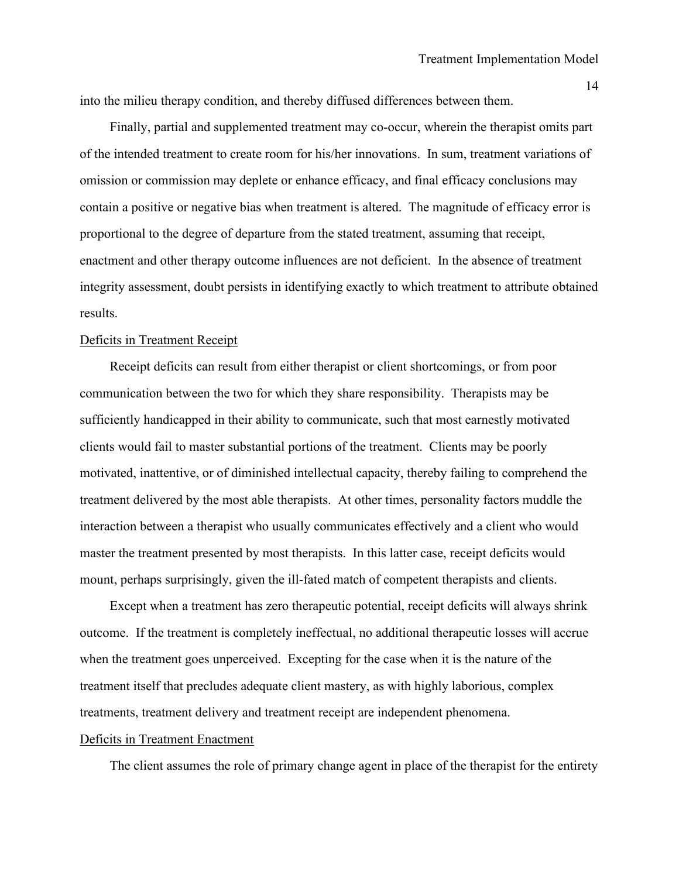into the milieu therapy condition, and thereby diffused differences between them.

Finally, partial and supplemented treatment may co-occur, wherein the therapist omits part of the intended treatment to create room for his/her innovations. In sum, treatment variations of omission or commission may deplete or enhance efficacy, and final efficacy conclusions may contain a positive or negative bias when treatment is altered. The magnitude of efficacy error is proportional to the degree of departure from the stated treatment, assuming that receipt, enactment and other therapy outcome influences are not deficient. In the absence of treatment integrity assessment, doubt persists in identifying exactly to which treatment to attribute obtained results.

<u>Deficits in Treatment Receipt</u>

Receipt deficits can result from either therapist or client shortcomings, or from poor communication between the two for which they share responsibility. Therapists may be sufficiently handicapped in their ability to communicate, such that most earnestly motivated clients would fail to master substantial portions of the treatment. Clients may be poorly motivated, inattentive, or of diminished intellectual capacity, thereby failing to comprehend the treatment delivered by the most able therapists. At other times, personality factors muddle the interaction between a therapist who usually communicates effectively and a client who would master the treatment presented by most therapists. In this latter case, receipt deficits would mount, perhaps surprisingly, given the ill-fated match of competent therapists and clients.

Except when a treatment has zero therapeutic potential, receipt deficits will always shrink outcome. If the treatment is completely ineffectual, no additional therapeutic losses will accrue when the treatment goes unperceived. Excepting for the case when it is the nature of the treatment itself that precludes adequate client mastery, as with highly laborious, complex treatments, treatment delivery and treatment receipt are independent phenomena.

<u>Deficits in Treatment Enactment</u>

The client assumes the role of primary change agent in place of the therapist for the entirety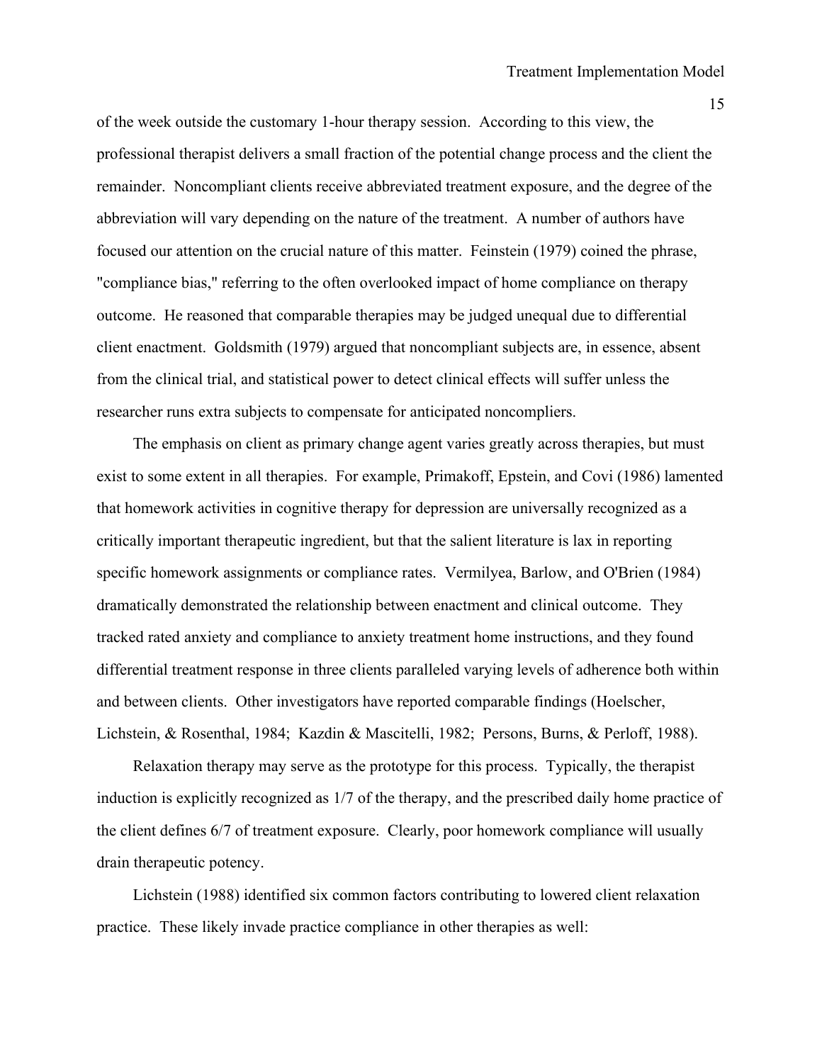of the week outside the customary 1-hour therapy session. According to this view, the professional therapist delivers a small fraction of the potential change process and the client the remainder. Noncompliant clients receive abbreviated treatment exposure, and the degree of the abbreviation will vary depending on the nature of the treatment. A number of authors have focused our attention on the crucial nature of this matter. Feinstein (1979) coined the phrase, "compliance bias," referring to the often overlooked impact of home compliance on therapy outcome. He reasoned that comparable therapies may be judged unequal due to differential client enactment. Goldsmith (1979) argued that noncompliant subjects are, in essence, absent from the clinical trial, and statistical power to detect clinical effects will suffer unless the researcher runs extra subjects to compensate for anticipated noncompliers.

The emphasis on client as primary change agent varies greatly across therapies, but must exist to some extent in all therapies. For example, Primakoff, Epstein, and Covi (1986) lamented that homework activities in cognitive therapy for depression are universally recognized as a critically important therapeutic ingredient, but that the salient literature is lax in reporting specific homework assignments or compliance rates. Vermilyea, Barlow, and O'Brien (1984) dramatically demonstrated the relationship between enactment and clinical outcome. They tracked rated anxiety and compliance to anxiety treatment home instructions, and they found differential treatment response in three clients paralleled varying levels of adherence both within and between clients. Other investigators have reported comparable findings (Hoelscher, Lichstein, & Rosenthal, 1984; Kazdin & Mascitelli, 1982; Persons, Burns, & Perloff, 1988).

Relaxation therapy may serve as the prototype for this process. Typically, the therapist induction is explicitly recognized as 1/7 of the therapy, and the prescribed daily home practice of the client defines 6/7 of treatment exposure. Clearly, poor homework compliance will usually drain therapeutic potency.

Lichstein (1988) identified six common factors contributing to lowered client relaxation practice. These likely invade practice compliance in other therapies as well: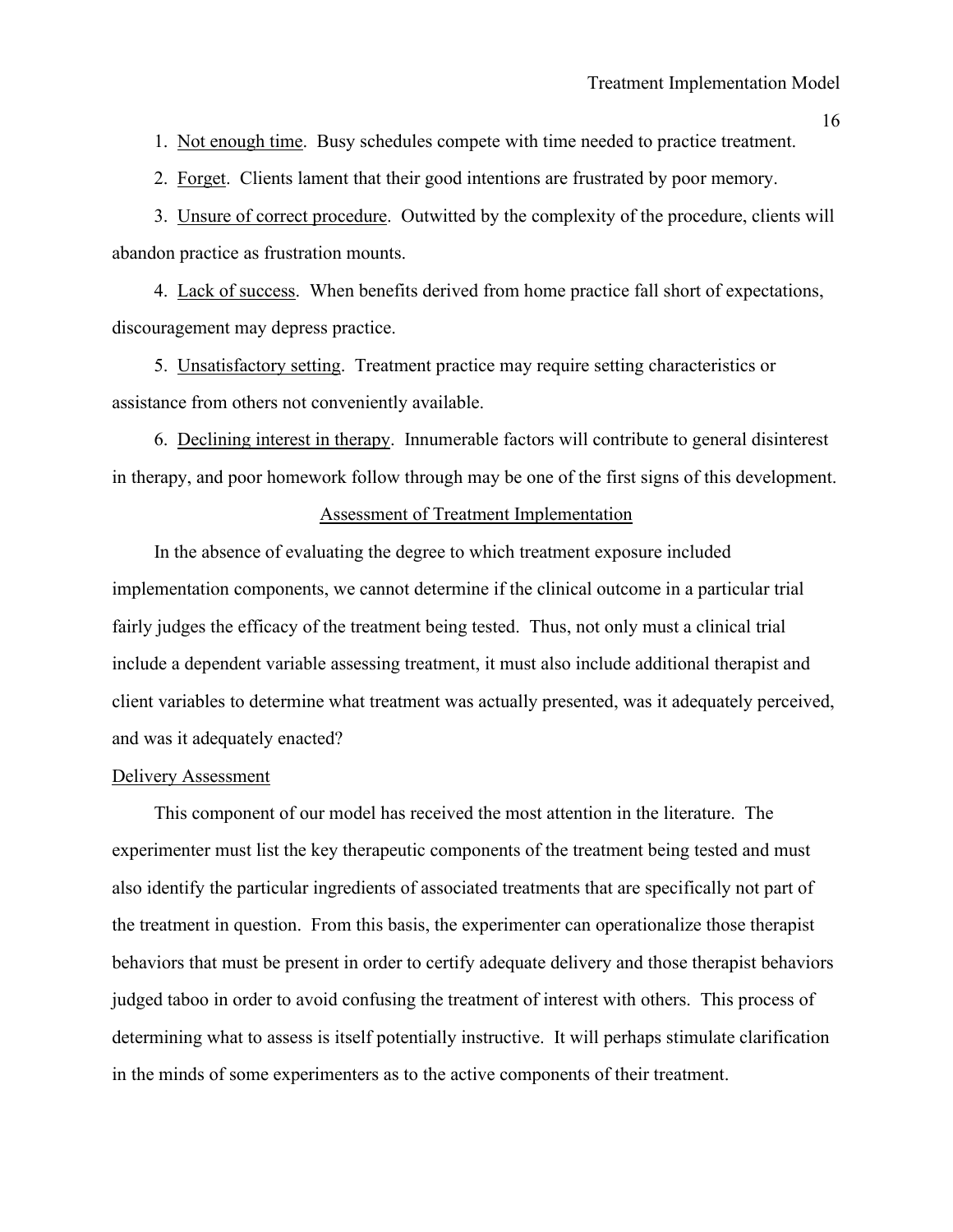1. Not enough time. Busy schedules compete with time needed to practice treatment.

2. Forget. Clients lament that their good intentions are frustrated by poor memory.

3. Unsure of correct procedure. Outwitted by the complexity of the procedure, clients will abandon practice as frustration mounts.

4. Lack of success. When benefits derived from home practice fall short of expectations, discouragement may depress practice.

5. Unsatisfactory setting. Treatment practice may require setting characteristics or assistance from others not conveniently available.

6. Declining interest in therapy. Innumerable factors will contribute to general disinterest in therapy, and poor homework follow through may be one of the first signs of this development.

## Assessment of Treatment Implementation

In the absence of evaluating the degree to which treatment exposure included implementation components, we cannot determine if the clinical outcome in a particular trial fairly judges the efficacy of the treatment being tested. Thus, not only must a clinical trial include a dependent variable assessing treatment, it must also include additional therapist and client variables to determine what treatment was actually presented, was it adequately perceived, and was it adequately enacted?

### Delivery Assessment

This component of our model has received the most attention in the literature. The experimenter must list the key therapeutic components of the treatment being tested and must also identify the particular ingredients of associated treatments that are specifically not part of the treatment in question. From this basis, the experimenter can operationalize those therapist behaviors that must be present in order to certify adequate delivery and those therapist behaviors judged taboo in order to avoid confusing the treatment of interest with others. This process of determining what to assess is itself potentially instructive. It will perhaps stimulate clarification in the minds of some experimenters as to the active components of their treatment.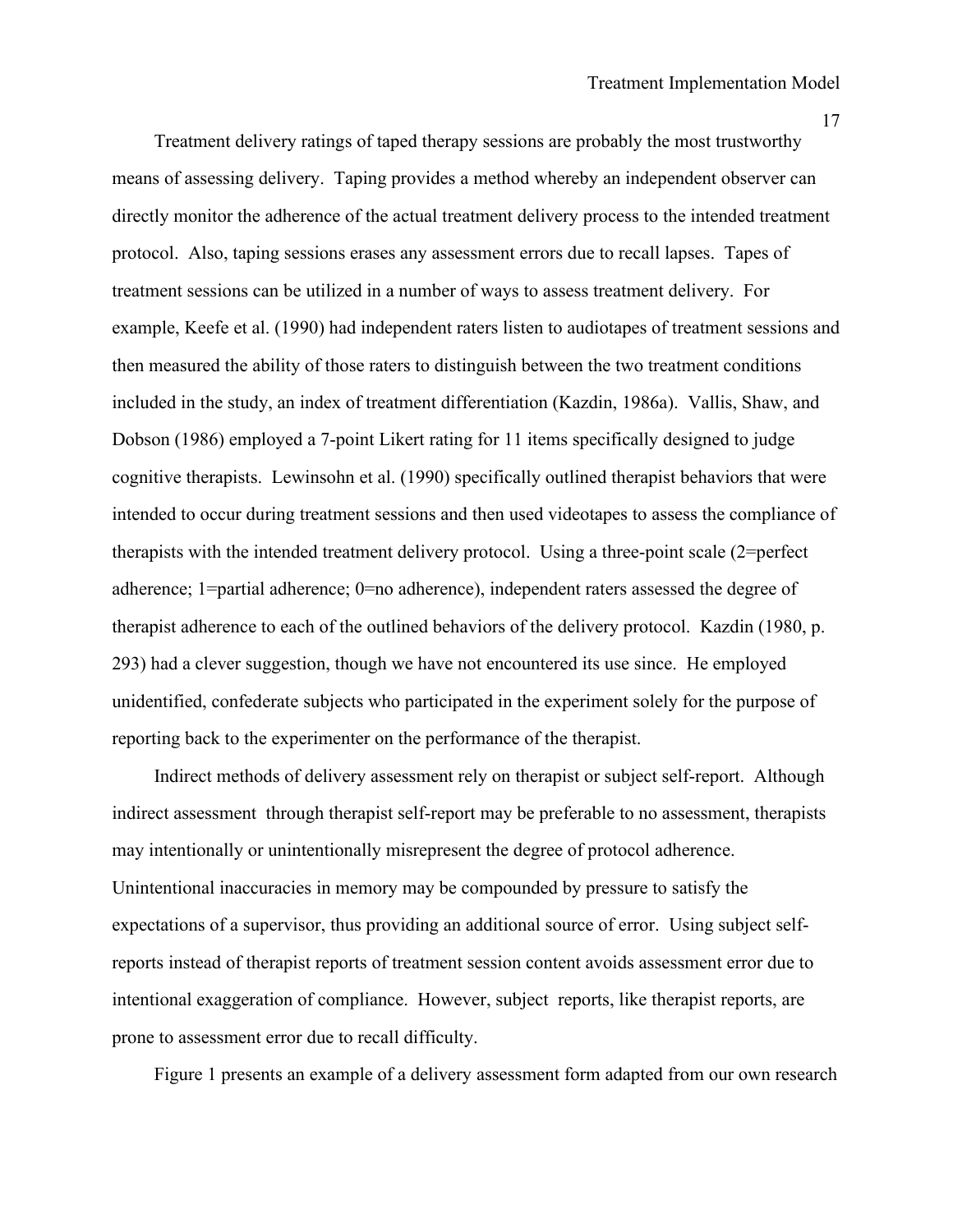Treatment delivery ratings of taped therapy sessions are probably the most trustworthy means of assessing delivery. Taping provides a method whereby an independent observer can directly monitor the adherence of the actual treatment delivery process to the intended treatment protocol. Also, taping sessions erases any assessment errors due to recall lapses. Tapes of treatment sessions can be utilized in a number of ways to assess treatment delivery. For example, Keefe et al. (1990) had independent raters listen to audiotapes of treatment sessions and then measured the ability of those raters to distinguish between the two treatment conditions included in the study, an index of treatment differentiation (Kazdin, 1986a). Vallis, Shaw, and Dobson (1986) employed a 7-point Likert rating for 11 items specifically designed to judge cognitive therapists. Lewinsohn et al. (1990) specifically outlined therapist behaviors that were intended to occur during treatment sessions and then used videotapes to assess the compliance of therapists with the intended treatment delivery protocol. Using a three-point scale (2=perfect adherence; 1=partial adherence; 0=no adherence), independent raters assessed the degree of therapist adherence to each of the outlined behaviors of the delivery protocol. Kazdin (1980, p. 293) had a clever suggestion, though we have not encountered its use since. He employed unidentified, confederate subjects who participated in the experiment solely for the purpose of reporting back to the experimenter on the performance of the therapist.

Indirect methods of delivery assessment rely on therapist or subject self-report. Although indirect assessment through therapist self-report may be preferable to no assessment, therapists may intentionally or unintentionally misrepresent the degree of protocol adherence. Unintentional inaccuracies in memory may be compounded by pressure to satisfy the expectations of a supervisor, thus providing an additional source of error. Using subject self-reports instead of therapist reports of treatment session content avoids assessment error due to intentional exaggeration of compliance. However, subject reports, like therapist reports, are prone to assessment error due to recall difficulty.

Figure 1 presents an example of a delivery assessment form adapted from our own research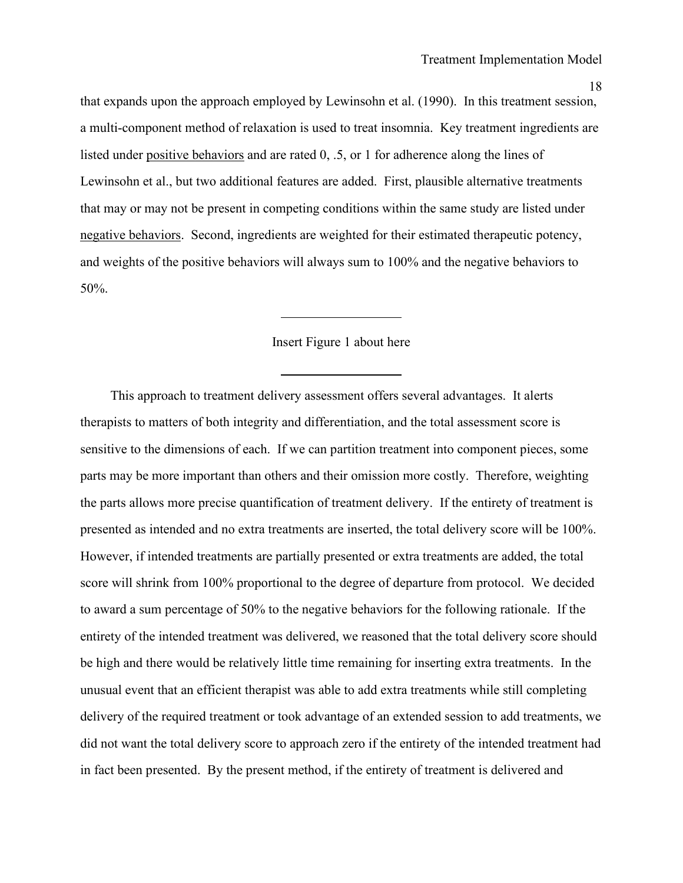that expands upon the approach employed by Lewinsohn et al. (1990). In this treatment session, a multi-component method of relaxation is used to treat insomnia. Key treatment ingredients are listed under <u>positive behaviors</u> and are rated 0, .5, or 1 for adherence along the lines of Lewinsohn et al., but two additional features are added. First, plausible alternative treatments that may or may not be present in competing conditions within the same study are listed under <u>negative behaviors</u>. Second, ingredients are weighted for their estimated therapeutic potency, and weights of the positive behaviors will always sum to 100% and the negative behaviors to 50%.

---

Insert Figure 1 about here

---

This approach to treatment delivery assessment offers several advantages. It alerts therapists to matters of both integrity and differentiation, and the total assessment score is sensitive to the dimensions of each. If we can partition treatment into component pieces, some parts may be more important than others and their omission more costly. Therefore, weighting the parts allows more precise quantification of treatment delivery. If the entirety of treatment is presented as intended and no extra treatments are inserted, the total delivery score will be 100%. However, if intended treatments are partially presented or extra treatments are added, the total score will shrink from 100% proportional to the degree of departure from protocol. We decided to award a sum percentage of 50% to the negative behaviors for the following rationale. If the entirety of the intended treatment was delivered, we reasoned that the total delivery score should be high and there would be relatively little time remaining for inserting extra treatments. In the unusual event that an efficient therapist was able to add extra treatments while still completing delivery of the required treatment or took advantage of an extended session to add treatments, we did not want the total delivery score to approach zero if the entirety of the intended treatment had in fact been presented. By the present method, if the entirety of treatment is delivered and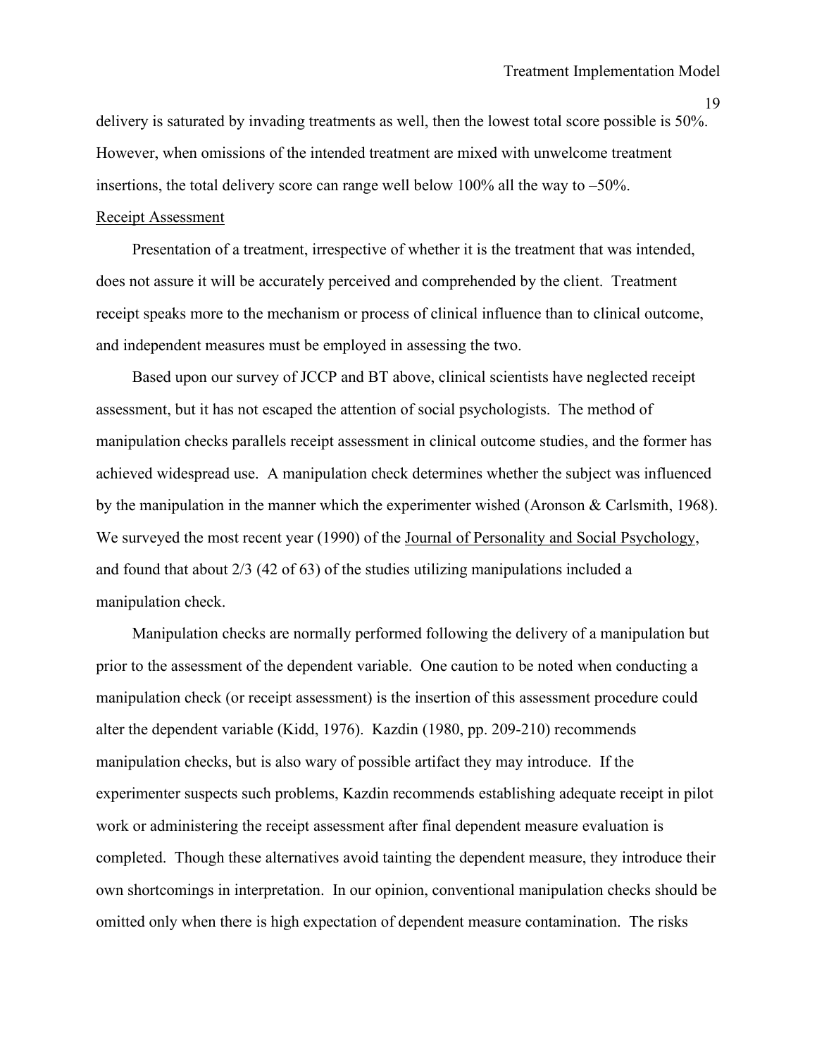delivery is saturated by invading treatments as well, then the lowest total score possible is 50%. However, when omissions of the intended treatment are mixed with unwelcome treatment insertions, the total delivery score can range well below 100% all the way to –50%.

Receipt Assessment

Presentation of a treatment, irrespective of whether it is the treatment that was intended, does not assure it will be accurately perceived and comprehended by the client. Treatment receipt speaks more to the mechanism or process of clinical influence than to clinical outcome, and independent measures must be employed in assessing the two.

Based upon our survey of JCCP and BT above, clinical scientists have neglected receipt assessment, but it has not escaped the attention of social psychologists. The method of manipulation checks parallels receipt assessment in clinical outcome studies, and the former has achieved widespread use. A manipulation check determines whether the subject was influenced by the manipulation in the manner which the experimenter wished (Aronson & Carlsmith, 1968). We surveyed the most recent year (1990) of the Journal of Personality and Social Psychology, and found that about 2/3 (42 of 63) of the studies utilizing manipulations included a manipulation check.

Manipulation checks are normally performed following the delivery of a manipulation but prior to the assessment of the dependent variable. One caution to be noted when conducting a manipulation check (or receipt assessment) is the insertion of this assessment procedure could alter the dependent variable (Kidd, 1976). Kazdin (1980, pp. 209-210) recommends manipulation checks, but is also wary of possible artifact they may introduce. If the experimenter suspects such problems, Kazdin recommends establishing adequate receipt in pilot work or administering the receipt assessment after final dependent measure evaluation is completed. Though these alternatives avoid tainting the dependent measure, they introduce their own shortcomings in interpretation. In our opinion, conventional manipulation checks should be omitted only when there is high expectation of dependent measure contamination. The risks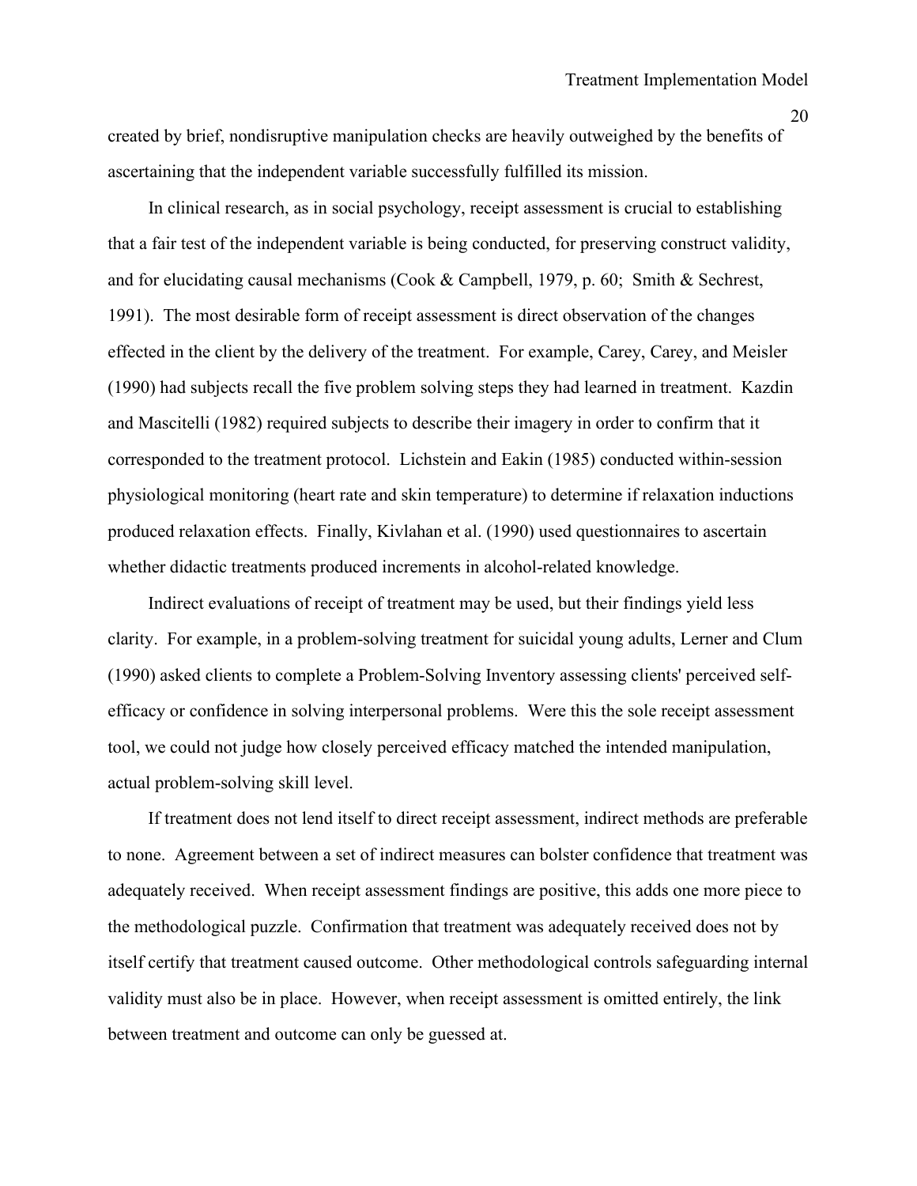created by brief, nondisruptive manipulation checks are heavily outweighed by the benefits of ascertaining that the independent variable successfully fulfilled its mission.

In clinical research, as in social psychology, receipt assessment is crucial to establishing that a fair test of the independent variable is being conducted, for preserving construct validity, and for elucidating causal mechanisms (Cook & Campbell, 1979, p. 60; Smith & Sechrest, 1991). The most desirable form of receipt assessment is direct observation of the changes effected in the client by the delivery of the treatment. For example, Carey, Carey, and Meisler (1990) had subjects recall the five problem solving steps they had learned in treatment. Kazdin and Mascitelli (1982) required subjects to describe their imagery in order to confirm that it corresponded to the treatment protocol. Lichstein and Eakin (1985) conducted within-session physiological monitoring (heart rate and skin temperature) to determine if relaxation inductions produced relaxation effects. Finally, Kivlahan et al. (1990) used questionnaires to ascertain whether didactic treatments produced increments in alcohol-related knowledge.

Indirect evaluations of receipt of treatment may be used, but their findings yield less clarity. For example, in a problem-solving treatment for suicidal young adults, Lerner and Clum (1990) asked clients to complete a Problem-Solving Inventory assessing clients' perceived self-efficacy or confidence in solving interpersonal problems. Were this the sole receipt assessment tool, we could not judge how closely perceived efficacy matched the intended manipulation, actual problem-solving skill level.

If treatment does not lend itself to direct receipt assessment, indirect methods are preferable to none. Agreement between a set of indirect measures can bolster confidence that treatment was adequately received. When receipt assessment findings are positive, this adds one more piece to the methodological puzzle. Confirmation that treatment was adequately received does not by itself certify that treatment caused outcome. Other methodological controls safeguarding internal validity must also be in place. However, when receipt assessment is omitted entirely, the link between treatment and outcome can only be guessed at.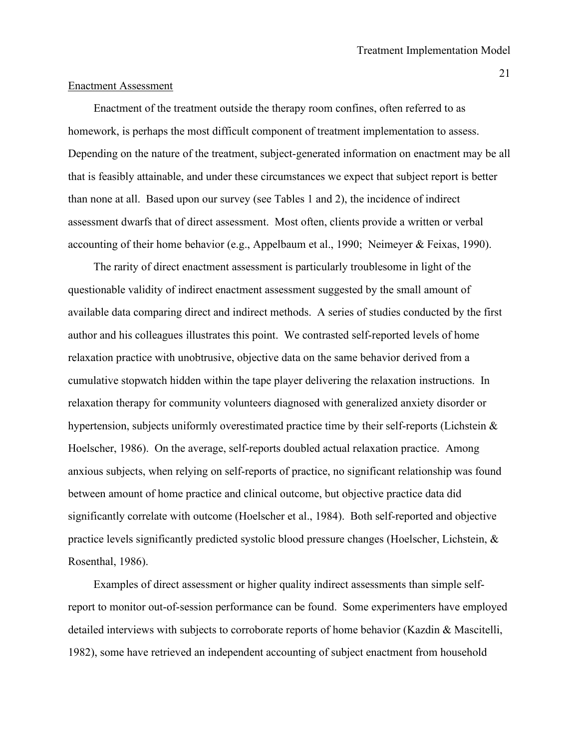## Enactment Assessment

Enactment of the treatment outside the therapy room confines, often referred to as homework, is perhaps the most difficult component of treatment implementation to assess. Depending on the nature of the treatment, subject-generated information on enactment may be all that is feasibly attainable, and under these circumstances we expect that subject report is better than none at all. Based upon our survey (see Tables 1 and 2), the incidence of indirect assessment dwarfs that of direct assessment. Most often, clients provide a written or verbal accounting of their home behavior (e.g., Appelbaum et al., 1990; Neimeyer & Feixas, 1990).

The rarity of direct enactment assessment is particularly troublesome in light of the questionable validity of indirect enactment assessment suggested by the small amount of available data comparing direct and indirect methods. A series of studies conducted by the first author and his colleagues illustrates this point. We contrasted self-reported levels of home relaxation practice with unobtrusive, objective data on the same behavior derived from a cumulative stopwatch hidden within the tape player delivering the relaxation instructions. In relaxation therapy for community volunteers diagnosed with generalized anxiety disorder or hypertension, subjects uniformly overestimated practice time by their self-reports (Lichstein & Hoelscher, 1986). On the average, self-reports doubled actual relaxation practice. Among anxious subjects, when relying on self-reports of practice, no significant relationship was found between amount of home practice and clinical outcome, but objective practice data did significantly correlate with outcome (Hoelscher et al., 1984). Both self-reported and objective practice levels significantly predicted systolic blood pressure changes (Hoelscher, Lichstein, & Rosenthal, 1986).

Examples of direct assessment or higher quality indirect assessments than simple self-report to monitor out-of-session performance can be found. Some experimenters have employed detailed interviews with subjects to corroborate reports of home behavior (Kazdin & Mascitelli, 1982), some have retrieved an independent accounting of subject enactment from household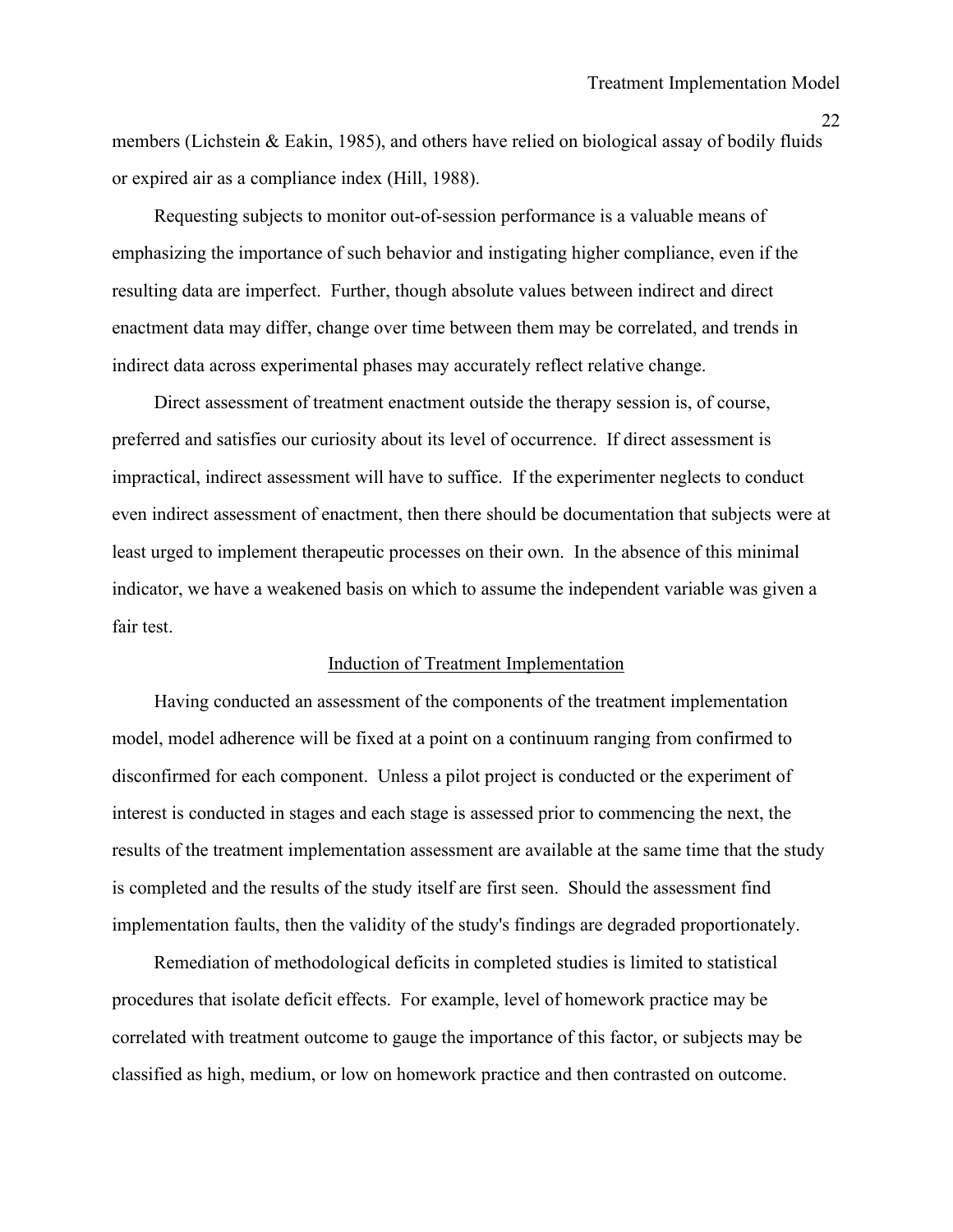members (Lichstein & Eakin, 1985), and others have relied on biological assay of bodily fluids or expired air as a compliance index (Hill, 1988).

Requesting subjects to monitor out-of-session performance is a valuable means of emphasizing the importance of such behavior and instigating higher compliance, even if the resulting data are imperfect. Further, though absolute values between indirect and direct enactment data may differ, change over time between them may be correlated, and trends in indirect data across experimental phases may accurately reflect relative change.

Direct assessment of treatment enactment outside the therapy session is, of course, preferred and satisfies our curiosity about its level of occurrence. If direct assessment is impractical, indirect assessment will have to suffice. If the experimenter neglects to conduct even indirect assessment of enactment, then there should be documentation that subjects were at least urged to implement therapeutic processes on their own. In the absence of this minimal indicator, we have a weakened basis on which to assume the independent variable was given a fair test.

## Induction of Treatment Implementation

Having conducted an assessment of the components of the treatment implementation model, model adherence will be fixed at a point on a continuum ranging from confirmed to disconfirmed for each component. Unless a pilot project is conducted or the experiment of interest is conducted in stages and each stage is assessed prior to commencing the next, the results of the treatment implementation assessment are available at the same time that the study is completed and the results of the study itself are first seen. Should the assessment find implementation faults, then the validity of the study's findings are degraded proportionately.

Remediation of methodological deficits in completed studies is limited to statistical procedures that isolate deficit effects. For example, level of homework practice may be correlated with treatment outcome to gauge the importance of this factor, or subjects may be classified as high, medium, or low on homework practice and then contrasted on outcome.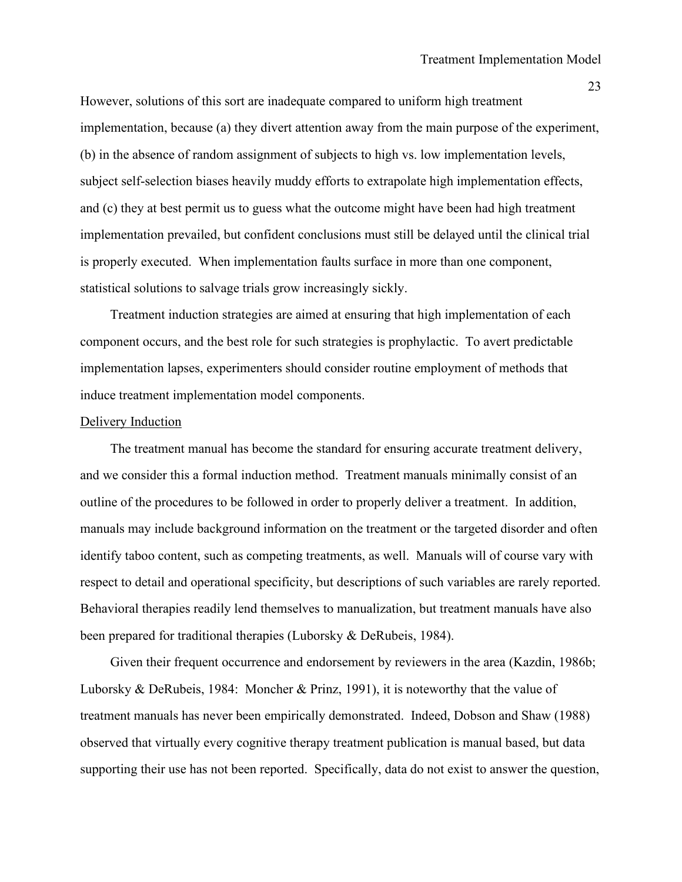However, solutions of this sort are inadequate compared to uniform high treatment implementation, because (a) they divert attention away from the main purpose of the experiment, (b) in the absence of random assignment of subjects to high vs. low implementation levels, subject self-selection biases heavily muddy efforts to extrapolate high implementation effects, and (c) they at best permit us to guess what the outcome might have been had high treatment implementation prevailed, but confident conclusions must still be delayed until the clinical trial is properly executed. When implementation faults surface in more than one component, statistical solutions to salvage trials grow increasingly sickly.

Treatment induction strategies are aimed at ensuring that high implementation of each component occurs, and the best role for such strategies is prophylactic. To avert predictable implementation lapses, experimenters should consider routine employment of methods that induce treatment implementation model components.

<u>Delivery Induction</u>

The treatment manual has become the standard for ensuring accurate treatment delivery, and we consider this a formal induction method. Treatment manuals minimally consist of an outline of the procedures to be followed in order to properly deliver a treatment. In addition, manuals may include background information on the treatment or the targeted disorder and often identify taboo content, such as competing treatments, as well. Manuals will of course vary with respect to detail and operational specificity, but descriptions of such variables are rarely reported. Behavioral therapies readily lend themselves to manualization, but treatment manuals have also been prepared for traditional therapies (Luborsky & DeRubeis, 1984).

Given their frequent occurrence and endorsement by reviewers in the area (Kazdin, 1986b; Luborsky & DeRubeis, 1984: Moncher & Prinz, 1991), it is noteworthy that the value of treatment manuals has never been empirically demonstrated. Indeed, Dobson and Shaw (1988) observed that virtually every cognitive therapy treatment publication is manual based, but data supporting their use has not been reported. Specifically, data do not exist to answer the question,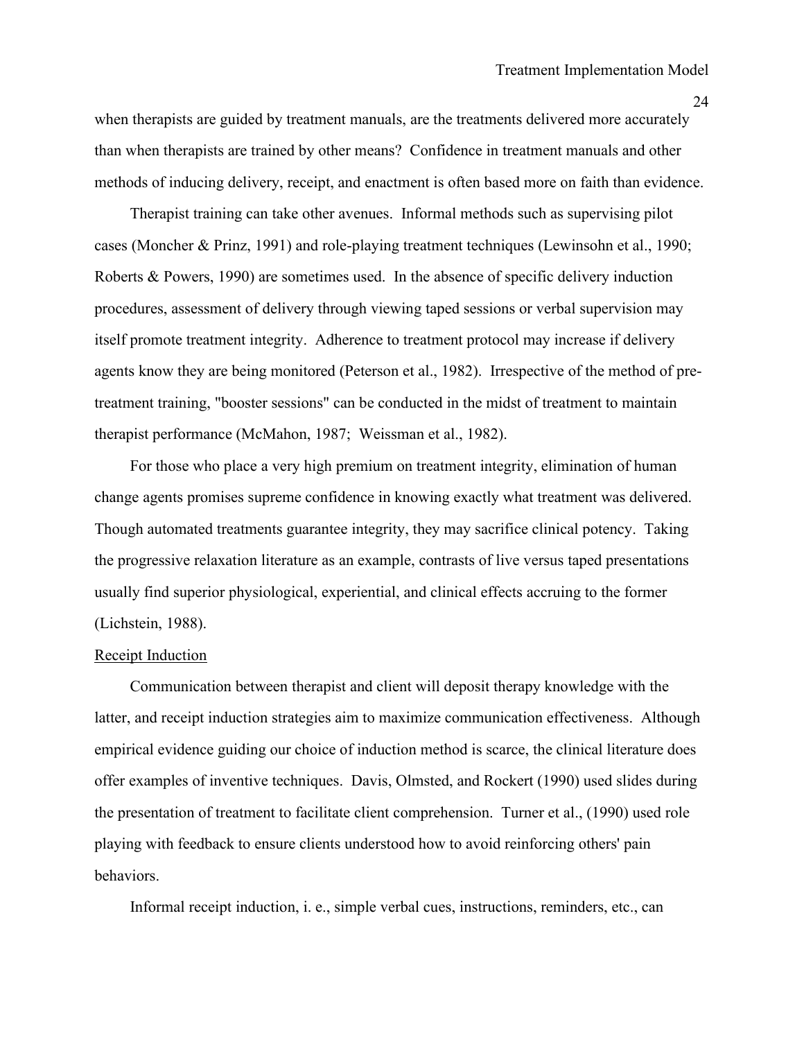when therapists are guided by treatment manuals, are the treatments delivered more accurately than when therapists are trained by other means? Confidence in treatment manuals and other methods of inducing delivery, receipt, and enactment is often based more on faith than evidence.

Therapist training can take other avenues. Informal methods such as supervising pilot cases (Moncher & Prinz, 1991) and role-playing treatment techniques (Lewinsohn et al., 1990; Roberts & Powers, 1990) are sometimes used. In the absence of specific delivery induction procedures, assessment of delivery through viewing taped sessions or verbal supervision may itself promote treatment integrity. Adherence to treatment protocol may increase if delivery agents know they are being monitored (Peterson et al., 1982). Irrespective of the method of pre-treatment training, "booster sessions" can be conducted in the midst of treatment to maintain therapist performance (McMahon, 1987; Weissman et al., 1982).

For those who place a very high premium on treatment integrity, elimination of human change agents promises supreme confidence in knowing exactly what treatment was delivered. Though automated treatments guarantee integrity, they may sacrifice clinical potency. Taking the progressive relaxation literature as an example, contrasts of live versus taped presentations usually find superior physiological, experiential, and clinical effects accruing to the former (Lichstein, 1988).

### Receipt Induction

Communication between therapist and client will deposit therapy knowledge with the latter, and receipt induction strategies aim to maximize communication effectiveness. Although empirical evidence guiding our choice of induction method is scarce, the clinical literature does offer examples of inventive techniques. Davis, Olmsted, and Rockert (1990) used slides during the presentation of treatment to facilitate client comprehension. Turner et al., (1990) used role playing with feedback to ensure clients understood how to avoid reinforcing others' pain behaviors.

Informal receipt induction, i. e., simple verbal cues, instructions, reminders, etc., can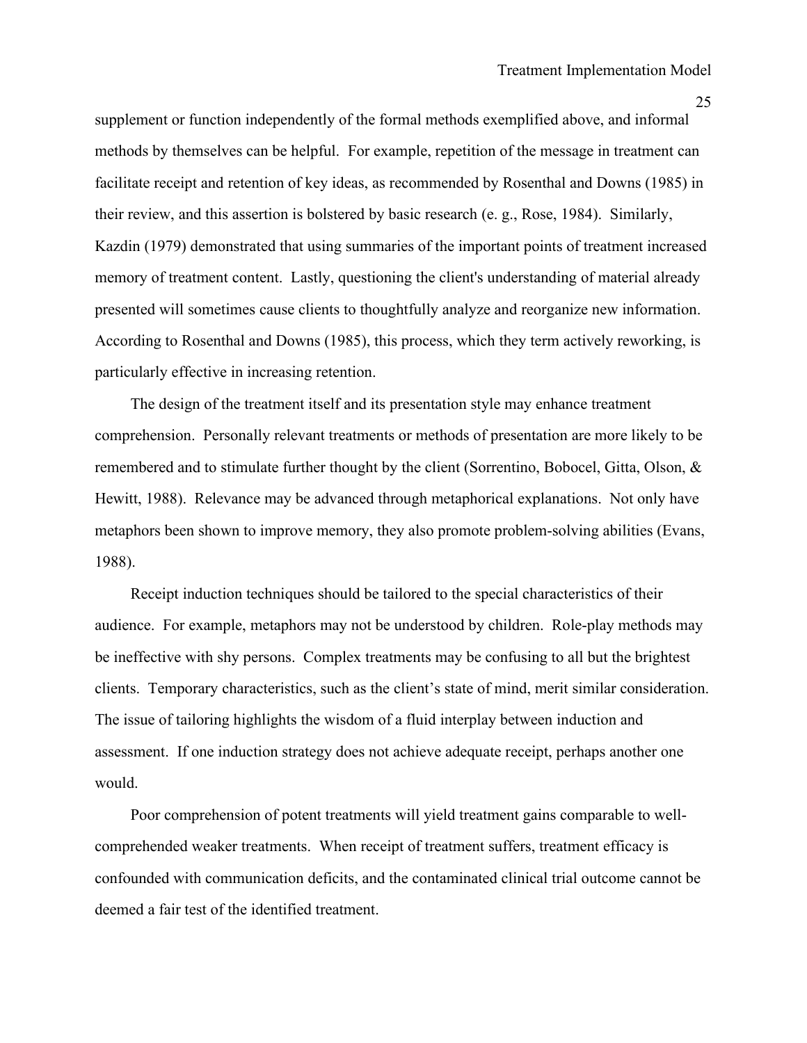supplement or function independently of the formal methods exemplified above, and informal methods by themselves can be helpful. For example, repetition of the message in treatment can facilitate receipt and retention of key ideas, as recommended by Rosenthal and Downs (1985) in their review, and this assertion is bolstered by basic research (e. g., Rose, 1984). Similarly, Kazdin (1979) demonstrated that using summaries of the important points of treatment increased memory of treatment content. Lastly, questioning the client's understanding of material already presented will sometimes cause clients to thoughtfully analyze and reorganize new information. According to Rosenthal and Downs (1985), this process, which they term actively reworking, is particularly effective in increasing retention.

The design of the treatment itself and its presentation style may enhance treatment comprehension. Personally relevant treatments or methods of presentation are more likely to be remembered and to stimulate further thought by the client (Sorrentino, Bobocel, Gitta, Olson, & Hewitt, 1988). Relevance may be advanced through metaphorical explanations. Not only have metaphors been shown to improve memory, they also promote problem-solving abilities (Evans, 1988).

Receipt induction techniques should be tailored to the special characteristics of their audience. For example, metaphors may not be understood by children. Role-play methods may be ineffective with shy persons. Complex treatments may be confusing to all but the brightest clients. Temporary characteristics, such as the client's state of mind, merit similar consideration. The issue of tailoring highlights the wisdom of a fluid interplay between induction and assessment. If one induction strategy does not achieve adequate receipt, perhaps another one would.

Poor comprehension of potent treatments will yield treatment gains comparable to well-comprehended weaker treatments. When receipt of treatment suffers, treatment efficacy is confounded with communication deficits, and the contaminated clinical trial outcome cannot be deemed a fair test of the identified treatment.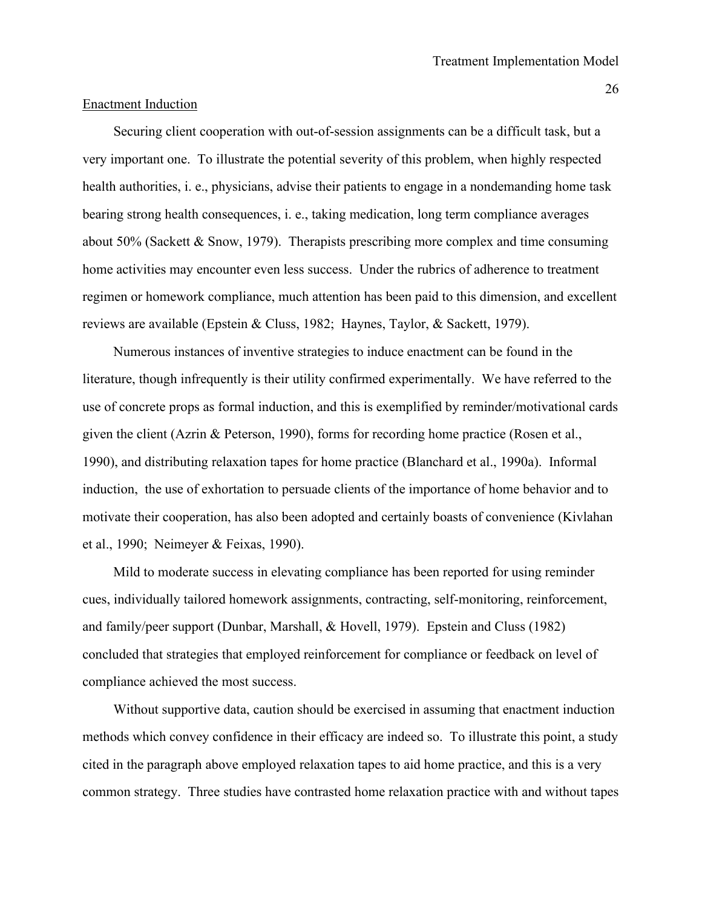## Enactment Induction

Securing client cooperation with out-of-session assignments can be a difficult task, but a very important one. To illustrate the potential severity of this problem, when highly respected health authorities, i. e., physicians, advise their patients to engage in a nondemanding home task bearing strong health consequences, i. e., taking medication, long term compliance averages about 50% (Sackett & Snow, 1979). Therapists prescribing more complex and time consuming home activities may encounter even less success. Under the rubrics of adherence to treatment regimen or homework compliance, much attention has been paid to this dimension, and excellent reviews are available (Epstein & Cluss, 1982; Haynes, Taylor, & Sackett, 1979).

Numerous instances of inventive strategies to induce enactment can be found in the literature, though infrequently is their utility confirmed experimentally. We have referred to the use of concrete props as formal induction, and this is exemplified by reminder/motivational cards given the client (Azrin & Peterson, 1990), forms for recording home practice (Rosen et al., 1990), and distributing relaxation tapes for home practice (Blanchard et al., 1990a). Informal induction, the use of exhortation to persuade clients of the importance of home behavior and to motivate their cooperation, has also been adopted and certainly boasts of convenience (Kivlahan et al., 1990; Neimeyer & Feixas, 1990).

Mild to moderate success in elevating compliance has been reported for using reminder cues, individually tailored homework assignments, contracting, self-monitoring, reinforcement, and family/peer support (Dunbar, Marshall, & Hovell, 1979). Epstein and Cluss (1982) concluded that strategies that employed reinforcement for compliance or feedback on level of compliance achieved the most success.

Without supportive data, caution should be exercised in assuming that enactment induction methods which convey confidence in their efficacy are indeed so. To illustrate this point, a study cited in the paragraph above employed relaxation tapes to aid home practice, and this is a very common strategy. Three studies have contrasted home relaxation practice with and without tapes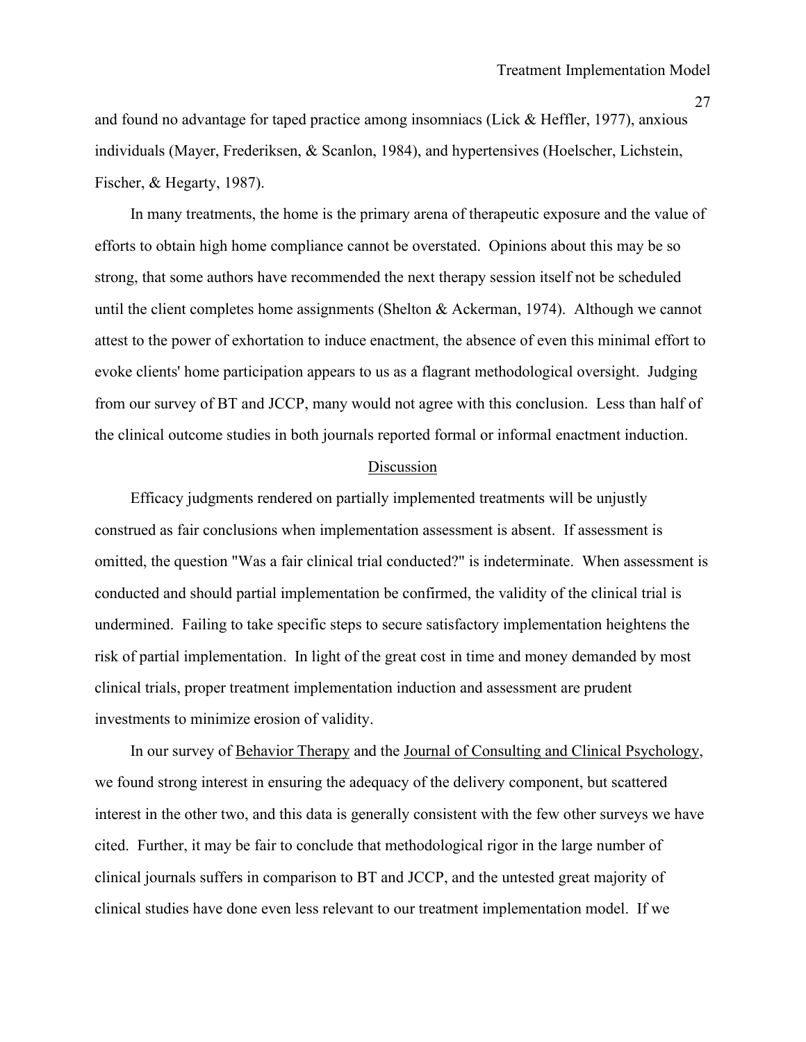and found no advantage for taped practice among insomniacs (Lick & Heffler, 1977), anxious individuals (Mayer, Frederiksen, & Scanlon, 1984), and hypertensives (Hoelscher, Lichstein, Fischer, & Hegarty, 1987).

In many treatments, the home is the primary arena of therapeutic exposure and the value of efforts to obtain high home compliance cannot be overstated. Opinions about this may be so strong, that some authors have recommended the next therapy session itself not be scheduled until the client completes home assignments (Shelton & Ackerman, 1974). Although we cannot attest to the power of exhortation to induce enactment, the absence of even this minimal effort to evoke clients' home participation appears to us as a flagrant methodological oversight. Judging from our survey of BT and JCCP, many would not agree with this conclusion. Less than half of the clinical outcome studies in both journals reported formal or informal enactment induction.

## Discussion

Efficacy judgments rendered on partially implemented treatments will be unjustly construed as fair conclusions when implementation assessment is absent. If assessment is omitted, the question "Was a fair clinical trial conducted?" is indeterminate. When assessment is conducted and should partial implementation be confirmed, the validity of the clinical trial is undermined. Failing to take specific steps to secure satisfactory implementation heightens the risk of partial implementation. In light of the great cost in time and money demanded by most clinical trials, proper treatment implementation induction and assessment are prudent investments to minimize erosion of validity.

In our survey of Behavior Therapy and the Journal of Consulting and Clinical Psychology, we found strong interest in ensuring the adequacy of the delivery component, but scattered interest in the other two, and this data is generally consistent with the few other surveys we have cited. Further, it may be fair to conclude that methodological rigor in the large number of clinical journals suffers in comparison to BT and JCCP, and the untested great majority of clinical studies have done even less relevant to our treatment implementation model. If we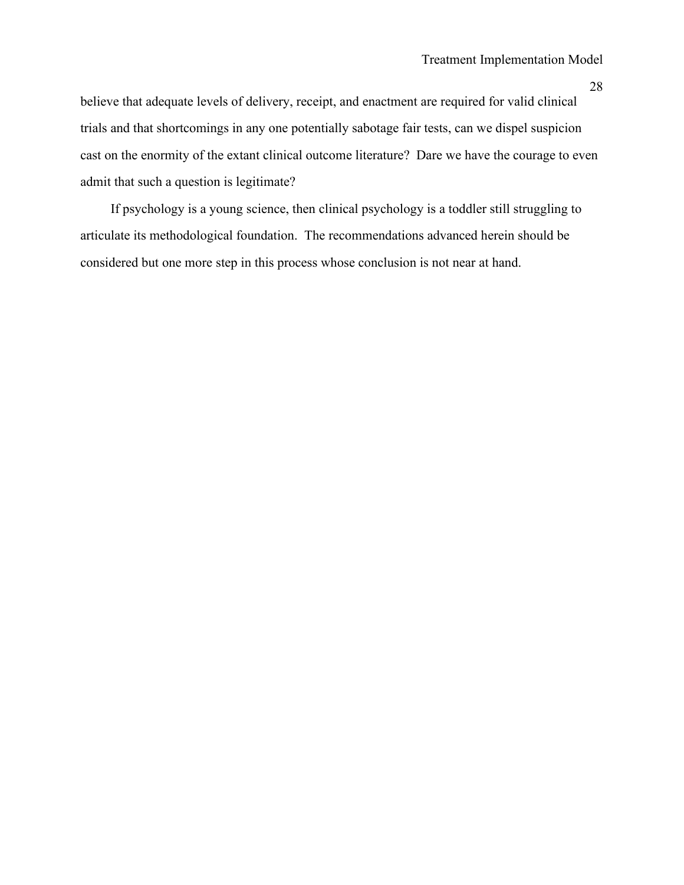believe that adequate levels of delivery, receipt, and enactment are required for valid clinical trials and that shortcomings in any one potentially sabotage fair tests, can we dispel suspicion cast on the enormity of the extant clinical outcome literature? Dare we have the courage to even admit that such a question is legitimate?

If psychology is a young science, then clinical psychology is a toddler still struggling to articulate its methodological foundation. The recommendations advanced herein should be considered but one more step in this process whose conclusion is not near at hand.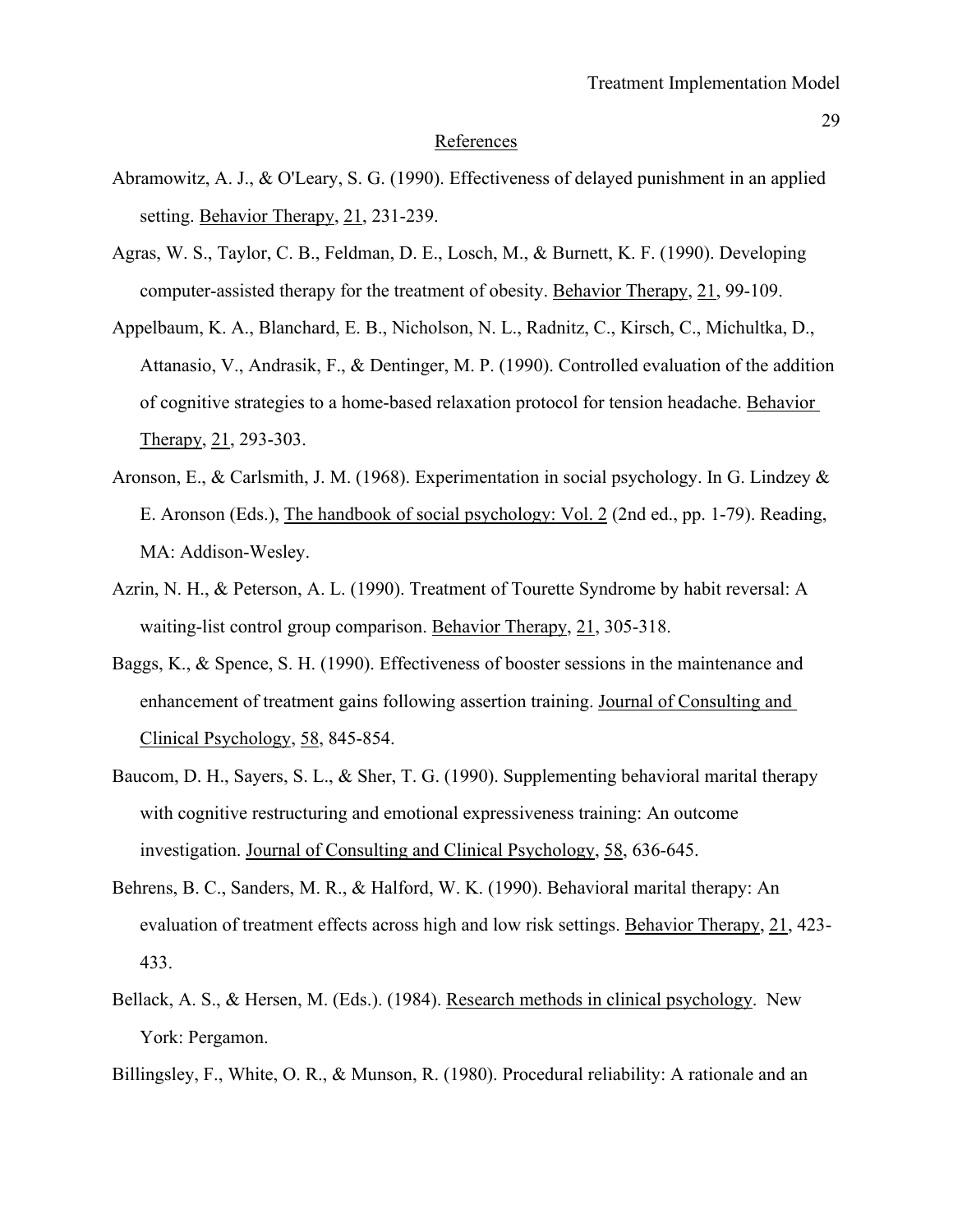## References

Abramowitz, A. J., & O'Leary, S. G. (1990). Effectiveness of delayed punishment in an applied setting. Behavior Therapy, 21, 231-239.

Agras, W. S., Taylor, C. B., Feldman, D. E., Losch, M., & Burnett, K. F. (1990). Developing computer-assisted therapy for the treatment of obesity. Behavior Therapy, 21, 99-109.

Appelbaum, K. A., Blanchard, E. B., Nicholson, N. L., Radnitz, C., Kirsch, C., Michultka, D., Attanasio, V., Andrasik, F., & Dentinger, M. P. (1990). Controlled evaluation of the addition of cognitive strategies to a home-based relaxation protocol for tension headache. Behavior Therapy, 21, 293-303.

Aronson, E., & Carlsmith, J. M. (1968). Experimentation in social psychology. In G. Lindzey & E. Aronson (Eds.), The handbook of social psychology: Vol. 2 (2nd ed., pp. 1-79). Reading, MA: Addison-Wesley.

Azrin, N. H., & Peterson, A. L. (1990). Treatment of Tourette Syndrome by habit reversal: A waiting-list control group comparison. Behavior Therapy, 21, 305-318.

Baggs, K., & Spence, S. H. (1990). Effectiveness of booster sessions in the maintenance and enhancement of treatment gains following assertion training. Journal of Consulting and Clinical Psychology, 58, 845-854.

Baucom, D. H., Sayers, S. L., & Sher, T. G. (1990). Supplementing behavioral marital therapy with cognitive restructuring and emotional expressiveness training: An outcome investigation. Journal of Consulting and Clinical Psychology, 58, 636-645.

Behrens, B. C., Sanders, M. R., & Halford, W. K. (1990). Behavioral marital therapy: An evaluation of treatment effects across high and low risk settings. Behavior Therapy, 21, 423-433.

Bellack, A. S., & Hersen, M. (Eds.). (1984). Research methods in clinical psychology. New York: Pergamon.

Billingsley, F., White, O. R., & Munson, R. (1980). Procedural reliability: A rationale and an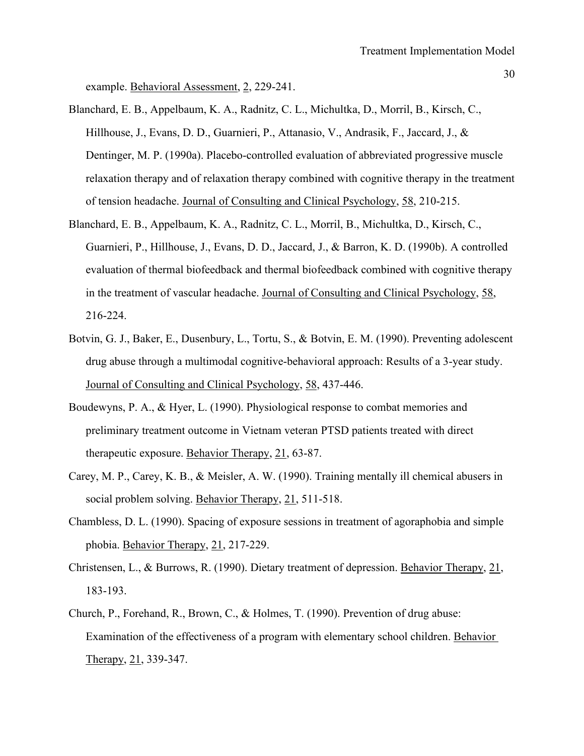example. Behavioral Assessment, 2, 229-241.

Blanchard, E. B., Appelbaum, K. A., Radnitz, C. L., Michultka, D., Morril, B., Kirsch, C., Hillhouse, J., Evans, D. D., Guarnieri, P., Attanasio, V., Andrasik, F., Jaccard, J., & Dentinger, M. P. (1990a). Placebo-controlled evaluation of abbreviated progressive muscle relaxation therapy and of relaxation therapy combined with cognitive therapy in the treatment of tension headache. Journal of Consulting and Clinical Psychology, 58, 210-215.

Blanchard, E. B., Appelbaum, K. A., Radnitz, C. L., Morril, B., Michultka, D., Kirsch, C., Guarnieri, P., Hillhouse, J., Evans, D. D., Jaccard, J., & Barron, K. D. (1990b). A controlled evaluation of thermal biofeedback and thermal biofeedback combined with cognitive therapy in the treatment of vascular headache. Journal of Consulting and Clinical Psychology, 58, 216-224.

Botvin, G. J., Baker, E., Dusenbury, L., Tortu, S., & Botvin, E. M. (1990). Preventing adolescent drug abuse through a multimodal cognitive-behavioral approach: Results of a 3-year study. Journal of Consulting and Clinical Psychology, 58, 437-446.

Boudewyns, P. A., & Hyer, L. (1990). Physiological response to combat memories and preliminary treatment outcome in Vietnam veteran PTSD patients treated with direct therapeutic exposure. Behavior Therapy, 21, 63-87.

Carey, M. P., Carey, K. B., & Meisler, A. W. (1990). Training mentally ill chemical abusers in social problem solving. Behavior Therapy, 21, 511-518.

Chambless, D. L. (1990). Spacing of exposure sessions in treatment of agoraphobia and simple phobia. Behavior Therapy, 21, 217-229.

Christensen, L., & Burrows, R. (1990). Dietary treatment of depression. Behavior Therapy, 21, 183-193.

Church, P., Forehand, R., Brown, C., & Holmes, T. (1990). Prevention of drug abuse: Examination of the effectiveness of a program with elementary school children. Behavior Therapy, 21, 339-347.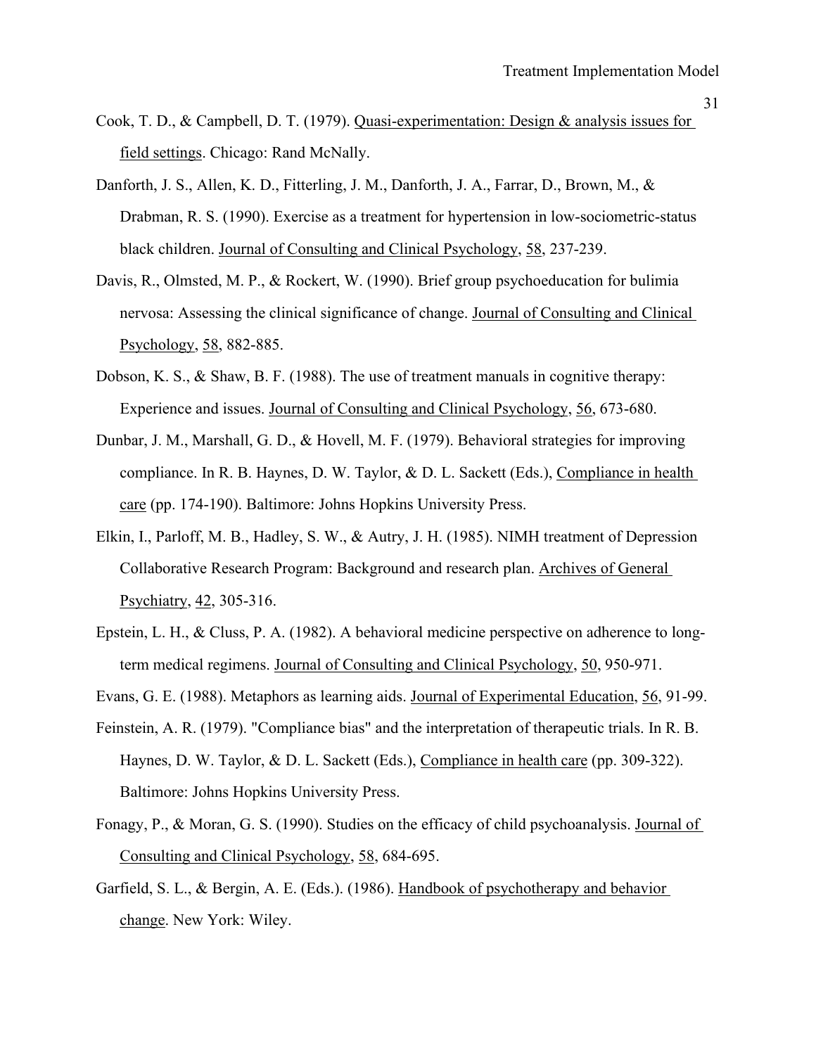Cook, T. D., & Campbell, D. T. (1979). Quasi-experimentation: Design & analysis issues for field settings. Chicago: Rand McNally.

Danforth, J. S., Allen, K. D., Fitterling, J. M., Danforth, J. A., Farrar, D., Brown, M., & Drabman, R. S. (1990). Exercise as a treatment for hypertension in low-sociometric-status black children. Journal of Consulting and Clinical Psychology, 58, 237-239.

Davis, R., Olmsted, M. P., & Rockert, W. (1990). Brief group psychoeducation for bulimia nervosa: Assessing the clinical significance of change. Journal of Consulting and Clinical Psychology, 58, 882-885.

Dobson, K. S., & Shaw, B. F. (1988). The use of treatment manuals in cognitive therapy: Experience and issues. Journal of Consulting and Clinical Psychology, 56, 673-680.

Dunbar, J. M., Marshall, G. D., & Hovell, M. F. (1979). Behavioral strategies for improving compliance. In R. B. Haynes, D. W. Taylor, & D. L. Sackett (Eds.), Compliance in health care (pp. 174-190). Baltimore: Johns Hopkins University Press.

Elkin, I., Parloff, M. B., Hadley, S. W., & Autry, J. H. (1985). NIMH treatment of Depression Collaborative Research Program: Background and research plan. Archives of General Psychiatry, 42, 305-316.

Epstein, L. H., & Cluss, P. A. (1982). A behavioral medicine perspective on adherence to long-term medical regimens. Journal of Consulting and Clinical Psychology, 50, 950-971.

Evans, G. E. (1988). Metaphors as learning aids. Journal of Experimental Education, 56, 91-99.

Feinstein, A. R. (1979). "Compliance bias" and the interpretation of therapeutic trials. In R. B. Haynes, D. W. Taylor, & D. L. Sackett (Eds.), Compliance in health care (pp. 309-322). Baltimore: Johns Hopkins University Press.

Fonagy, P., & Moran, G. S. (1990). Studies on the efficacy of child psychoanalysis. Journal of Consulting and Clinical Psychology, 58, 684-695.

Garfield, S. L., & Bergin, A. E. (Eds.). (1986). Handbook of psychotherapy and behavior change. New York: Wiley.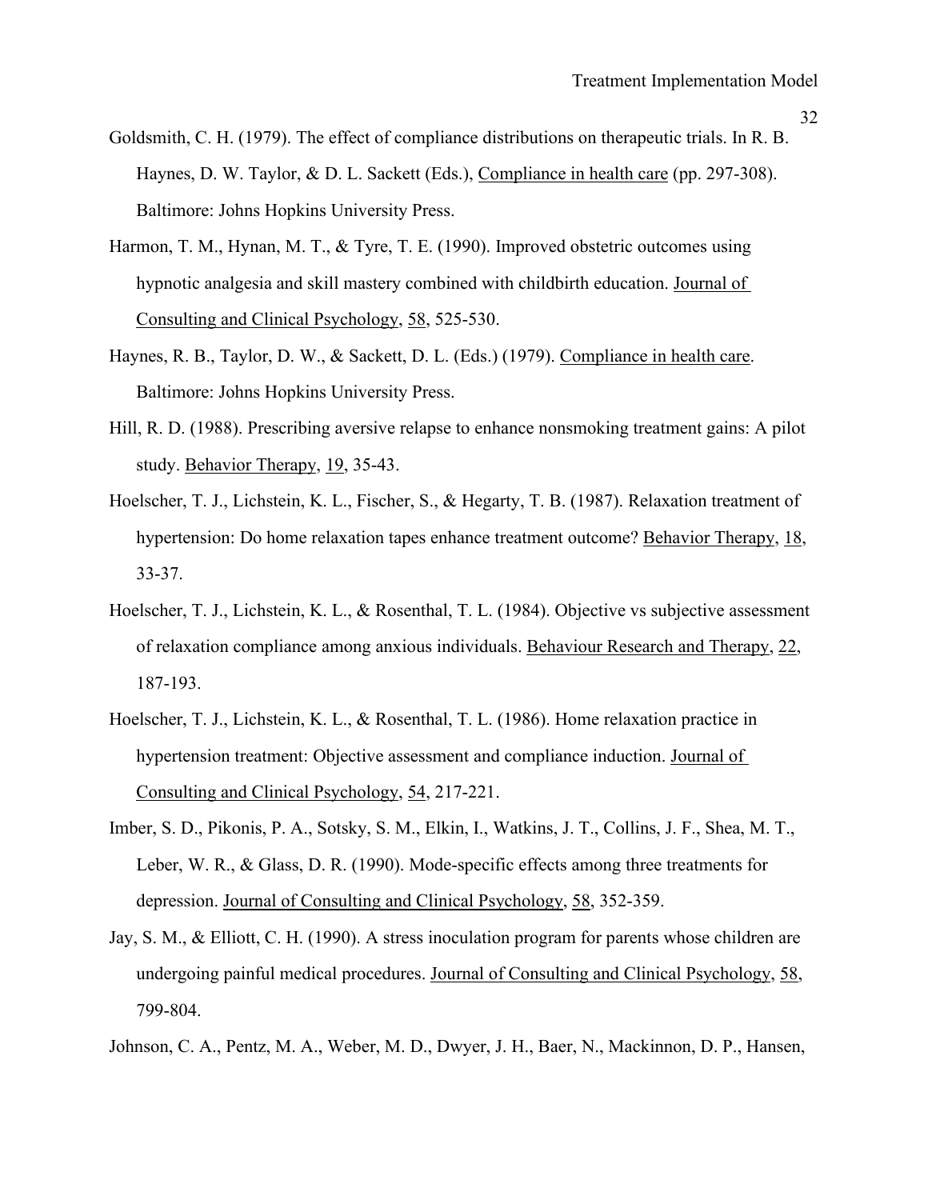Goldsmith, C. H. (1979). The effect of compliance distributions on therapeutic trials. In R. B. Haynes, D. W. Taylor, & D. L. Sackett (Eds.), Compliance in health care (pp. 297-308). Baltimore: Johns Hopkins University Press.

Harmon, T. M., Hynan, M. T., & Tyre, T. E. (1990). Improved obstetric outcomes using hypnotic analgesia and skill mastery combined with childbirth education. Journal of Consulting and Clinical Psychology, 58, 525-530.

Haynes, R. B., Taylor, D. W., & Sackett, D. L. (Eds.) (1979). Compliance in health care. Baltimore: Johns Hopkins University Press.

Hill, R. D. (1988). Prescribing aversive relapse to enhance nonsmoking treatment gains: A pilot study. Behavior Therapy, 19, 35-43.

Hoelscher, T. J., Lichstein, K. L., Fischer, S., & Hegarty, T. B. (1987). Relaxation treatment of hypertension: Do home relaxation tapes enhance treatment outcome? Behavior Therapy, 18, 33-37.

Hoelscher, T. J., Lichstein, K. L., & Rosenthal, T. L. (1984). Objective vs subjective assessment of relaxation compliance among anxious individuals. Behaviour Research and Therapy, 22, 187-193.

Hoelscher, T. J., Lichstein, K. L., & Rosenthal, T. L. (1986). Home relaxation practice in hypertension treatment: Objective assessment and compliance induction. Journal of Consulting and Clinical Psychology, 54, 217-221.

Imber, S. D., Pikonis, P. A., Sotsky, S. M., Elkin, I., Watkins, J. T., Collins, J. F., Shea, M. T., Leber, W. R., & Glass, D. R. (1990). Mode-specific effects among three treatments for depression. Journal of Consulting and Clinical Psychology, 58, 352-359.

Jay, S. M., & Elliott, C. H. (1990). A stress inoculation program for parents whose children are undergoing painful medical procedures. Journal of Consulting and Clinical Psychology, 58, 799-804.

Johnson, C. A., Pentz, M. A., Weber, M. D., Dwyer, J. H., Baer, N., Mackinnon, D. P., Hansen,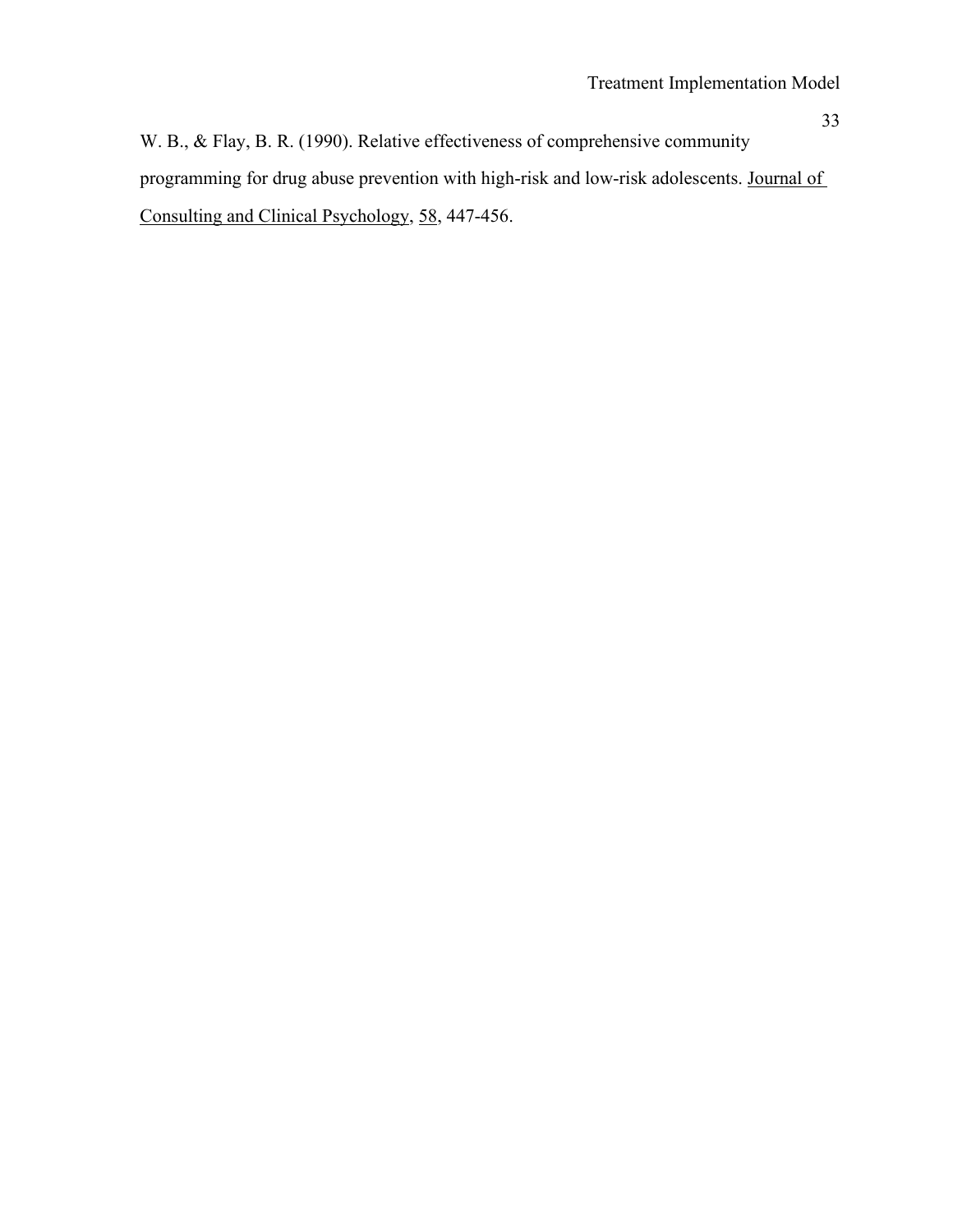W. B., & Flay, B. R. (1990). Relative effectiveness of comprehensive community programming for drug abuse prevention with high-risk and low-risk adolescents. Journal of Consulting and Clinical Psychology, 58, 447-456.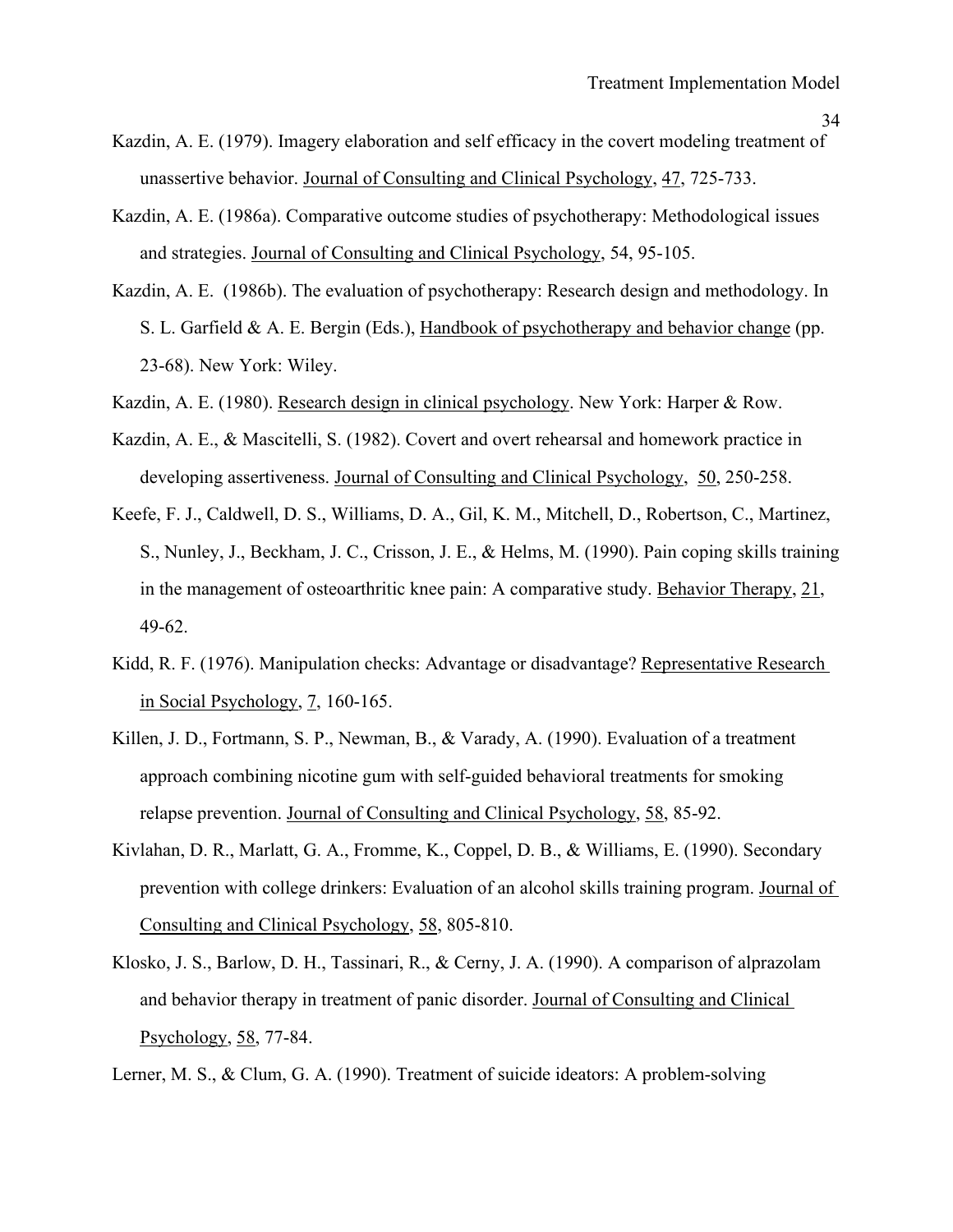Kazdin, A. E. (1979). Imagery elaboration and self efficacy in the covert modeling treatment of unassertive behavior. Journal of Consulting and Clinical Psychology, 47, 725-733.

Kazdin, A. E. (1986a). Comparative outcome studies of psychotherapy: Methodological issues and strategies. Journal of Consulting and Clinical Psychology, 54, 95-105.

Kazdin, A. E. (1986b). The evaluation of psychotherapy: Research design and methodology. In S. L. Garfield & A. E. Bergin (Eds.), Handbook of psychotherapy and behavior change (pp. 23-68). New York: Wiley.

Kazdin, A. E. (1980). Research design in clinical psychology. New York: Harper & Row.

Kazdin, A. E., & Mascitelli, S. (1982). Covert and overt rehearsal and homework practice in developing assertiveness. Journal of Consulting and Clinical Psychology, 50, 250-258.

Keefe, F. J., Caldwell, D. S., Williams, D. A., Gil, K. M., Mitchell, D., Robertson, C., Martinez, S., Nunley, J., Beckham, J. C., Crisson, J. E., & Helms, M. (1990). Pain coping skills training in the management of osteoarthritic knee pain: A comparative study. Behavior Therapy, 21, 49-62.

Kidd, R. F. (1976). Manipulation checks: Advantage or disadvantage? Representative Research in Social Psychology, 7, 160-165.

Killen, J. D., Fortmann, S. P., Newman, B., & Varady, A. (1990). Evaluation of a treatment approach combining nicotine gum with self-guided behavioral treatments for smoking relapse prevention. Journal of Consulting and Clinical Psychology, 58, 85-92.

Kivlahan, D. R., Marlatt, G. A., Fromme, K., Coppel, D. B., & Williams, E. (1990). Secondary prevention with college drinkers: Evaluation of an alcohol skills training program. Journal of Consulting and Clinical Psychology, 58, 805-810.

Klosko, J. S., Barlow, D. H., Tassinari, R., & Cerny, J. A. (1990). A comparison of alprazolam and behavior therapy in treatment of panic disorder. Journal of Consulting and Clinical Psychology, 58, 77-84.

Lerner, M. S., & Clum, G. A. (1990). Treatment of suicide ideators: A problem-solving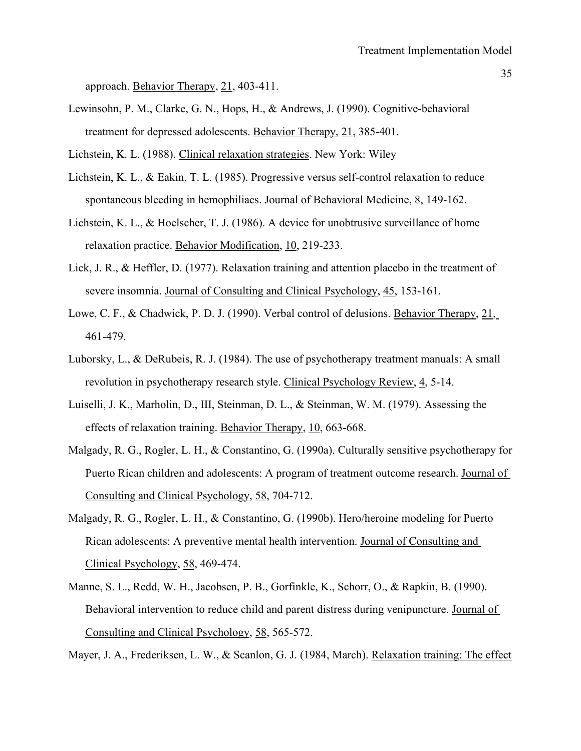approach. Behavior Therapy, 21, 403-411.

Lewinsohn, P. M., Clarke, G. N., Hops, H., & Andrews, J. (1990). Cognitive-behavioral treatment for depressed adolescents. Behavior Therapy, 21, 385-401.

Lichstein, K. L. (1988). Clinical relaxation strategies. New York: Wiley

Lichstein, K. L., & Eakin, T. L. (1985). Progressive versus self-control relaxation to reduce spontaneous bleeding in hemophiliacs. Journal of Behavioral Medicine, 8, 149-162.

Lichstein, K. L., & Hoelscher, T. J. (1986). A device for unobtrusive surveillance of home relaxation practice. Behavior Modification, 10, 219-233.

Lick, J. R., & Heffler, D. (1977). Relaxation training and attention placebo in the treatment of severe insomnia. Journal of Consulting and Clinical Psychology, 45, 153-161.

Lowe, C. F., & Chadwick, P. D. J. (1990). Verbal control of delusions. Behavior Therapy, 21, 461-479.

Luborsky, L., & DeRubeis, R. J. (1984). The use of psychotherapy treatment manuals: A small revolution in psychotherapy research style. Clinical Psychology Review, 4, 5-14.

Luiselli, J. K., Marholin, D., III, Steinman, D. L., & Steinman, W. M. (1979). Assessing the effects of relaxation training. Behavior Therapy, 10, 663-668.

Malgady, R. G., Rogler, L. H., & Constantino, G. (1990a). Culturally sensitive psychotherapy for Puerto Rican children and adolescents: A program of treatment outcome research. Journal of Consulting and Clinical Psychology, 58, 704-712.

Malgady, R. G., Rogler, L. H., & Constantino, G. (1990b). Hero/heroine modeling for Puerto Rican adolescents: A preventive mental health intervention. Journal of Consulting and Clinical Psychology, 58, 469-474.

Manne, S. L., Redd, W. H., Jacobsen, P. B., Gorfinkle, K., Schorr, O., & Rapkin, B. (1990). Behavioral intervention to reduce child and parent distress during venipuncture. Journal of Consulting and Clinical Psychology, 58, 565-572.

Mayer, J. A., Frederiksen, L. W., & Scanlon, G. J. (1984, March). Relaxation training: The effect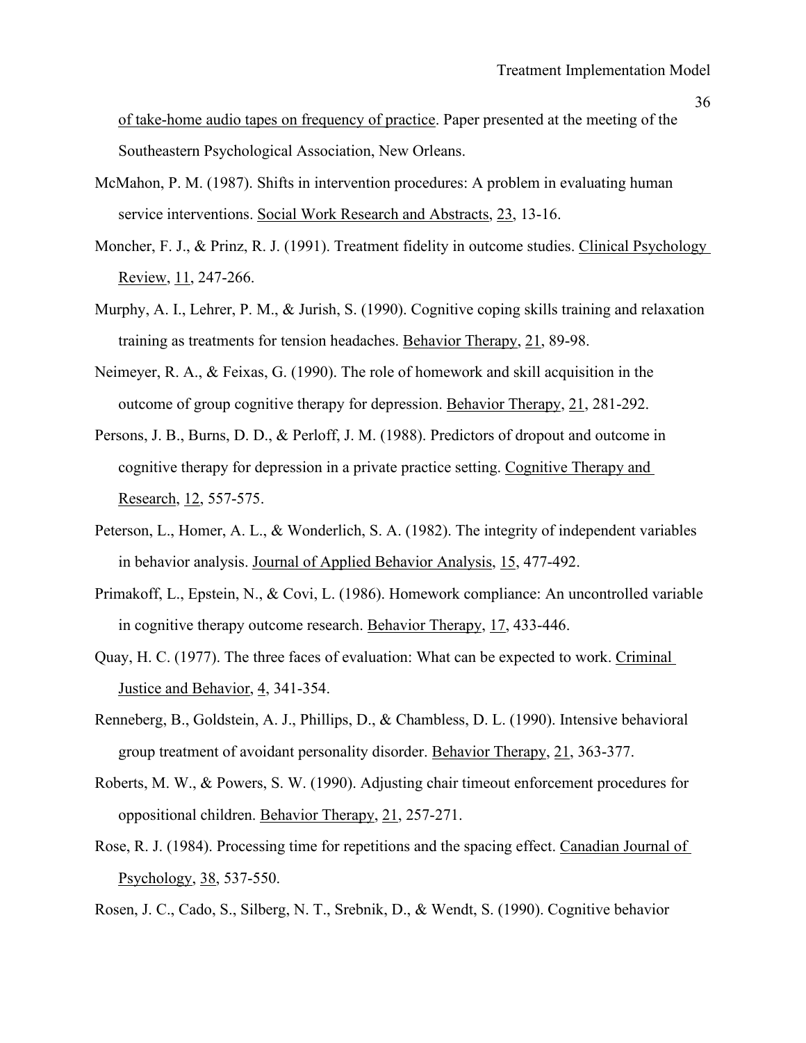of take-home audio tapes on frequency of practice. Paper presented at the meeting of the Southeastern Psychological Association, New Orleans.

McMahon, P. M. (1987). Shifts in intervention procedures: A problem in evaluating human service interventions. Social Work Research and Abstracts, 23, 13-16.

Moncher, F. J., & Prinz, R. J. (1991). Treatment fidelity in outcome studies. Clinical Psychology Review, 11, 247-266.

Murphy, A. I., Lehrer, P. M., & Jurish, S. (1990). Cognitive coping skills training and relaxation training as treatments for tension headaches. Behavior Therapy, 21, 89-98.

Neimeyer, R. A., & Feixas, G. (1990). The role of homework and skill acquisition in the outcome of group cognitive therapy for depression. Behavior Therapy, 21, 281-292.

Persons, J. B., Burns, D. D., & Perloff, J. M. (1988). Predictors of dropout and outcome in cognitive therapy for depression in a private practice setting. Cognitive Therapy and Research, 12, 557-575.

Peterson, L., Homer, A. L., & Wonderlich, S. A. (1982). The integrity of independent variables in behavior analysis. Journal of Applied Behavior Analysis, 15, 477-492.

Primakoff, L., Epstein, N., & Covi, L. (1986). Homework compliance: An uncontrolled variable in cognitive therapy outcome research. Behavior Therapy, 17, 433-446.

Quay, H. C. (1977). The three faces of evaluation: What can be expected to work. Criminal Justice and Behavior, 4, 341-354.

Renneberg, B., Goldstein, A. J., Phillips, D., & Chambless, D. L. (1990). Intensive behavioral group treatment of avoidant personality disorder. Behavior Therapy, 21, 363-377.

Roberts, M. W., & Powers, S. W. (1990). Adjusting chair timeout enforcement procedures for oppositional children. Behavior Therapy, 21, 257-271.

Rose, R. J. (1984). Processing time for repetitions and the spacing effect. Canadian Journal of Psychology, 38, 537-550.

Rosen, J. C., Cado, S., Silberg, N. T., Srebnik, D., & Wendt, S. (1990). Cognitive behavior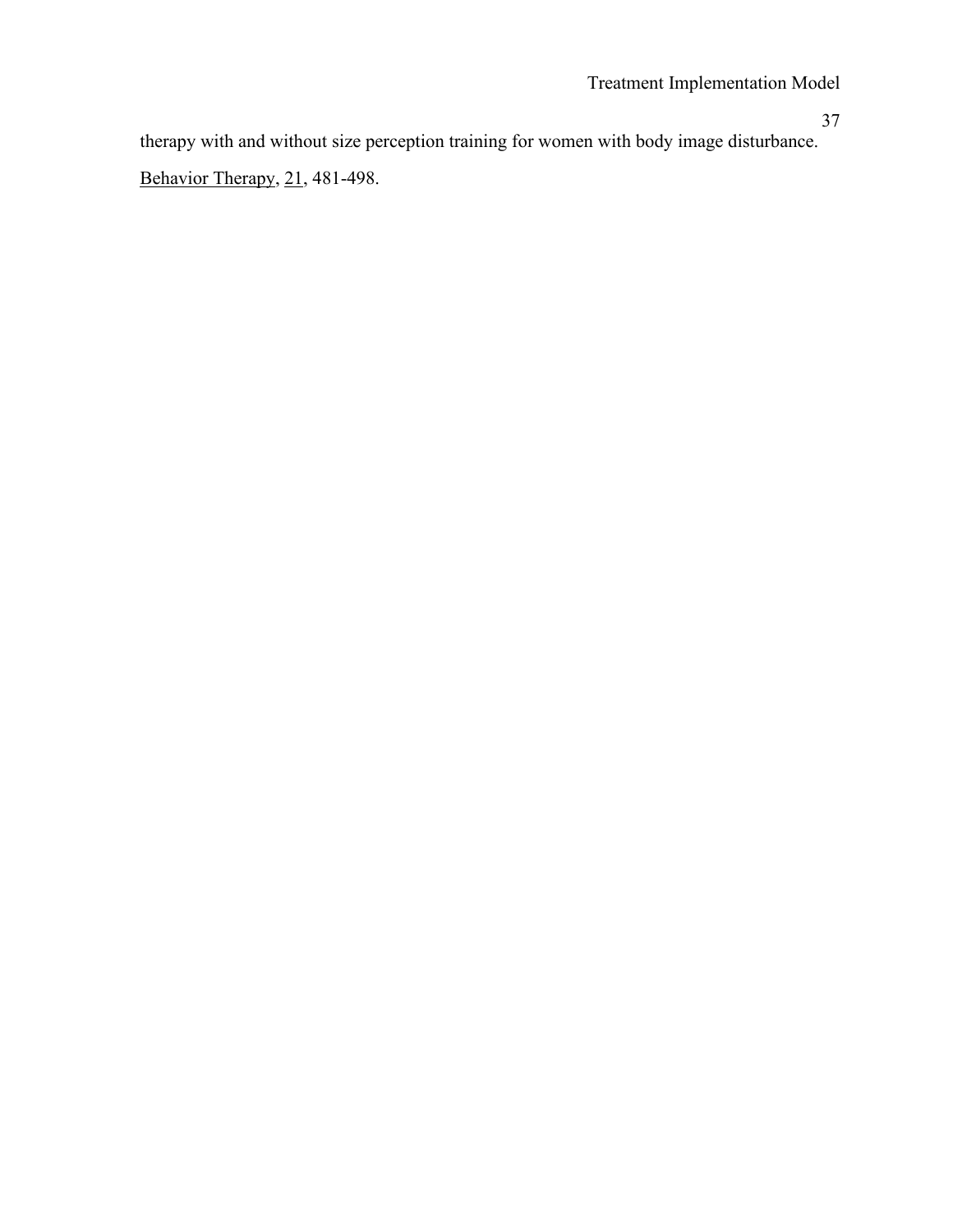therapy with and without size perception training for women with body image disturbance. Behavior Therapy, 21, 481-498.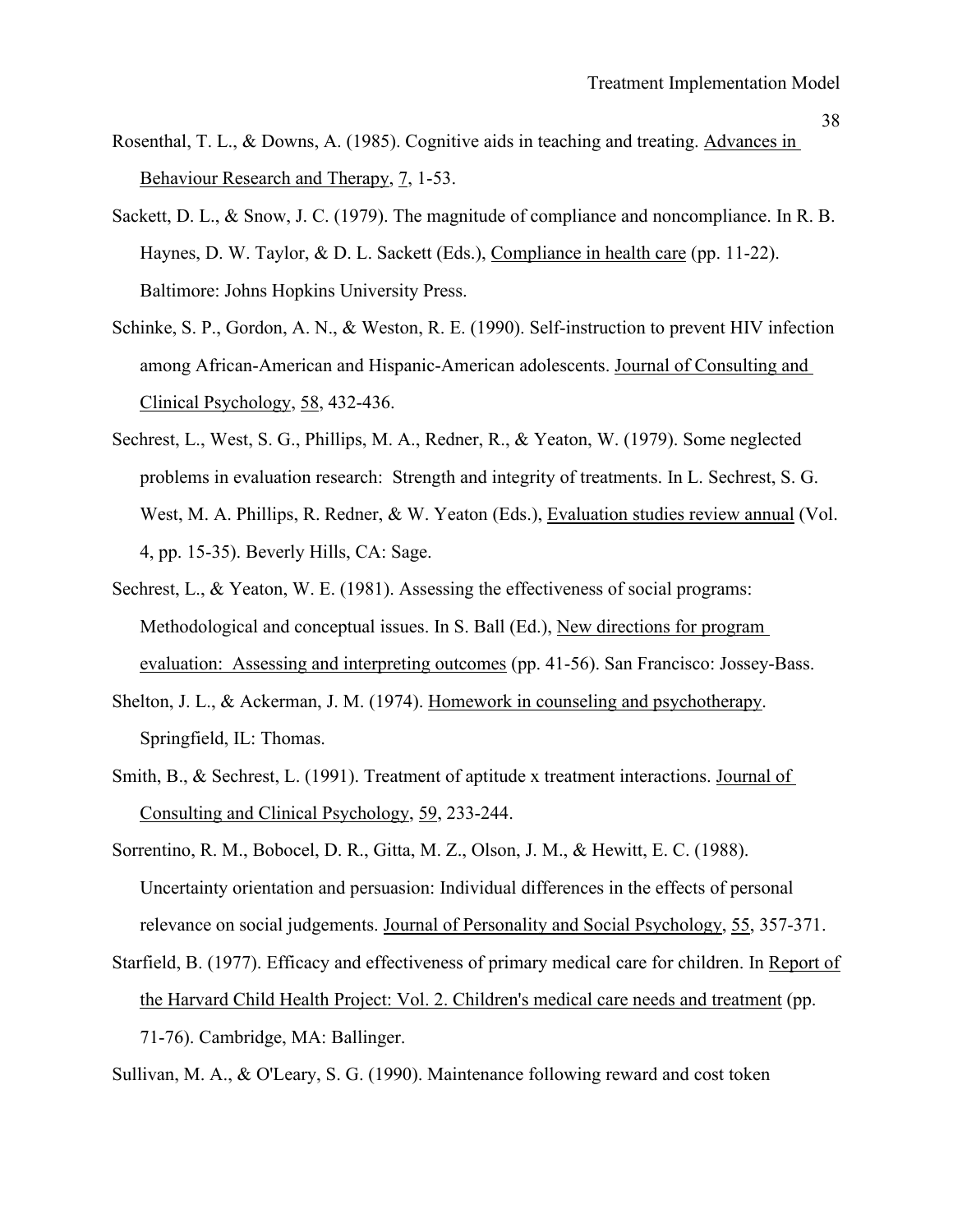Rosenthal, T. L., & Downs, A. (1985). Cognitive aids in teaching and treating. Advances in Behaviour Research and Therapy, 7, 1-53.

Sackett, D. L., & Snow, J. C. (1979). The magnitude of compliance and noncompliance. In R. B. Haynes, D. W. Taylor, & D. L. Sackett (Eds.), Compliance in health care (pp. 11-22). Baltimore: Johns Hopkins University Press.

Schinke, S. P., Gordon, A. N., & Weston, R. E. (1990). Self-instruction to prevent HIV infection among African-American and Hispanic-American adolescents. Journal of Consulting and Clinical Psychology, 58, 432-436.

Sechrest, L., West, S. G., Phillips, M. A., Redner, R., & Yeaton, W. (1979). Some neglected problems in evaluation research: Strength and integrity of treatments. In L. Sechrest, S. G. West, M. A. Phillips, R. Redner, & W. Yeaton (Eds.), Evaluation studies review annual (Vol. 4, pp. 15-35). Beverly Hills, CA: Sage.

Sechrest, L., & Yeaton, W. E. (1981). Assessing the effectiveness of social programs: Methodological and conceptual issues. In S. Ball (Ed.), New directions for program evaluation: Assessing and interpreting outcomes (pp. 41-56). San Francisco: Jossey-Bass.

Shelton, J. L., & Ackerman, J. M. (1974). Homework in counseling and psychotherapy. Springfield, IL: Thomas.

Smith, B., & Sechrest, L. (1991). Treatment of aptitude x treatment interactions. Journal of Consulting and Clinical Psychology, 59, 233-244.

Sorrentino, R. M., Bobocel, D. R., Gitta, M. Z., Olson, J. M., & Hewitt, E. C. (1988). Uncertainty orientation and persuasion: Individual differences in the effects of personal relevance on social judgements. Journal of Personality and Social Psychology, 55, 357-371.

Starfield, B. (1977). Efficacy and effectiveness of primary medical care for children. In Report of the Harvard Child Health Project: Vol. 2. Children's medical care needs and treatment (pp. 71-76). Cambridge, MA: Ballinger.

Sullivan, M. A., & O'Leary, S. G. (1990). Maintenance following reward and cost token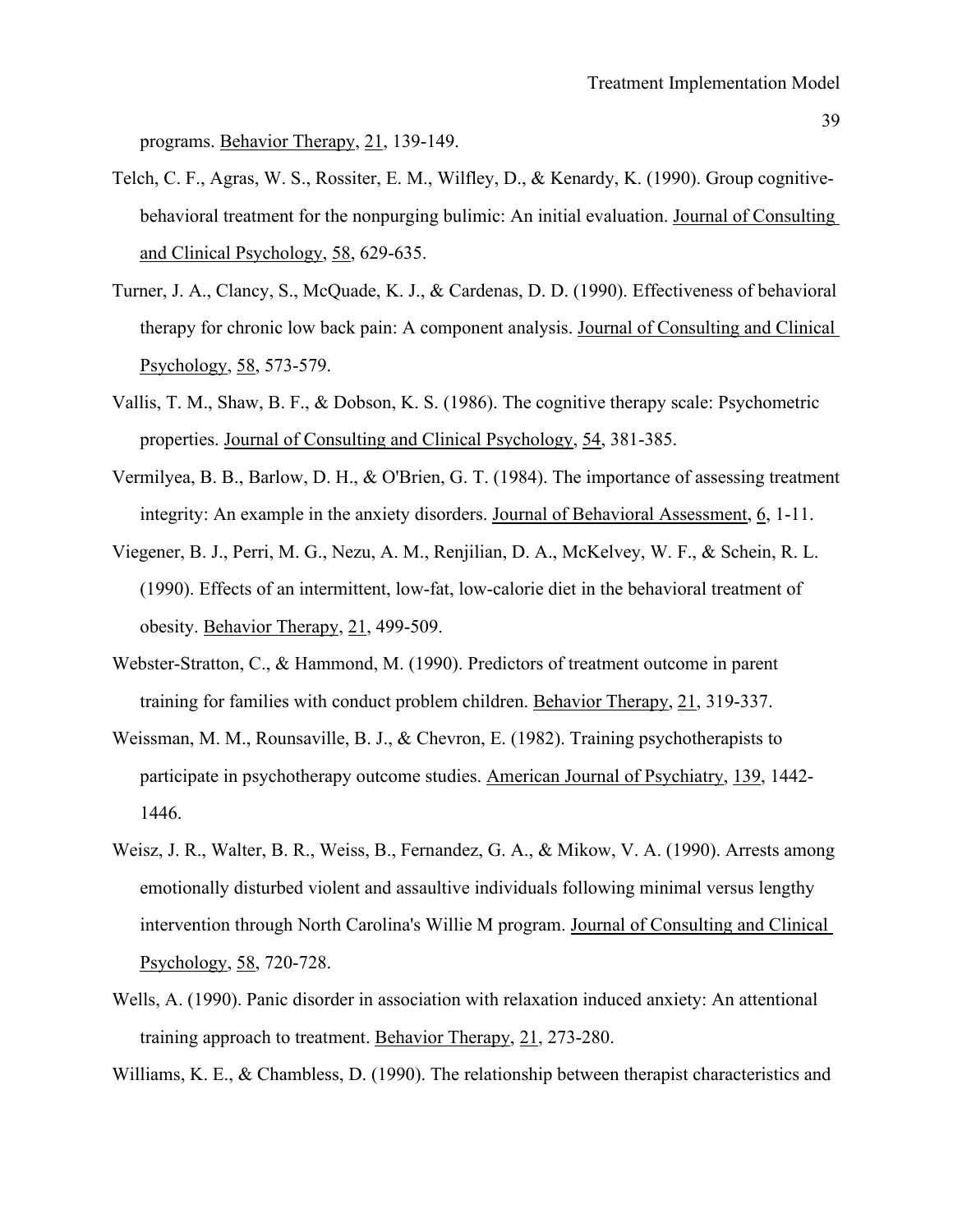programs. Behavior Therapy, 21, 139-149.

Telch, C. F., Agras, W. S., Rossiter, E. M., Wilfley, D., & Kenardy, K. (1990). Group cognitive-behavioral treatment for the nonpurging bulimic: An initial evaluation. Journal of Consulting and Clinical Psychology, 58, 629-635.

Turner, J. A., Clancy, S., McQuade, K. J., & Cardenas, D. D. (1990). Effectiveness of behavioral therapy for chronic low back pain: A component analysis. Journal of Consulting and Clinical Psychology, 58, 573-579.

Vallis, T. M., Shaw, B. F., & Dobson, K. S. (1986). The cognitive therapy scale: Psychometric properties. Journal of Consulting and Clinical Psychology, 54, 381-385.

Vermilyea, B. B., Barlow, D. H., & O'Brien, G. T. (1984). The importance of assessing treatment integrity: An example in the anxiety disorders. Journal of Behavioral Assessment, 6, 1-11.

Viegener, B. J., Perri, M. G., Nezu, A. M., Renjilian, D. A., McKelvey, W. F., & Schein, R. L. (1990). Effects of an intermittent, low-fat, low-calorie diet in the behavioral treatment of obesity. Behavior Therapy, 21, 499-509.

Webster-Stratton, C., & Hammond, M. (1990). Predictors of treatment outcome in parent training for families with conduct problem children. Behavior Therapy, 21, 319-337.

Weissman, M. M., Rounsaville, B. J., & Chevron, E. (1982). Training psychotherapists to participate in psychotherapy outcome studies. American Journal of Psychiatry, 139, 1442-1446.

Weisz, J. R., Walter, B. R., Weiss, B., Fernandez, G. A., & Mikow, V. A. (1990). Arrests among emotionally disturbed violent and assaultive individuals following minimal versus lengthy intervention through North Carolina's Willie M program. Journal of Consulting and Clinical Psychology, 58, 720-728.

Wells, A. (1990). Panic disorder in association with relaxation induced anxiety: An attentional training approach to treatment. Behavior Therapy, 21, 273-280.

Williams, K. E., & Chambless, D. (1990). The relationship between therapist characteristics and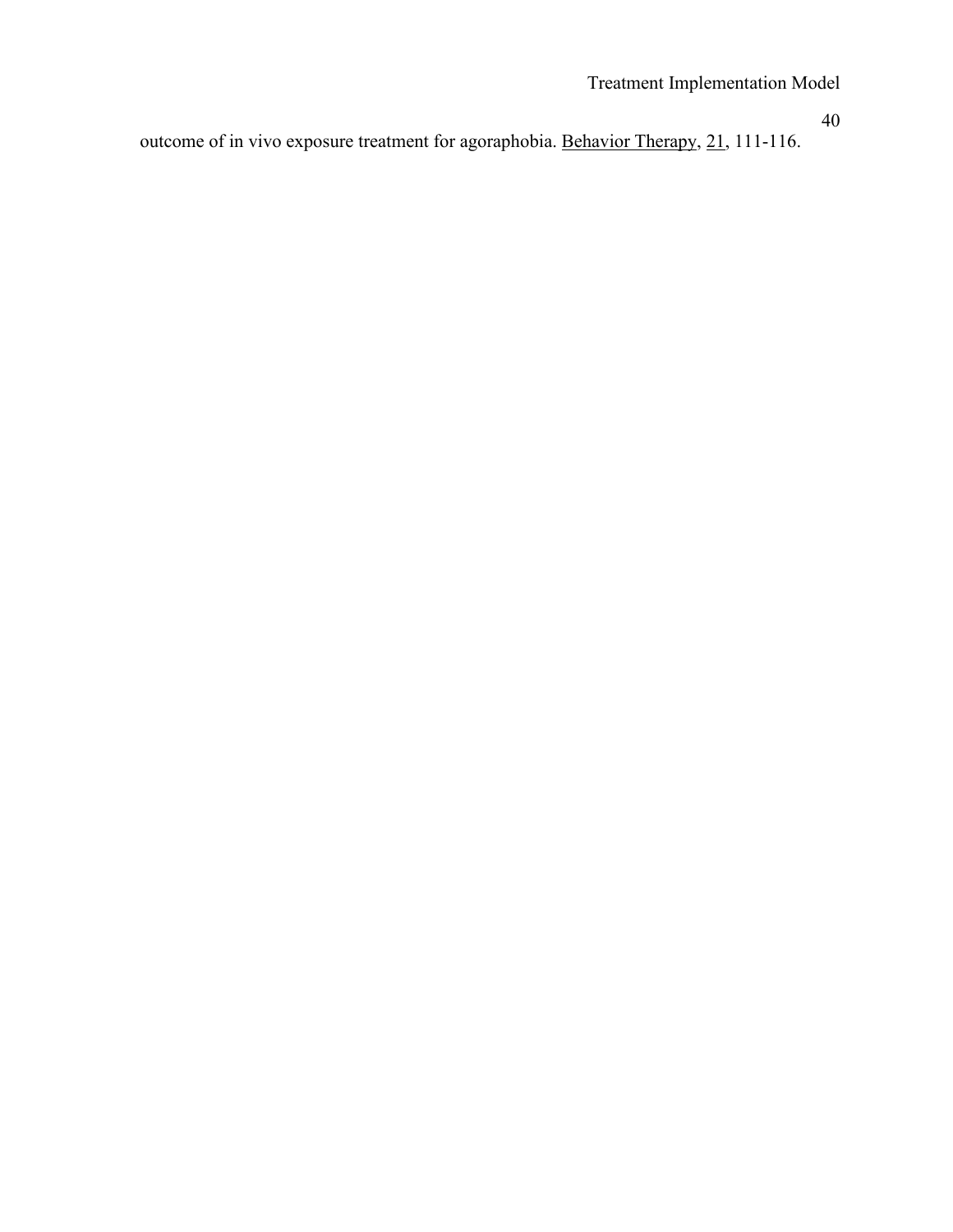outcome of in vivo exposure treatment for agoraphobia. Behavior Therapy, 21, 111-116.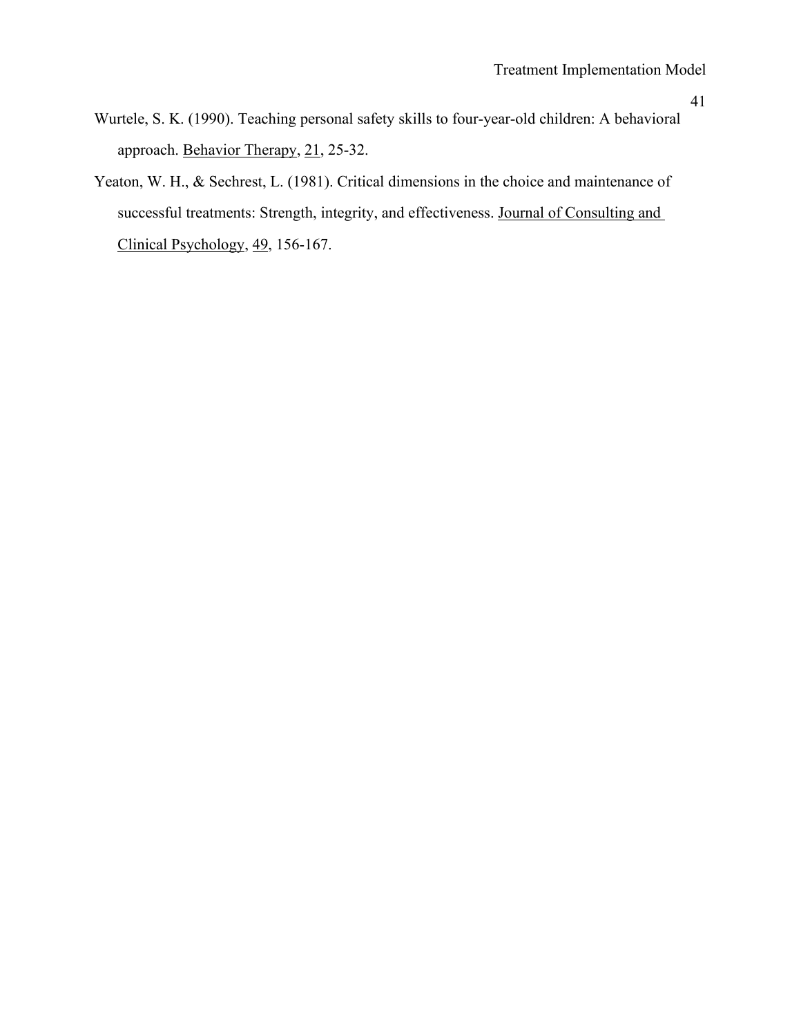Wurtele, S. K. (1990). Teaching personal safety skills to four-year-old children: A behavioral approach. Behavior Therapy, 21, 25-32.

Yeaton, W. H., & Sechrest, L. (1981). Critical dimensions in the choice and maintenance of successful treatments: Strength, integrity, and effectiveness. Journal of Consulting and Clinical Psychology, 49, 156-167.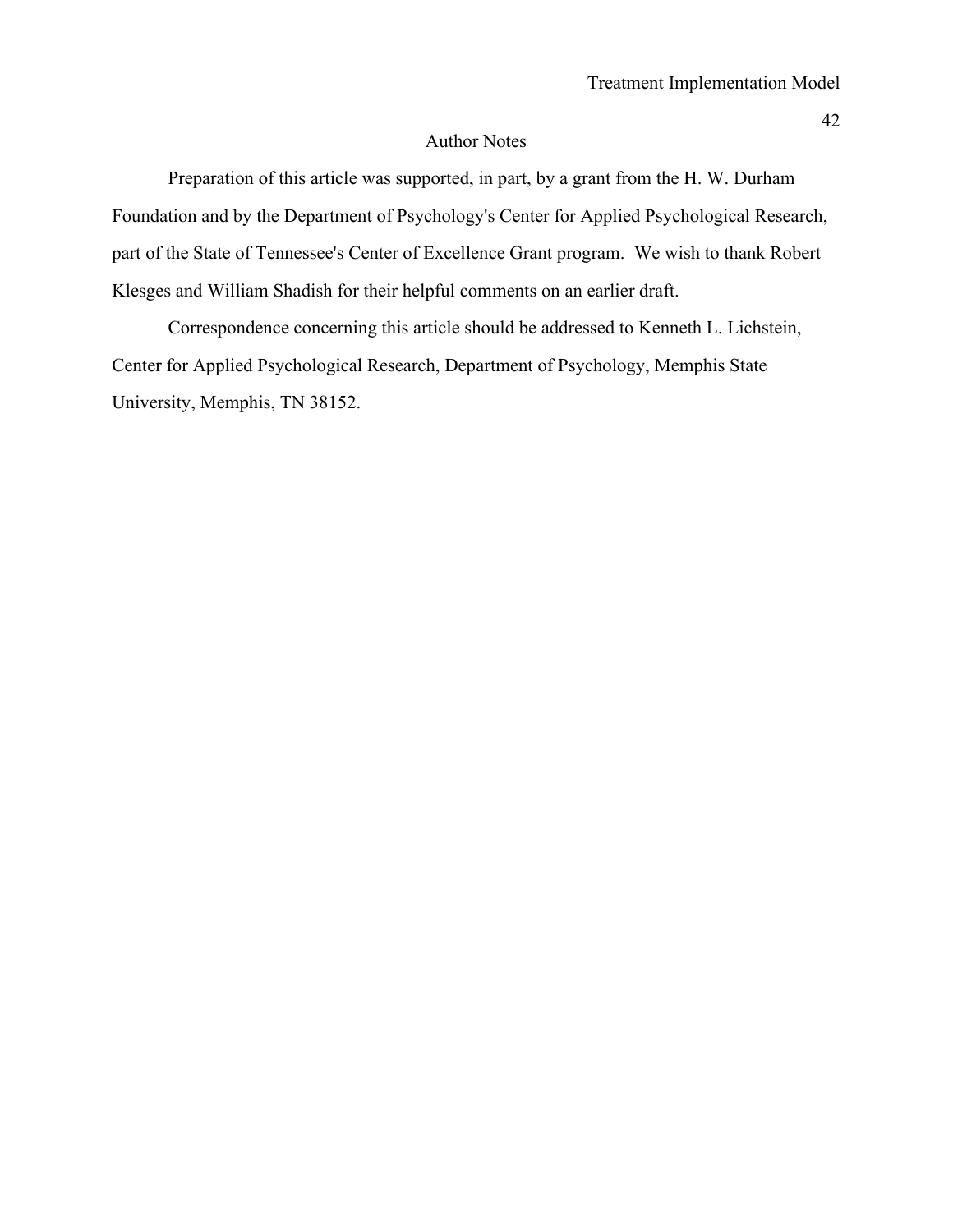# Author Notes

Preparation of this article was supported, in part, by a grant from the H. W. Durham Foundation and by the Department of Psychology's Center for Applied Psychological Research, part of the State of Tennessee's Center of Excellence Grant program. We wish to thank Robert Klesges and William Shadish for their helpful comments on an earlier draft.

Correspondence concerning this article should be addressed to Kenneth L. Lichstein, Center for Applied Psychological Research, Department of Psychology, Memphis State University, Memphis, TN 38152.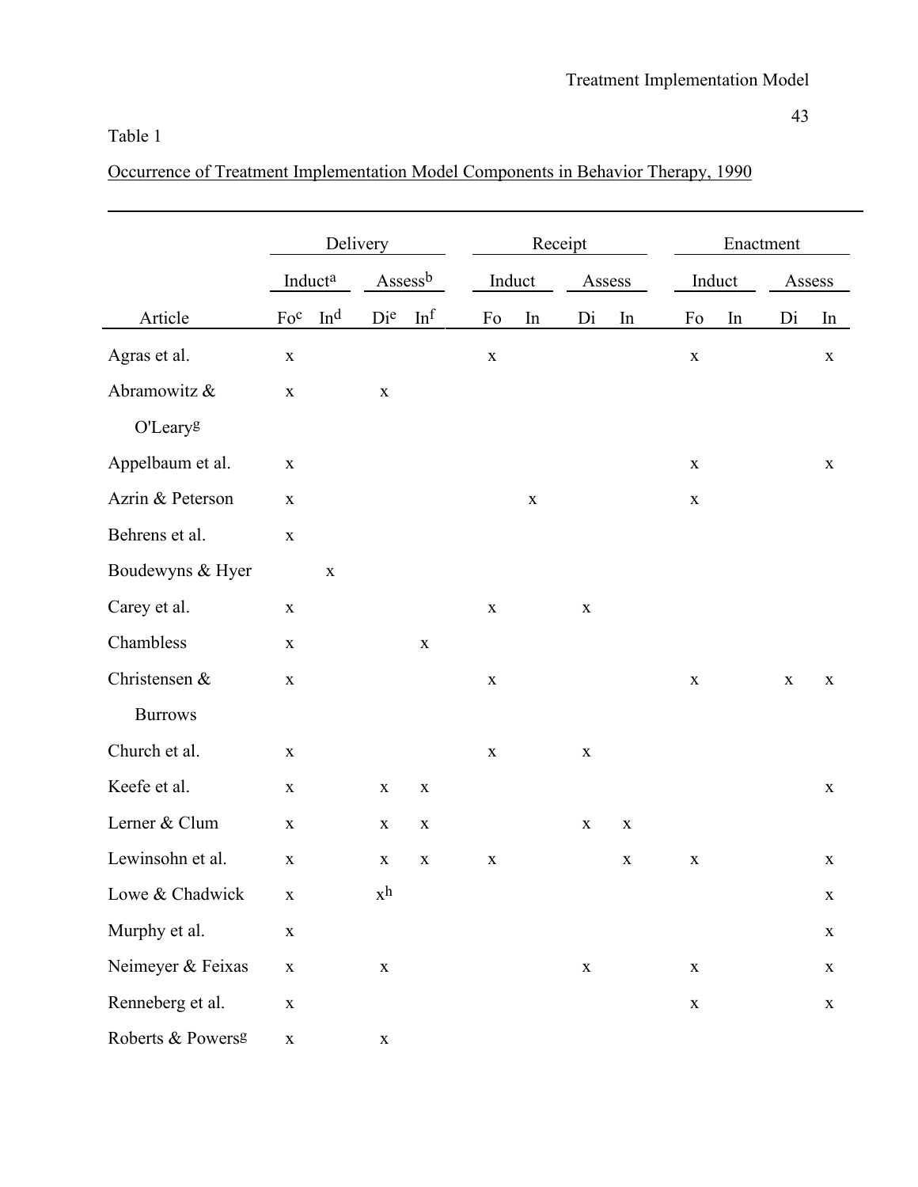Table 1

Occurrence of Treatment Implementation Model Components in Behavior Therapy, 1990

| | Delivery | | | | Receipt | | | | Enactment | | | |
|---|---|---|---|---|---|---|---|---|---|---|---|---|
| | Induct[a] | | Assess[b] | | Induct | | Assess | | Induct | | Assess | |
| Article | Fo[c] | In[d] | Di[e] | In[f] | Fo | In | Di | In | Fo | In | Di | In |
| Agras et al. | x | | | | x | | | | x | | | x |
| Abramowitz & O'Leary[g] | x | | x | | | | | | | | | |
| Appelbaum et al. | x | | | | | | | | x | | | x |
| Azrin & Peterson | x | | | | | x | | | x | | | |
| Behrens et al. | x | | | | | | | | | | | |
| Boudewyns & Hyer | | x | | | | | | | | | | |
| Carey et al. | x | | | | x | | x | | | | | |
| Chambless | x | | | x | | | | | | | | |
| Christensen & Burrows | x | | | | x | | | | x | | x | x |
| Church et al. | x | | | | x | | x | | | | | |
| Keefe et al. | x | | x | x | | | | | | | | x |
| Lerner & Clum | x | | x | x | | | x | x | | | | |
| Lewinsohn et al. | x | | x | x | x | | | x | x | | | x |
| Lowe & Chadwick | x | | x[h] | | | | | | | | | x |
| Murphy et al. | x | | | | | | | | | | | x |
| Neimeyer & Feixas | x | | x | | | | x | | x | | | x |
| Renneberg et al. | x | | | | | | | | x | | | x |
| Roberts & Powers[g] | x | | x | | | | | | | | | |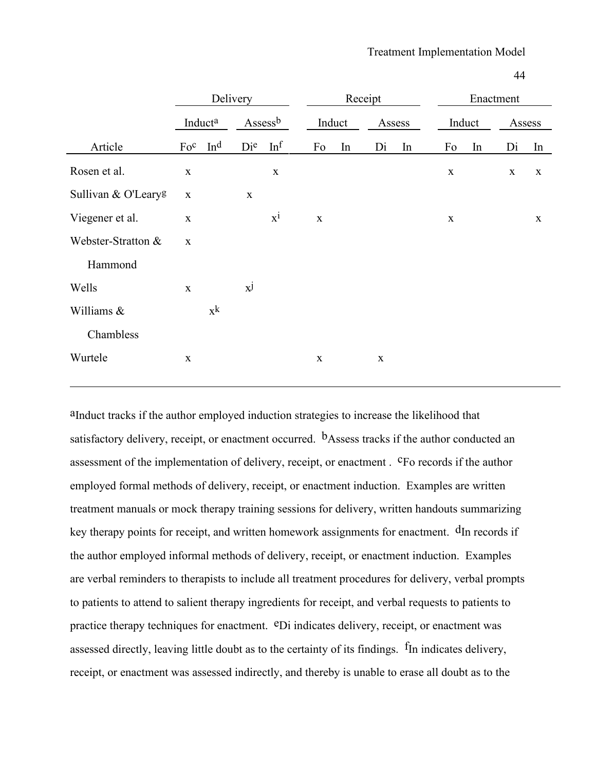| | Delivery | | | | Receipt | | | | Enactment | | | |
|---|---|---|---|---|---|---|---|---|---|---|---|---|
| | Induct[a] | | Assess[b] | | Induct | | Assess | | Induct | | Assess | |
| Article | Fo[c] | In[d] | Di[e] | In[f] | Fo | In | Di | In | Fo | In | Di | In |
| Rosen et al. | x | | | x | | | | | x | | x | x |
| Sullivan & O'Leary[g] | x | | x | | | | | | | | | |
| Viegener et al. | x | | | x[i] | x | | | | x | | | x |
| Webster-Stratton & Hammond | x | | | | | | | | | | | |
| Wells | x | | x[j] | | | | | | | | | |
| Williams & Chambless | | x[k] | | | | | | | | | | |
| Wurtele | x | | | | x | | x | | | | | |

[a]Induct tracks if the author employed induction strategies to increase the likelihood that satisfactory delivery, receipt, or enactment occurred. [b]Assess tracks if the author conducted an assessment of the implementation of delivery, receipt, or enactment . [c]Fo records if the author employed formal methods of delivery, receipt, or enactment induction. Examples are written treatment manuals or mock therapy training sessions for delivery, written handouts summarizing key therapy points for receipt, and written homework assignments for enactment. [d]In records if the author employed informal methods of delivery, receipt, or enactment induction. Examples are verbal reminders to therapists to include all treatment procedures for delivery, verbal prompts to patients to attend to salient therapy ingredients for receipt, and verbal requests to patients to practice therapy techniques for enactment. [e]Di indicates delivery, receipt, or enactment was assessed directly, leaving little doubt as to the certainty of its findings. [f]In indicates delivery, receipt, or enactment was assessed indirectly, and thereby is unable to erase all doubt as to the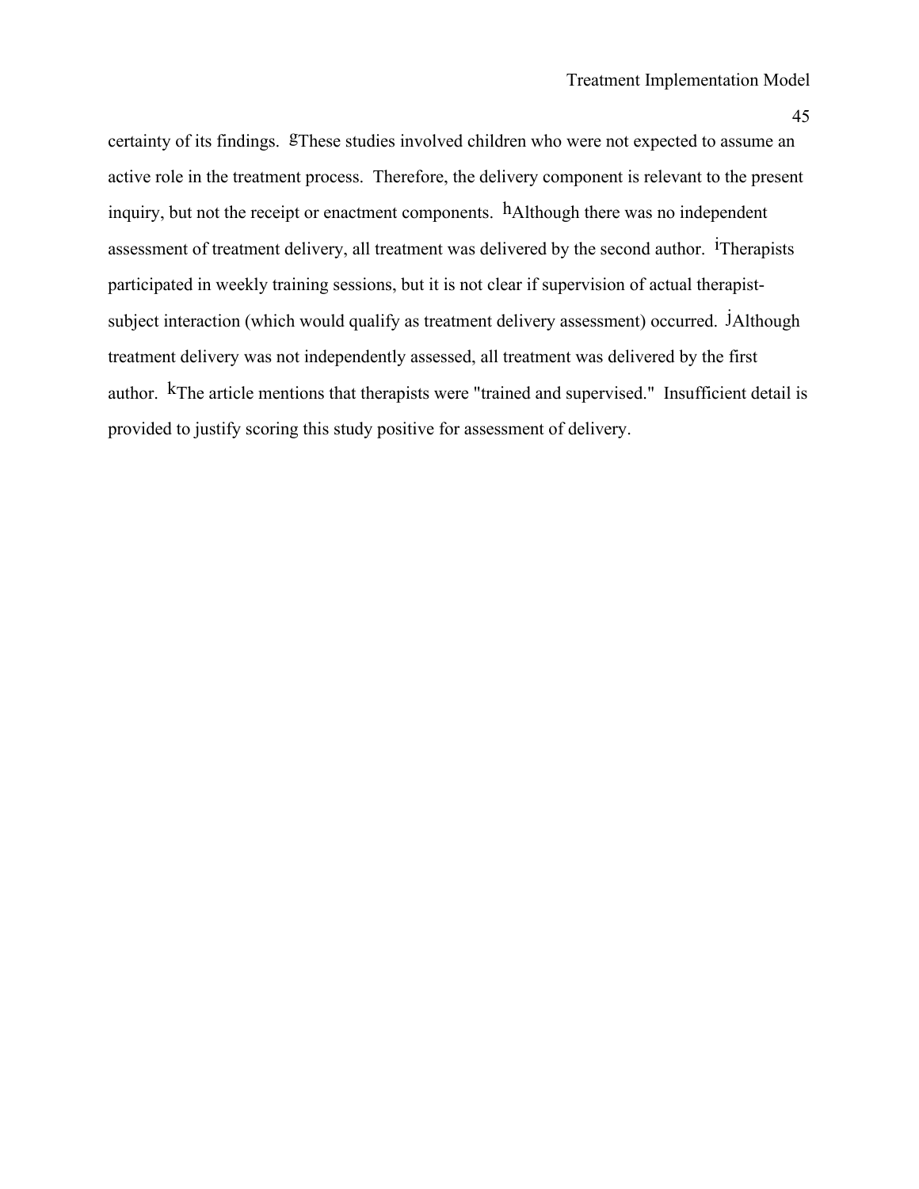certainty of its findings. [g]These studies involved children who were not expected to assume an active role in the treatment process. Therefore, the delivery component is relevant to the present inquiry, but not the receipt or enactment components. [h]Although there was no independent assessment of treatment delivery, all treatment was delivered by the second author. [i]Therapists participated in weekly training sessions, but it is not clear if supervision of actual therapist-subject interaction (which would qualify as treatment delivery assessment) occurred. [j]Although treatment delivery was not independently assessed, all treatment was delivered by the first author. [k]The article mentions that therapists were "trained and supervised." Insufficient detail is provided to justify scoring this study positive for assessment of delivery.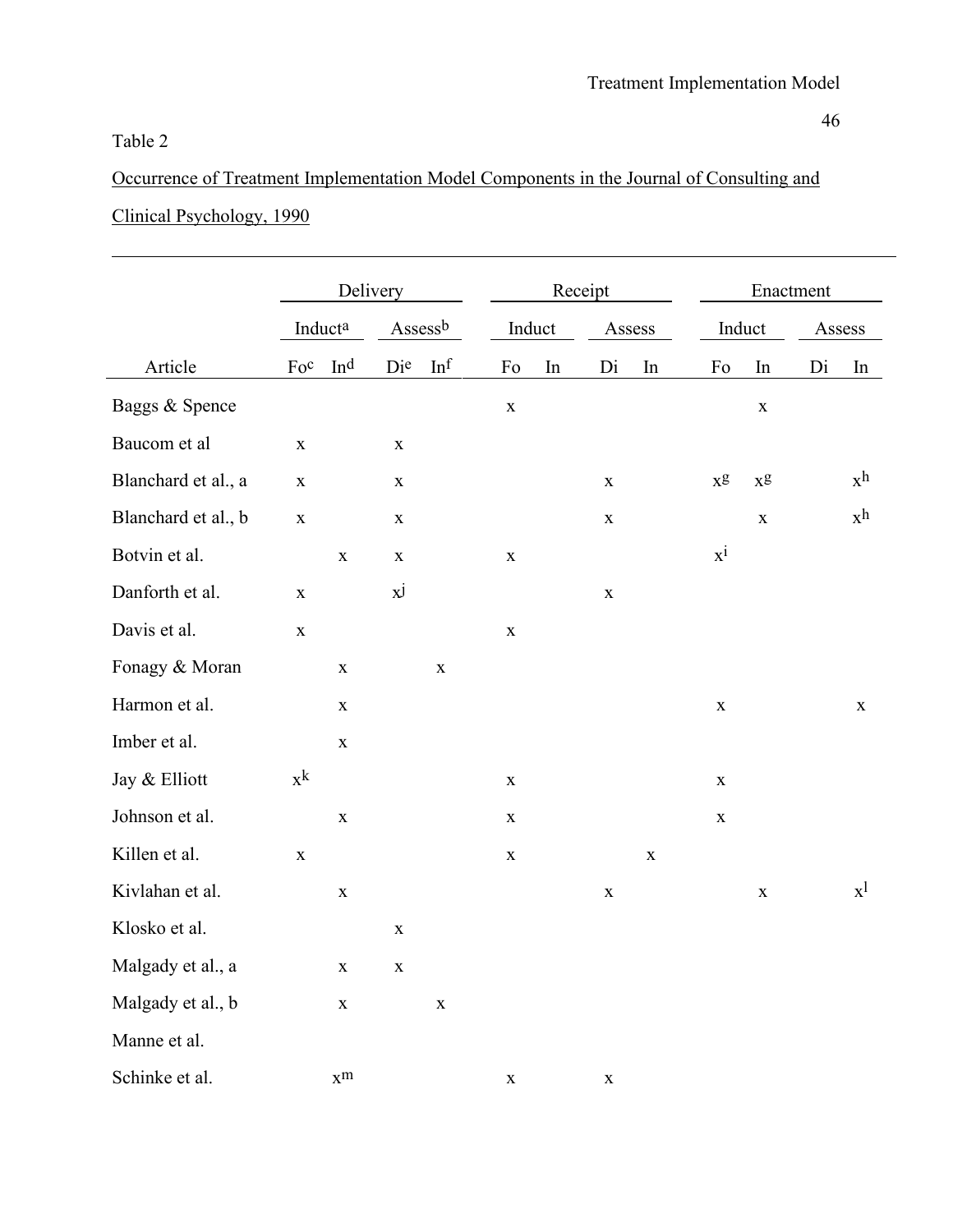Table 2

Occurrence of Treatment Implementation Model Components in the Journal of Consulting and Clinical Psychology, 1990

| | Delivery | | | | Receipt | | | | Enactment | | | |
|---|---|---|---|---|---|---|---|---|---|---|---|---|
| | Induct[a] | | Assess[b] | | Induct | | Assess | | Induct | | Assess | |
| Article | Fo[c] | In[d] | Di[e] | In[f] | Fo | In | Di | In | Fo | In | Di | In |
| Baggs & Spence | | | | | x | | | | | x | | |
| Baucom et al | x | | x | | | | | | | | | |
| Blanchard et al., a | x | | x | | | | x | | x[g] | x[g] | | x[h] |
| Blanchard et al., b | x | | x | | | | x | | | x | | x[h] |
| Botvin et al. | | x | x | | x | | | | x[i] | | | |
| Danforth et al. | x | | x[j] | | | | x | | | | | |
| Davis et al. | x | | | | x | | | | | | | |
| Fonagy & Moran | | x | | x | | | | | | | | |
| Harmon et al. | | x | | | | | | | x | | | x |
| Imber et al. | | x | | | | | | | | | | |
| Jay & Elliott | x[k] | | | | x | | | | x | | | |
| Johnson et al. | | x | | | x | | | | x | | | |
| Killen et al. | x | | | | x | | | x | | | | |
| Kivlahan et al. | | x | | | | | x | | | x | | x[l] |
| Klosko et al. | | | x | | | | | | | | | |
| Malgady et al., a | | x | x | | | | | | | | | |
| Malgady et al., b | | x | | x | | | | | | | | |
| Manne et al. | | | | | | | | | | | | |
| Schinke et al. | | x[m] | | | x | | x | | | | | |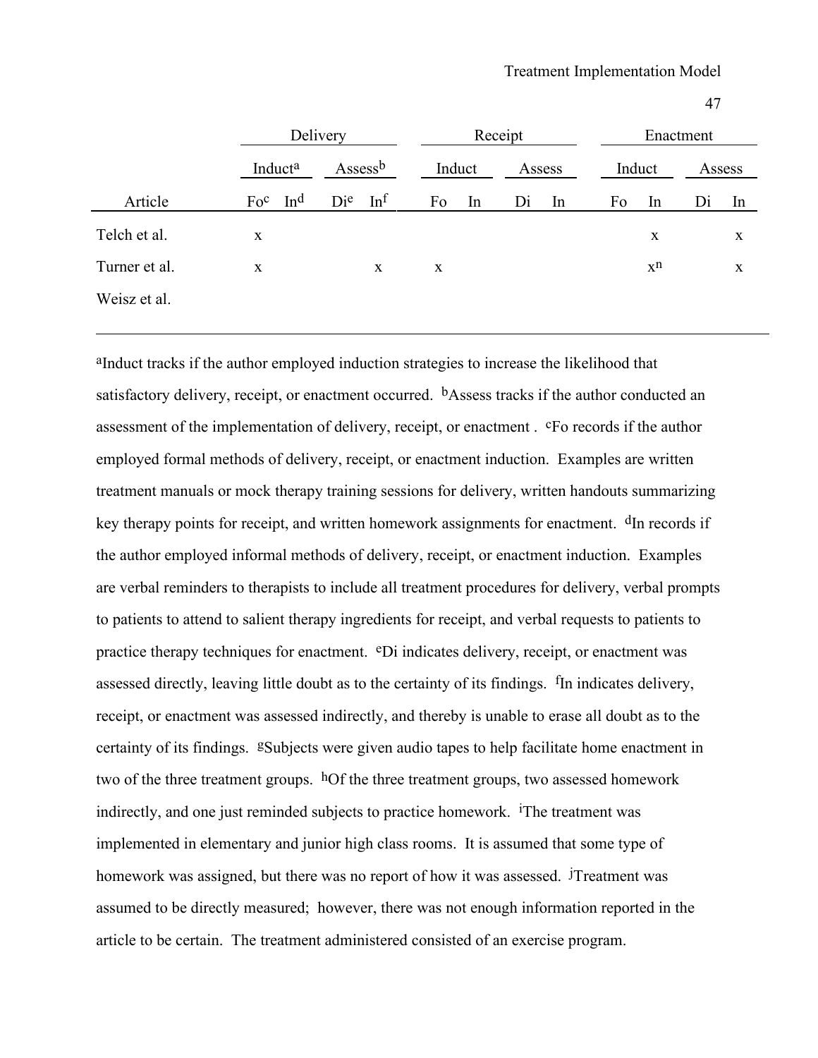| | Delivery | | | | Receipt | | | | Enactment | | | |
|---|---|---|---|---|---|---|---|---|---|---|---|---|
| | Induct[a] | | Assess[b] | | Induct | | Assess | | Induct | | Assess | |
| Article | Fo[c] | In[d] | Di[e] | In[f] | Fo | In | Di | In | Fo | In | Di | In |
| Telch et al. | x | | | | | | | | | x | | x |
| Turner et al. | x | | | x | x | | | | | x[n] | | x |
| Weisz et al. | | | | | | | | | | | | |

[a]Induct tracks if the author employed induction strategies to increase the likelihood that satisfactory delivery, receipt, or enactment occurred. [b]Assess tracks if the author conducted an assessment of the implementation of delivery, receipt, or enactment . [c]Fo records if the author employed formal methods of delivery, receipt, or enactment induction. Examples are written treatment manuals or mock therapy training sessions for delivery, written handouts summarizing key therapy points for receipt, and written homework assignments for enactment. [d]In records if the author employed informal methods of delivery, receipt, or enactment induction. Examples are verbal reminders to therapists to include all treatment procedures for delivery, verbal prompts to patients to attend to salient therapy ingredients for receipt, and verbal requests to patients to practice therapy techniques for enactment. [e]Di indicates delivery, receipt, or enactment was assessed directly, leaving little doubt as to the certainty of its findings. [f]In indicates delivery, receipt, or enactment was assessed indirectly, and thereby is unable to erase all doubt as to the certainty of its findings. [g]Subjects were given audio tapes to help facilitate home enactment in two of the three treatment groups. [h]Of the three treatment groups, two assessed homework indirectly, and one just reminded subjects to practice homework. [i]The treatment was implemented in elementary and junior high class rooms. It is assumed that some type of homework was assigned, but there was no report of how it was assessed. [j]Treatment was assumed to be directly measured; however, there was not enough information reported in the article to be certain. The treatment administered consisted of an exercise program.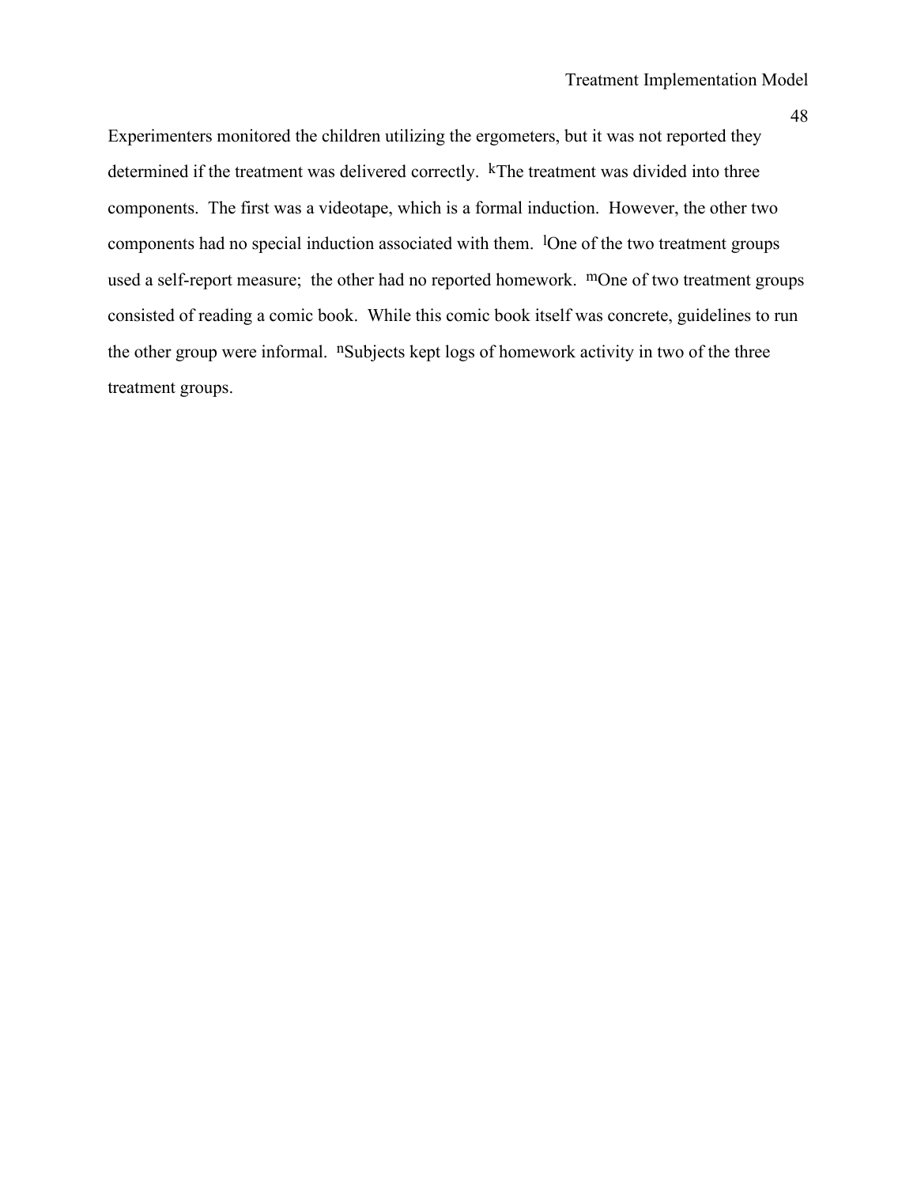Experimenters monitored the children utilizing the ergometers, but it was not reported they determined if the treatment was delivered correctly. [k]The treatment was divided into three components. The first was a videotape, which is a formal induction. However, the other two components had no special induction associated with them. [l]One of the two treatment groups used a self-report measure; the other had no reported homework. [m]One of two treatment groups consisted of reading a comic book. While this comic book itself was concrete, guidelines to run the other group were informal. [n]Subjects kept logs of homework activity in two of the three treatment groups.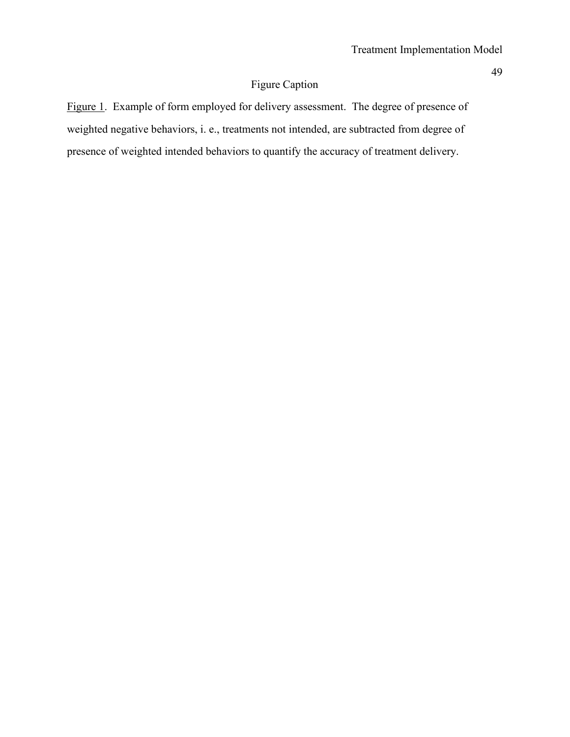# Figure Caption

<u>Figure 1</u>. Example of form employed for delivery assessment. The degree of presence of weighted negative behaviors, i. e., treatments not intended, are subtracted from degree of presence of weighted intended behaviors to quantify the accuracy of treatment delivery.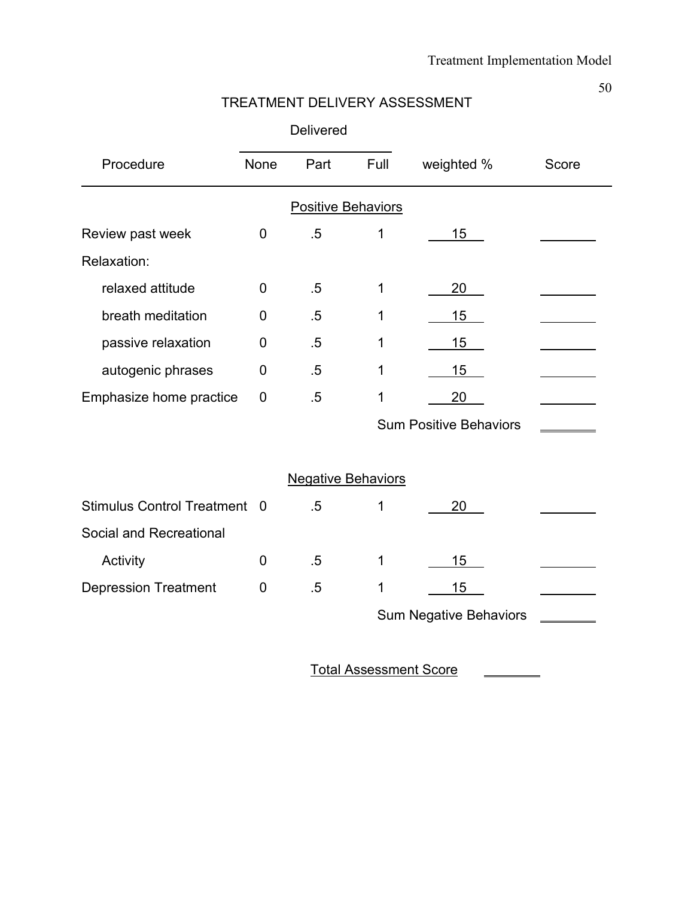# TREATMENT DELIVERY ASSESSMENT

| Procedure | Delivered: None | Part | Full | weighted % | Score |
|---|---|---|---|---|---|
| | | Positive Behaviors | | | |
| Review past week | 0 | .5 | 1 | 15 | |
| Relaxation: | | | | | |
| relaxed attitude | 0 | .5 | 1 | 20 | |
| breath meditation | 0 | .5 | 1 | 15 | |
| passive relaxation | 0 | .5 | 1 | 15 | |
| autogenic phrases | 0 | .5 | 1 | 15 | |
| Emphasize home practice | 0 | .5 | 1 | 20 | |
| | | | | Sum Positive Behaviors | |
| | | Negative Behaviors | | | |
| Stimulus Control Treatment | 0 | .5 | 1 | 20 | |
| Social and Recreational Activity | 0 | .5 | 1 | 15 | |
| Depression Treatment | 0 | .5 | 1 | 15 | |
| | | | | Sum Negative Behaviors | |

Total Assessment Score ________